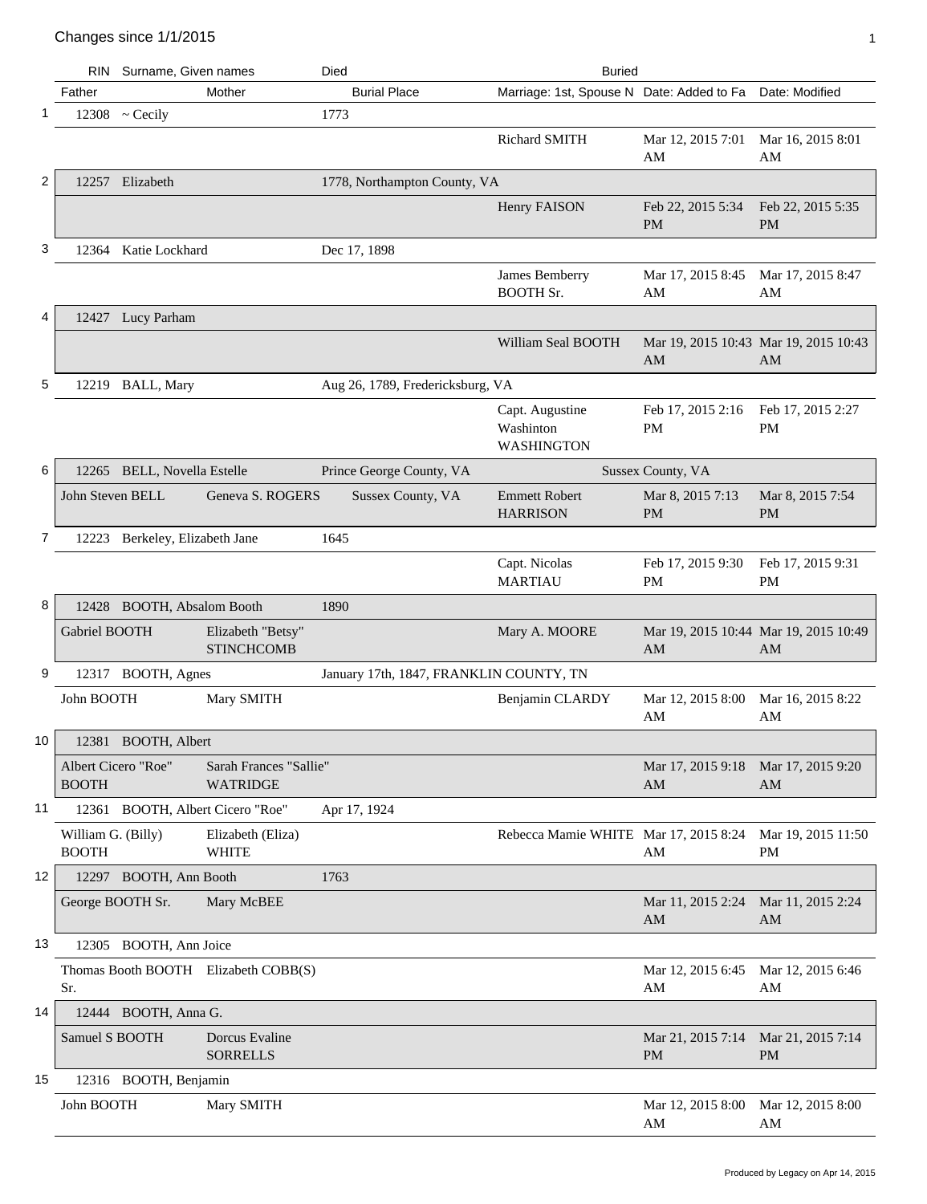# Changes since 1/1/2015

| # | RIN | Surname, Given names | Died | | Buried | |
|---|---|---|---|---|---|---|
| | Father | Mother | Burial Place | Marriage: 1st, Spouse N | Date: Added to Fa | Date: Modified |
| 1 | 12308 | ~ Cecily | 1773 | | | |
| | | | | Richard SMITH | Mar 12, 2015 7:01 AM | Mar 16, 2015 8:01 AM |
| 2 | 12257 | Elizabeth | 1778, Northampton County, VA | | | |
| | | | | Henry FAISON | Feb 22, 2015 5:34 PM | Feb 22, 2015 5:35 PM |
| 3 | 12364 | Katie Lockhard | Dec 17, 1898 | | | |
| | | | | James Bemberry BOOTH Sr. | Mar 17, 2015 8:45 AM | Mar 17, 2015 8:47 AM |
| 4 | 12427 | Lucy Parham | | | | |
| | | | | William Seal BOOTH | Mar 19, 2015 10:43 AM | Mar 19, 2015 10:43 AM |
| 5 | 12219 | BALL, Mary | Aug 26, 1789, Fredericksburg, VA | | | |
| | | | | Capt. Augustine Washinton WASHINGTON | Feb 17, 2015 2:16 PM | Feb 17, 2015 2:27 PM |
| 6 | 12265 | BELL, Novella Estelle | Prince George County, VA | | Sussex County, VA | |
| | John Steven BELL | Geneva S. ROGERS | Sussex County, VA | Emmett Robert HARRISON | Mar 8, 2015 7:13 PM | Mar 8, 2015 7:54 PM |
| 7 | 12223 | Berkeley, Elizabeth Jane | 1645 | | | |
| | | | | Capt. Nicolas MARTIAU | Feb 17, 2015 9:30 PM | Feb 17, 2015 9:31 PM |
| 8 | 12428 | BOOTH, Absalom Booth | 1890 | | | |
| | Gabriel BOOTH | Elizabeth "Betsy" STINCHCOMB | | Mary A. MOORE | Mar 19, 2015 10:44 AM | Mar 19, 2015 10:49 AM |
| 9 | 12317 | BOOTH, Agnes | January 17th, 1847, FRANKLIN COUNTY, TN | | | |
| | John BOOTH | Mary SMITH | | Benjamin CLARDY | Mar 12, 2015 8:00 AM | Mar 16, 2015 8:22 AM |
| 10 | 12381 | BOOTH, Albert | | | | |
| | Albert Cicero "Roe" BOOTH | Sarah Frances "Sallie" WATRIDGE | | | Mar 17, 2015 9:18 AM | Mar 17, 2015 9:20 AM |
| 11 | 12361 | BOOTH, Albert Cicero "Roe" | Apr 17, 1924 | | | |
| | William G. (Billy) BOOTH | Elizabeth (Eliza) WHITE | | Rebecca Mamie WHITE | Mar 17, 2015 8:24 AM | Mar 19, 2015 11:50 PM |
| 12 | 12297 | BOOTH, Ann Booth | 1763 | | | |
| | George BOOTH Sr. | Mary McBEE | | | Mar 11, 2015 2:24 AM | Mar 11, 2015 2:24 AM |
| 13 | 12305 | BOOTH, Ann Joice | | | | |
| | Thomas Booth BOOTH Sr. | Elizabeth COBB(S) | | | Mar 12, 2015 6:45 AM | Mar 12, 2015 6:46 AM |
| 14 | 12444 | BOOTH, Anna G. | | | | |
| | Samuel S BOOTH | Dorcus Evaline SORRELLS | | | Mar 21, 2015 7:14 PM | Mar 21, 2015 7:14 PM |
| 15 | 12316 | BOOTH, Benjamin | | | | |
| | John BOOTH | Mary SMITH | | | Mar 12, 2015 8:00 AM | Mar 12, 2015 8:00 AM |

Produced by Legacy on Apr 14, 2015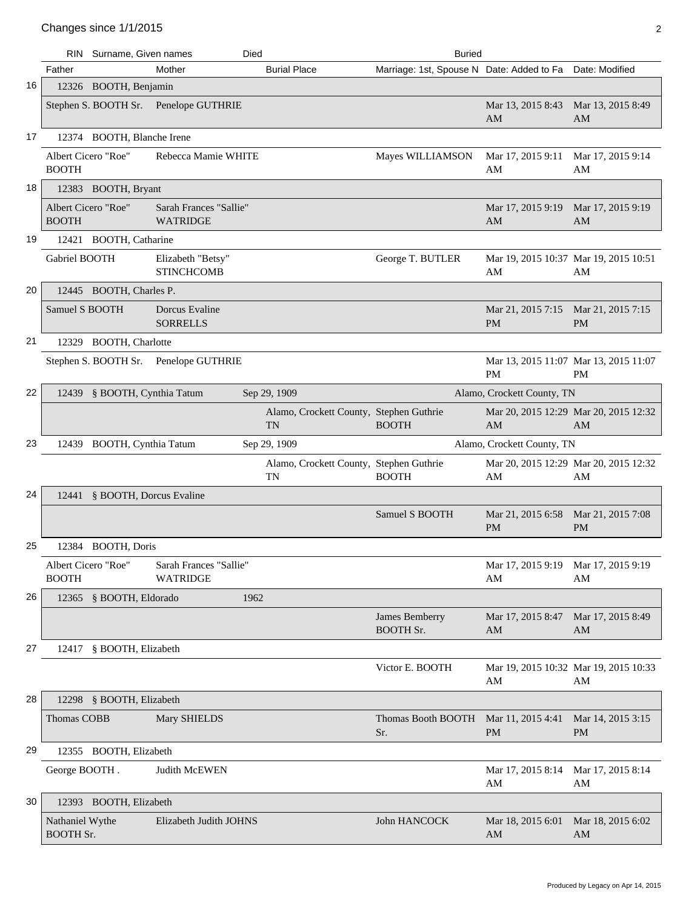Changes since 1/1/2015

| # | RIN | Surname, Given names | Died | | Buried | | |
|---|---|---|---|---|---|---|---|
| | Father | Mother | Burial Place | Marriage: 1st, Spouse N | Date: Added to Fa | Date: Modified | |
| 16 | 12326 | BOOTH, Benjamin | | | | | |
| | Stephen S. BOOTH Sr. | Penelope GUTHRIE | | | Mar 13, 2015 8:43 AM | Mar 13, 2015 8:49 AM | |
| 17 | 12374 | BOOTH, Blanche Irene | | | | | |
| | Albert Cicero "Roe" BOOTH | Rebecca Mamie WHITE | | Mayes WILLIAMSON | Mar 17, 2015 9:11 AM | Mar 17, 2015 9:14 AM | |
| 18 | 12383 | BOOTH, Bryant | | | | | |
| | Albert Cicero "Roe" BOOTH | Sarah Frances "Sallie" WATRIDGE | | | Mar 17, 2015 9:19 AM | Mar 17, 2015 9:19 AM | |
| 19 | 12421 | BOOTH, Catharine | | | | | |
| | Gabriel BOOTH | Elizabeth "Betsy" STINCHCOMB | | George T. BUTLER | Mar 19, 2015 10:37 AM | Mar 19, 2015 10:51 AM | |
| 20 | 12445 | BOOTH, Charles P. | | | | | |
| | Samuel S BOOTH | Dorcus Evaline SORRELLS | | | Mar 21, 2015 7:15 PM | Mar 21, 2015 7:15 PM | |
| 21 | 12329 | BOOTH, Charlotte | | | | | |
| | Stephen S. BOOTH Sr. | Penelope GUTHRIE | | | Mar 13, 2015 11:07 PM | Mar 13, 2015 11:07 PM | |
| 22 | 12439 | § BOOTH, Cynthia Tatum | Sep 29, 1909 | | Alamo, Crockett County, TN | | |
| | | | Alamo, Crockett County, TN | Stephen Guthrie BOOTH | Mar 20, 2015 12:29 AM | Mar 20, 2015 12:32 AM | |
| 23 | 12439 | BOOTH, Cynthia Tatum | Sep 29, 1909 | | Alamo, Crockett County, TN | | |
| | | | Alamo, Crockett County, TN | Stephen Guthrie BOOTH | Mar 20, 2015 12:29 AM | Mar 20, 2015 12:32 AM | |
| 24 | 12441 | § BOOTH, Dorcus Evaline | | | | | |
| | | | | Samuel S BOOTH | Mar 21, 2015 6:58 PM | Mar 21, 2015 7:08 PM | |
| 25 | 12384 | BOOTH, Doris | | | | | |
| | Albert Cicero "Roe" BOOTH | Sarah Frances "Sallie" WATRIDGE | | | Mar 17, 2015 9:19 AM | Mar 17, 2015 9:19 AM | |
| 26 | 12365 | § BOOTH, Eldorado | 1962 | | | | |
| | | | | James Bemberry BOOTH Sr. | Mar 17, 2015 8:47 AM | Mar 17, 2015 8:49 AM | |
| 27 | 12417 | § BOOTH, Elizabeth | | | | | |
| | | | | Victor E. BOOTH | Mar 19, 2015 10:32 AM | Mar 19, 2015 10:33 AM | |
| 28 | 12298 | § BOOTH, Elizabeth | | | | | |
| | Thomas COBB | Mary SHIELDS | | Thomas Booth BOOTH Sr. | Mar 11, 2015 4:41 PM | Mar 14, 2015 3:15 PM | |
| 29 | 12355 | BOOTH, Elizabeth | | | | | |
| | George BOOTH . | Judith McEWEN | | | Mar 17, 2015 8:14 AM | Mar 17, 2015 8:14 AM | |
| 30 | 12393 | BOOTH, Elizabeth | | | | | |
| | Nathaniel Wythe BOOTH Sr. | Elizabeth Judith JOHNS | | John HANCOCK | Mar 18, 2015 6:01 AM | Mar 18, 2015 6:02 AM | |

Produced by Legacy on Apr 14, 2015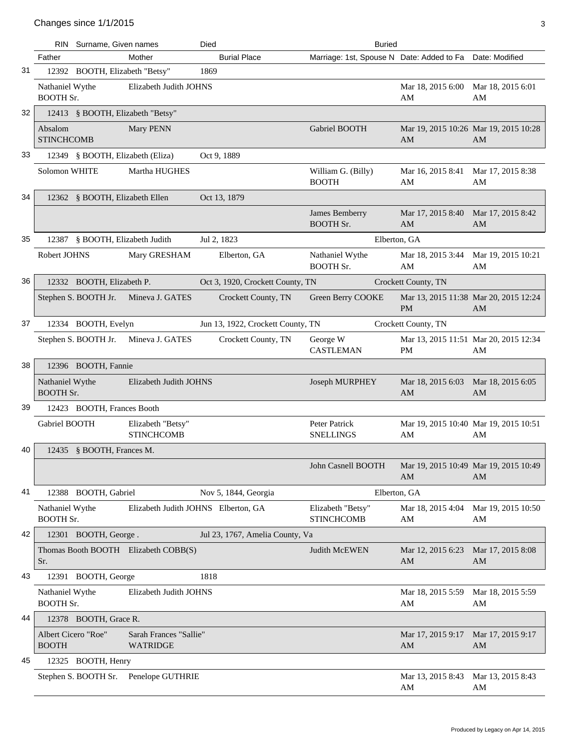Changes since 1/1/2015

| # | RIN | Surname, Given names | Died | Buried | | | |
|---|---|---|---|---|---|---|---|
| | Father | Mother | Burial Place | Marriage: 1st, Spouse N | Date: Added to Fa | Date: Modified | |
| 31 | 12392 | BOOTH, Elizabeth "Betsy" | 1869 | | | | |
| | Nathaniel Wythe BOOTH Sr. | Elizabeth Judith JOHNS | | | Mar 18, 2015 6:00 AM | Mar 18, 2015 6:01 AM | |
| 32 | 12413 | § BOOTH, Elizabeth "Betsy" | | | | | |
| | Absalom STINCHCOMB | Mary PENN | | Gabriel BOOTH | Mar 19, 2015 10:26 AM | Mar 19, 2015 10:28 AM | |
| 33 | 12349 | § BOOTH, Elizabeth (Eliza) | Oct 9, 1889 | | | | |
| | Solomon WHITE | Martha HUGHES | | William G. (Billy) BOOTH | Mar 16, 2015 8:41 AM | Mar 17, 2015 8:38 AM | |
| 34 | 12362 | § BOOTH, Elizabeth Ellen | Oct 13, 1879 | | | | |
| | | | | James Bemberry BOOTH Sr. | Mar 17, 2015 8:40 AM | Mar 17, 2015 8:42 AM | |
| 35 | 12387 | § BOOTH, Elizabeth Judith | Jul 2, 1823 | Elberton, GA | | | |
| | Robert JOHNS | Mary GRESHAM | Elberton, GA | Nathaniel Wythe BOOTH Sr. | Mar 18, 2015 3:44 AM | Mar 19, 2015 10:21 AM | |
| 36 | 12332 | BOOTH, Elizabeth P. | Oct 3, 1920, Crockett County, TN | Crockett County, TN | | | |
| | Stephen S. BOOTH Jr. | Mineva J. GATES | Crockett County, TN | Green Berry COOKE | Mar 13, 2015 11:38 PM | Mar 20, 2015 12:24 AM | |
| 37 | 12334 | BOOTH, Evelyn | Jun 13, 1922, Crockett County, TN | Crockett County, TN | | | |
| | Stephen S. BOOTH Jr. | Mineva J. GATES | Crockett County, TN | George W CASTLEMAN | Mar 13, 2015 11:51 PM | Mar 20, 2015 12:34 AM | |
| 38 | 12396 | BOOTH, Fannie | | | | | |
| | Nathaniel Wythe BOOTH Sr. | Elizabeth Judith JOHNS | | Joseph MURPHEY | Mar 18, 2015 6:03 AM | Mar 18, 2015 6:05 AM | |
| 39 | 12423 | BOOTH, Frances Booth | | | | | |
| | Gabriel BOOTH | Elizabeth "Betsy" STINCHCOMB | | Peter Patrick SNELLINGS | Mar 19, 2015 10:40 AM | Mar 19, 2015 10:51 AM | |
| 40 | 12435 | § BOOTH, Frances M. | | | | | |
| | | | | John Casnell BOOTH | Mar 19, 2015 10:49 AM | Mar 19, 2015 10:49 AM | |
| 41 | 12388 | BOOTH, Gabriel | Nov 5, 1844, Georgia | Elberton, GA | | | |
| | Nathaniel Wythe BOOTH Sr. | Elizabeth Judith JOHNS | Elberton, GA | Elizabeth "Betsy" STINCHCOMB | Mar 18, 2015 4:04 AM | Mar 19, 2015 10:50 AM | |
| 42 | 12301 | BOOTH, George . | Jul 23, 1767, Amelia County, Va | | | | |
| | Thomas Booth BOOTH Sr. | Elizabeth COBB(S) | | Judith McEWEN | Mar 12, 2015 6:23 AM | Mar 17, 2015 8:08 AM | |
| 43 | 12391 | BOOTH, George | 1818 | | | | |
| | Nathaniel Wythe BOOTH Sr. | Elizabeth Judith JOHNS | | | Mar 18, 2015 5:59 AM | Mar 18, 2015 5:59 AM | |
| 44 | 12378 | BOOTH, Grace R. | | | | | |
| | Albert Cicero "Roe" BOOTH | Sarah Frances "Sallie" WATRIDGE | | | Mar 17, 2015 9:17 AM | Mar 17, 2015 9:17 AM | |
| 45 | 12325 | BOOTH, Henry | | | | | |
| | Stephen S. BOOTH Sr. | Penelope GUTHRIE | | | Mar 13, 2015 8:43 AM | Mar 13, 2015 8:43 AM | |

Produced by Legacy on Apr 14, 2015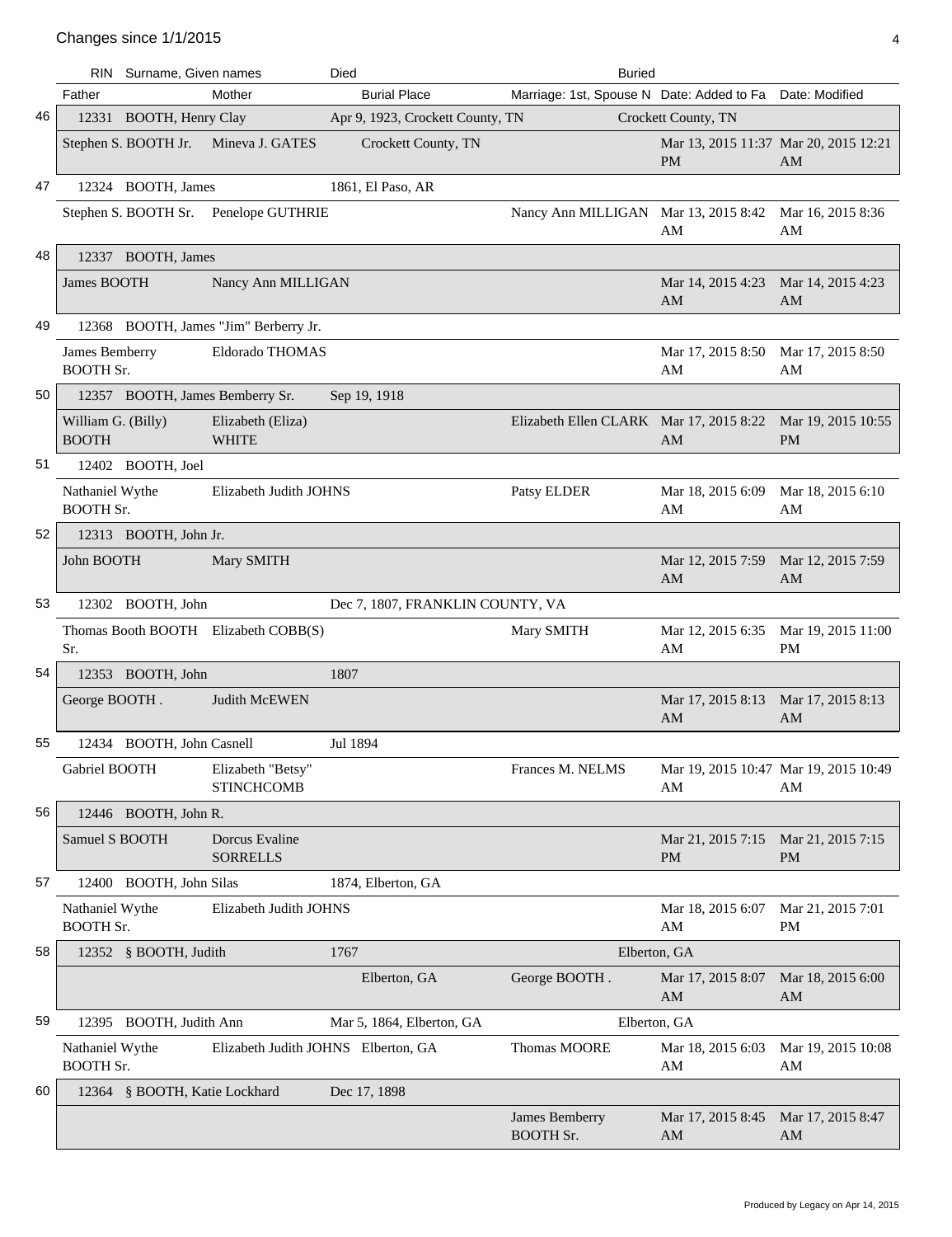Changes since 1/1/2015

| # | RIN | Surname, Given names | Died | | Buried | | |
|---|---|---|---|---|---|---|---|
| | Father | Mother | Burial Place | Marriage: 1st, Spouse N | Date: Added to Fa | Date: Modified | |
| 46 | 12331 | BOOTH, Henry Clay | Apr 9, 1923, Crockett County, TN | | Crockett County, TN | | |
| | Stephen S. BOOTH Jr. | Mineva J. GATES | Crockett County, TN | | Mar 13, 2015 11:37 PM | Mar 20, 2015 12:21 AM | |
| 47 | 12324 | BOOTH, James | 1861, El Paso, AR | | | | |
| | Stephen S. BOOTH Sr. | Penelope GUTHRIE | | Nancy Ann MILLIGAN | Mar 13, 2015 8:42 AM | Mar 16, 2015 8:36 AM | |
| 48 | 12337 | BOOTH, James | | | | | |
| | James BOOTH | Nancy Ann MILLIGAN | | | Mar 14, 2015 4:23 AM | Mar 14, 2015 4:23 AM | |
| 49 | 12368 | BOOTH, James "Jim" Berberry Jr. | | | | | |
| | James Bemberry BOOTH Sr. | Eldorado THOMAS | | | Mar 17, 2015 8:50 AM | Mar 17, 2015 8:50 AM | |
| 50 | 12357 | BOOTH, James Bemberry Sr. | Sep 19, 1918 | | | | |
| | William G. (Billy) BOOTH | Elizabeth (Eliza) WHITE | | Elizabeth Ellen CLARK | Mar 17, 2015 8:22 AM | Mar 19, 2015 10:55 PM | |
| 51 | 12402 | BOOTH, Joel | | | | | |
| | Nathaniel Wythe BOOTH Sr. | Elizabeth Judith JOHNS | | Patsy ELDER | Mar 18, 2015 6:09 AM | Mar 18, 2015 6:10 AM | |
| 52 | 12313 | BOOTH, John Jr. | | | | | |
| | John BOOTH | Mary SMITH | | | Mar 12, 2015 7:59 AM | Mar 12, 2015 7:59 AM | |
| 53 | 12302 | BOOTH, John | Dec 7, 1807, FRANKLIN COUNTY, VA | | | | |
| | Thomas Booth BOOTH Sr. | Elizabeth COBB(S) | | Mary SMITH | Mar 12, 2015 6:35 AM | Mar 19, 2015 11:00 PM | |
| 54 | 12353 | BOOTH, John | 1807 | | | | |
| | George BOOTH . | Judith McEWEN | | | Mar 17, 2015 8:13 AM | Mar 17, 2015 8:13 AM | |
| 55 | 12434 | BOOTH, John Casnell | Jul 1894 | | | | |
| | Gabriel BOOTH | Elizabeth "Betsy" STINCHCOMB | | Frances M. NELMS | Mar 19, 2015 10:47 AM | Mar 19, 2015 10:49 AM | |
| 56 | 12446 | BOOTH, John R. | | | | | |
| | Samuel S BOOTH | Dorcus Evaline SORRELLS | | | Mar 21, 2015 7:15 PM | Mar 21, 2015 7:15 PM | |
| 57 | 12400 | BOOTH, John Silas | 1874, Elberton, GA | | | | |
| | Nathaniel Wythe BOOTH Sr. | Elizabeth Judith JOHNS | | | Mar 18, 2015 6:07 AM | Mar 21, 2015 7:01 PM | |
| 58 | 12352 | § BOOTH, Judith | 1767 | | Elberton, GA | | |
| | | | Elberton, GA | George BOOTH . | Mar 17, 2015 8:07 AM | Mar 18, 2015 6:00 AM | |
| 59 | 12395 | BOOTH, Judith Ann | Mar 5, 1864, Elberton, GA | | Elberton, GA | | |
| | Nathaniel Wythe BOOTH Sr. | Elizabeth Judith JOHNS | Elberton, GA | Thomas MOORE | Mar 18, 2015 6:03 AM | Mar 19, 2015 10:08 AM | |
| 60 | 12364 | § BOOTH, Katie Lockhard | Dec 17, 1898 | | | | |
| | | | | James Bemberry BOOTH Sr. | Mar 17, 2015 8:45 AM | Mar 17, 2015 8:47 AM | |

Produced by Legacy on Apr 14, 2015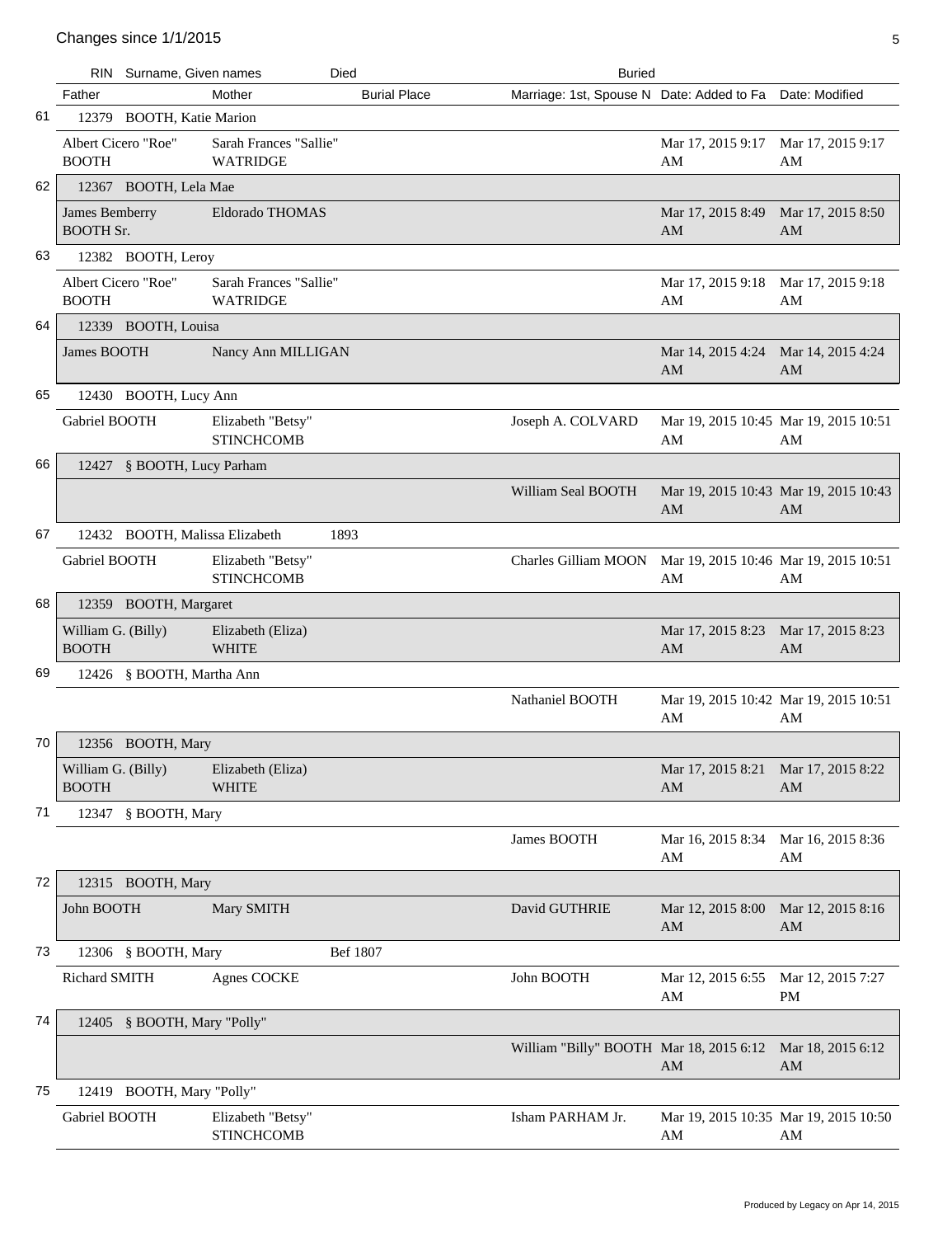| # | RIN | Surname, Given names | Died | | Buried | | |
|---|---|---|---|---|---|---|---|
| | Father | Mother | Burial Place | | Marriage: 1st, Spouse N | Date: Added to Fa | Date: Modified |
| 61 | 12379 | BOOTH, Katie Marion | | | | | |
| | Albert Cicero "Roe" BOOTH | Sarah Frances "Sallie" WATRIDGE | | | | Mar 17, 2015 9:17 AM | Mar 17, 2015 9:17 AM |
| 62 | 12367 | BOOTH, Lela Mae | | | | | |
| | James Bemberry BOOTH Sr. | Eldorado THOMAS | | | | Mar 17, 2015 8:49 AM | Mar 17, 2015 8:50 AM |
| 63 | 12382 | BOOTH, Leroy | | | | | |
| | Albert Cicero "Roe" BOOTH | Sarah Frances "Sallie" WATRIDGE | | | | Mar 17, 2015 9:18 AM | Mar 17, 2015 9:18 AM |
| 64 | 12339 | BOOTH, Louisa | | | | | |
| | James BOOTH | Nancy Ann MILLIGAN | | | | Mar 14, 2015 4:24 AM | Mar 14, 2015 4:24 AM |
| 65 | 12430 | BOOTH, Lucy Ann | | | | | |
| | Gabriel BOOTH | Elizabeth "Betsy" STINCHCOMB | | | Joseph A. COLVARD | Mar 19, 2015 10:45 AM | Mar 19, 2015 10:51 AM |
| 66 | 12427 | § BOOTH, Lucy Parham | | | | | |
| | | | | | William Seal BOOTH | Mar 19, 2015 10:43 AM | Mar 19, 2015 10:43 AM |
| 67 | 12432 | BOOTH, Malissa Elizabeth | 1893 | | | | |
| | Gabriel BOOTH | Elizabeth "Betsy" STINCHCOMB | | | Charles Gilliam MOON | Mar 19, 2015 10:46 AM | Mar 19, 2015 10:51 AM |
| 68 | 12359 | BOOTH, Margaret | | | | | |
| | William G. (Billy) BOOTH | Elizabeth (Eliza) WHITE | | | | Mar 17, 2015 8:23 AM | Mar 17, 2015 8:23 AM |
| 69 | 12426 | § BOOTH, Martha Ann | | | | | |
| | | | | | Nathaniel BOOTH | Mar 19, 2015 10:42 AM | Mar 19, 2015 10:51 AM |
| 70 | 12356 | BOOTH, Mary | | | | | |
| | William G. (Billy) BOOTH | Elizabeth (Eliza) WHITE | | | | Mar 17, 2015 8:21 AM | Mar 17, 2015 8:22 AM |
| 71 | 12347 | § BOOTH, Mary | | | | | |
| | | | | | James BOOTH | Mar 16, 2015 8:34 AM | Mar 16, 2015 8:36 AM |
| 72 | 12315 | BOOTH, Mary | | | | | |
| | John BOOTH | Mary SMITH | | | David GUTHRIE | Mar 12, 2015 8:00 AM | Mar 12, 2015 8:16 AM |
| 73 | 12306 | § BOOTH, Mary | Bef 1807 | | | | |
| | Richard SMITH | Agnes COCKE | | | John BOOTH | Mar 12, 2015 6:55 AM | Mar 12, 2015 7:27 PM |
| 74 | 12405 | § BOOTH, Mary "Polly" | | | | | |
| | | | | | William "Billy" BOOTH | Mar 18, 2015 6:12 AM | Mar 18, 2015 6:12 AM |
| 75 | 12419 | BOOTH, Mary "Polly" | | | | | |
| | Gabriel BOOTH | Elizabeth "Betsy" STINCHCOMB | | | Isham PARHAM Jr. | Mar 19, 2015 10:35 AM | Mar 19, 2015 10:50 AM |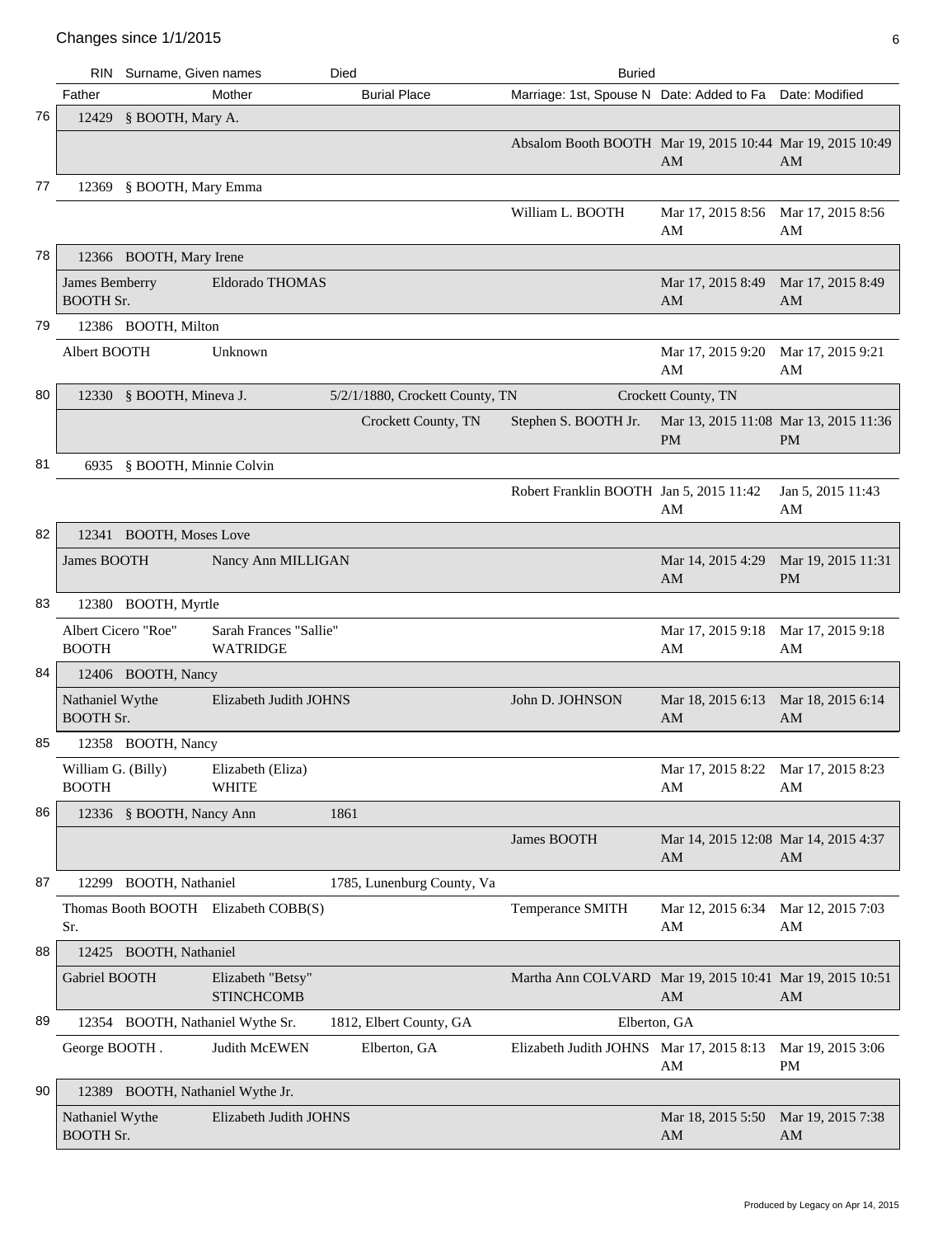## Changes since 1/1/2015

| # | RIN | Surname, Given names | Died | | Buried | | |
|---|---|---|---|---|---|---|---|
| | Father | Mother | | Burial Place | Marriage: 1st, Spouse N | Date: Added to Fa | Date: Modified |
| 76 | 12429 | § BOOTH, Mary A. | | | | | |
| | | | | | Absalom Booth BOOTH | Mar 19, 2015 10:44 AM | Mar 19, 2015 10:49 AM |
| 77 | 12369 | § BOOTH, Mary Emma | | | | | |
| | | | | | William L. BOOTH | Mar 17, 2015 8:56 AM | Mar 17, 2015 8:56 AM |
| 78 | 12366 | BOOTH, Mary Irene | | | | | |
| | James Bemberry BOOTH Sr. | Eldorado THOMAS | | | | Mar 17, 2015 8:49 AM | Mar 17, 2015 8:49 AM |
| 79 | 12386 | BOOTH, Milton | | | | | |
| | Albert BOOTH | Unknown | | | | Mar 17, 2015 9:20 AM | Mar 17, 2015 9:21 AM |
| 80 | 12330 | § BOOTH, Mineva J. | 5/2/1/1880, Crockett County, TN | | Crockett County, TN | | |
| | | | | Crockett County, TN | Stephen S. BOOTH Jr. | Mar 13, 2015 11:08 PM | Mar 13, 2015 11:36 PM |
| 81 | 6935 | § BOOTH, Minnie Colvin | | | | | |
| | | | | | Robert Franklin BOOTH | Jan 5, 2015 11:42 AM | Jan 5, 2015 11:43 AM |
| 82 | 12341 | BOOTH, Moses Love | | | | | |
| | James BOOTH | Nancy Ann MILLIGAN | | | | Mar 14, 2015 4:29 AM | Mar 19, 2015 11:31 PM |
| 83 | 12380 | BOOTH, Myrtle | | | | | |
| | Albert Cicero "Roe" BOOTH | Sarah Frances "Sallie" WATRIDGE | | | | Mar 17, 2015 9:18 AM | Mar 17, 2015 9:18 AM |
| 84 | 12406 | BOOTH, Nancy | | | | | |
| | Nathaniel Wythe BOOTH Sr. | Elizabeth Judith JOHNS | | | John D. JOHNSON | Mar 18, 2015 6:13 AM | Mar 18, 2015 6:14 AM |
| 85 | 12358 | BOOTH, Nancy | | | | | |
| | William G. (Billy) BOOTH | Elizabeth (Eliza) WHITE | | | | Mar 17, 2015 8:22 AM | Mar 17, 2015 8:23 AM |
| 86 | 12336 | § BOOTH, Nancy Ann | 1861 | | | | |
| | | | | | James BOOTH | Mar 14, 2015 12:08 AM | Mar 14, 2015 4:37 AM |
| 87 | 12299 | BOOTH, Nathaniel | 1785, Lunenburg County, Va | | | | |
| | Thomas Booth BOOTH Sr. | Elizabeth COBB(S) | | | Temperance SMITH | Mar 12, 2015 6:34 AM | Mar 12, 2015 7:03 AM |
| 88 | 12425 | BOOTH, Nathaniel | | | | | |
| | Gabriel BOOTH | Elizabeth "Betsy" STINCHCOMB | | | Martha Ann COLVARD | Mar 19, 2015 10:41 AM | Mar 19, 2015 10:51 AM |
| 89 | 12354 | BOOTH, Nathaniel Wythe Sr. | 1812, Elbert County, GA | | Elberton, GA | | |
| | George BOOTH . | Judith McEWEN | | Elberton, GA | Elizabeth Judith JOHNS | Mar 17, 2015 8:13 AM | Mar 19, 2015 3:06 PM |
| 90 | 12389 | BOOTH, Nathaniel Wythe Jr. | | | | | |
| | Nathaniel Wythe BOOTH Sr. | Elizabeth Judith JOHNS | | | | Mar 18, 2015 5:50 AM | Mar 19, 2015 7:38 AM |

Produced by Legacy on Apr 14, 2015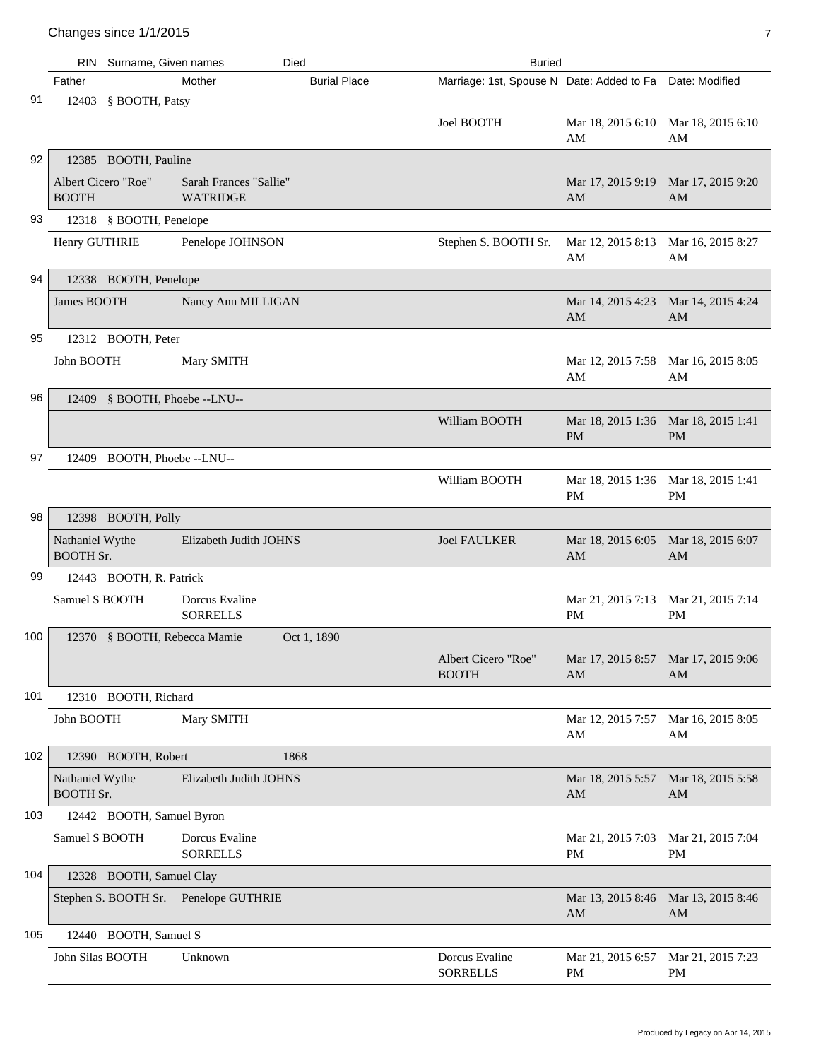| # | RIN | Surname, Given names | Died | Buried | | | |
|---|---|---|---|---|---|---|---|
| | Father | Mother | Burial Place | | Marriage: 1st, Spouse N | Date: Added to Fa | Date: Modified |
| 91 | 12403 | § BOOTH, Patsy | | | | | |
| | | | | | Joel BOOTH | Mar 18, 2015 6:10 AM | Mar 18, 2015 6:10 AM |
| 92 | 12385 | BOOTH, Pauline | | | | | |
| | Albert Cicero "Roe" BOOTH | Sarah Frances "Sallie" WATRIDGE | | | | Mar 17, 2015 9:19 AM | Mar 17, 2015 9:20 AM |
| 93 | 12318 | § BOOTH, Penelope | | | | | |
| | Henry GUTHRIE | Penelope JOHNSON | | | Stephen S. BOOTH Sr. | Mar 12, 2015 8:13 AM | Mar 16, 2015 8:27 AM |
| 94 | 12338 | BOOTH, Penelope | | | | | |
| | James BOOTH | Nancy Ann MILLIGAN | | | | Mar 14, 2015 4:23 AM | Mar 14, 2015 4:24 AM |
| 95 | 12312 | BOOTH, Peter | | | | | |
| | John BOOTH | Mary SMITH | | | | Mar 12, 2015 7:58 AM | Mar 16, 2015 8:05 AM |
| 96 | 12409 | § BOOTH, Phoebe --LNU-- | | | | | |
| | | | | | William BOOTH | Mar 18, 2015 1:36 PM | Mar 18, 2015 1:41 PM |
| 97 | 12409 | BOOTH, Phoebe --LNU-- | | | | | |
| | | | | | William BOOTH | Mar 18, 2015 1:36 PM | Mar 18, 2015 1:41 PM |
| 98 | 12398 | BOOTH, Polly | | | | | |
| | Nathaniel Wythe BOOTH Sr. | Elizabeth Judith JOHNS | | | Joel FAULKER | Mar 18, 2015 6:05 AM | Mar 18, 2015 6:07 AM |
| 99 | 12443 | BOOTH, R. Patrick | | | | | |
| | Samuel S BOOTH | Dorcus Evaline SORRELLS | | | | Mar 21, 2015 7:13 PM | Mar 21, 2015 7:14 PM |
| 100 | 12370 | § BOOTH, Rebecca Mamie | Oct 1, 1890 | | | | |
| | | | | | Albert Cicero "Roe" BOOTH | Mar 17, 2015 8:57 AM | Mar 17, 2015 9:06 AM |
| 101 | 12310 | BOOTH, Richard | | | | | |
| | John BOOTH | Mary SMITH | | | | Mar 12, 2015 7:57 AM | Mar 16, 2015 8:05 AM |
| 102 | 12390 | BOOTH, Robert | 1868 | | | | |
| | Nathaniel Wythe BOOTH Sr. | Elizabeth Judith JOHNS | | | | Mar 18, 2015 5:57 AM | Mar 18, 2015 5:58 AM |
| 103 | 12442 | BOOTH, Samuel Byron | | | | | |
| | Samuel S BOOTH | Dorcus Evaline SORRELLS | | | | Mar 21, 2015 7:03 PM | Mar 21, 2015 7:04 PM |
| 104 | 12328 | BOOTH, Samuel Clay | | | | | |
| | Stephen S. BOOTH Sr. | Penelope GUTHRIE | | | | Mar 13, 2015 8:46 AM | Mar 13, 2015 8:46 AM |
| 105 | 12440 | BOOTH, Samuel S | | | | | |
| | John Silas BOOTH | Unknown | | | Dorcus Evaline SORRELLS | Mar 21, 2015 6:57 PM | Mar 21, 2015 7:23 PM |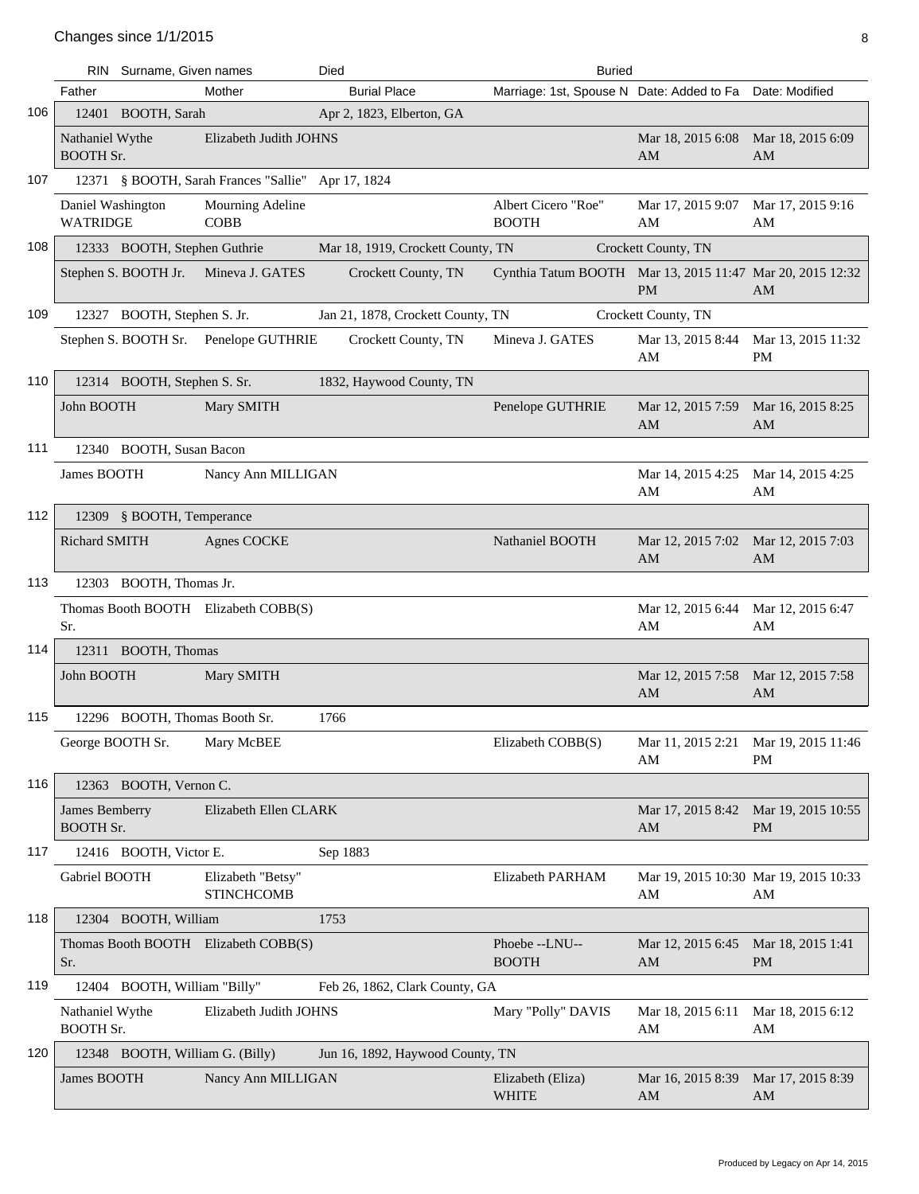## Changes since 1/1/2015

| # | RIN | Surname, Given names | Died | Buried | | | |
|---|---|---|---|---|---|---|---|
| | Father | Mother | Burial Place | Marriage: 1st, Spouse N | Date: Added to Fa | Date: Modified | |
| 106 | 12401 | BOOTH, Sarah | Apr 2, 1823, Elberton, GA | | | | |
| | Nathaniel Wythe BOOTH Sr. | Elizabeth Judith JOHNS | | | Mar 18, 2015 6:08 AM | Mar 18, 2015 6:09 AM | |
| 107 | 12371 | § BOOTH, Sarah Frances "Sallie" | Apr 17, 1824 | | | | |
| | Daniel Washington WATRIDGE | Mourning Adeline COBB | | Albert Cicero "Roe" BOOTH | Mar 17, 2015 9:07 AM | Mar 17, 2015 9:16 AM | |
| 108 | 12333 | BOOTH, Stephen Guthrie | Mar 18, 1919, Crockett County, TN | Crockett County, TN | | | |
| | Stephen S. BOOTH Jr. | Mineva J. GATES | Crockett County, TN | Cynthia Tatum BOOTH | Mar 13, 2015 11:47 PM | Mar 20, 2015 12:32 AM | |
| 109 | 12327 | BOOTH, Stephen S. Jr. | Jan 21, 1878, Crockett County, TN | Crockett County, TN | | | |
| | Stephen S. BOOTH Sr. | Penelope GUTHRIE | Crockett County, TN | Mineva J. GATES | Mar 13, 2015 8:44 AM | Mar 13, 2015 11:32 PM | |
| 110 | 12314 | BOOTH, Stephen S. Sr. | 1832, Haywood County, TN | | | | |
| | John BOOTH | Mary SMITH | | Penelope GUTHRIE | Mar 12, 2015 7:59 AM | Mar 16, 2015 8:25 AM | |
| 111 | 12340 | BOOTH, Susan Bacon | | | | | |
| | James BOOTH | Nancy Ann MILLIGAN | | | Mar 14, 2015 4:25 AM | Mar 14, 2015 4:25 AM | |
| 112 | 12309 | § BOOTH, Temperance | | | | | |
| | Richard SMITH | Agnes COCKE | | Nathaniel BOOTH | Mar 12, 2015 7:02 AM | Mar 12, 2015 7:03 AM | |
| 113 | 12303 | BOOTH, Thomas Jr. | | | | | |
| | Thomas Booth BOOTH Sr. | Elizabeth COBB(S) | | | Mar 12, 2015 6:44 AM | Mar 12, 2015 6:47 AM | |
| 114 | 12311 | BOOTH, Thomas | | | | | |
| | John BOOTH | Mary SMITH | | | Mar 12, 2015 7:58 AM | Mar 12, 2015 7:58 AM | |
| 115 | 12296 | BOOTH, Thomas Booth Sr. | 1766 | | | | |
| | George BOOTH Sr. | Mary McBEE | | Elizabeth COBB(S) | Mar 11, 2015 2:21 AM | Mar 19, 2015 11:46 PM | |
| 116 | 12363 | BOOTH, Vernon C. | | | | | |
| | James Bemberry BOOTH Sr. | Elizabeth Ellen CLARK | | | Mar 17, 2015 8:42 AM | Mar 19, 2015 10:55 PM | |
| 117 | 12416 | BOOTH, Victor E. | Sep 1883 | | | | |
| | Gabriel BOOTH | Elizabeth "Betsy" STINCHCOMB | | Elizabeth PARHAM | Mar 19, 2015 10:30 AM | Mar 19, 2015 10:33 AM | |
| 118 | 12304 | BOOTH, William | 1753 | | | | |
| | Thomas Booth BOOTH Sr. | Elizabeth COBB(S) | | Phoebe --LNU-- BOOTH | Mar 12, 2015 6:45 AM | Mar 18, 2015 1:41 PM | |
| 119 | 12404 | BOOTH, William "Billy" | Feb 26, 1862, Clark County, GA | | | | |
| | Nathaniel Wythe BOOTH Sr. | Elizabeth Judith JOHNS | | Mary "Polly" DAVIS | Mar 18, 2015 6:11 AM | Mar 18, 2015 6:12 AM | |
| 120 | 12348 | BOOTH, William G. (Billy) | Jun 16, 1892, Haywood County, TN | | | | |
| | James BOOTH | Nancy Ann MILLIGAN | | Elizabeth (Eliza) WHITE | Mar 16, 2015 8:39 AM | Mar 17, 2015 8:39 AM | |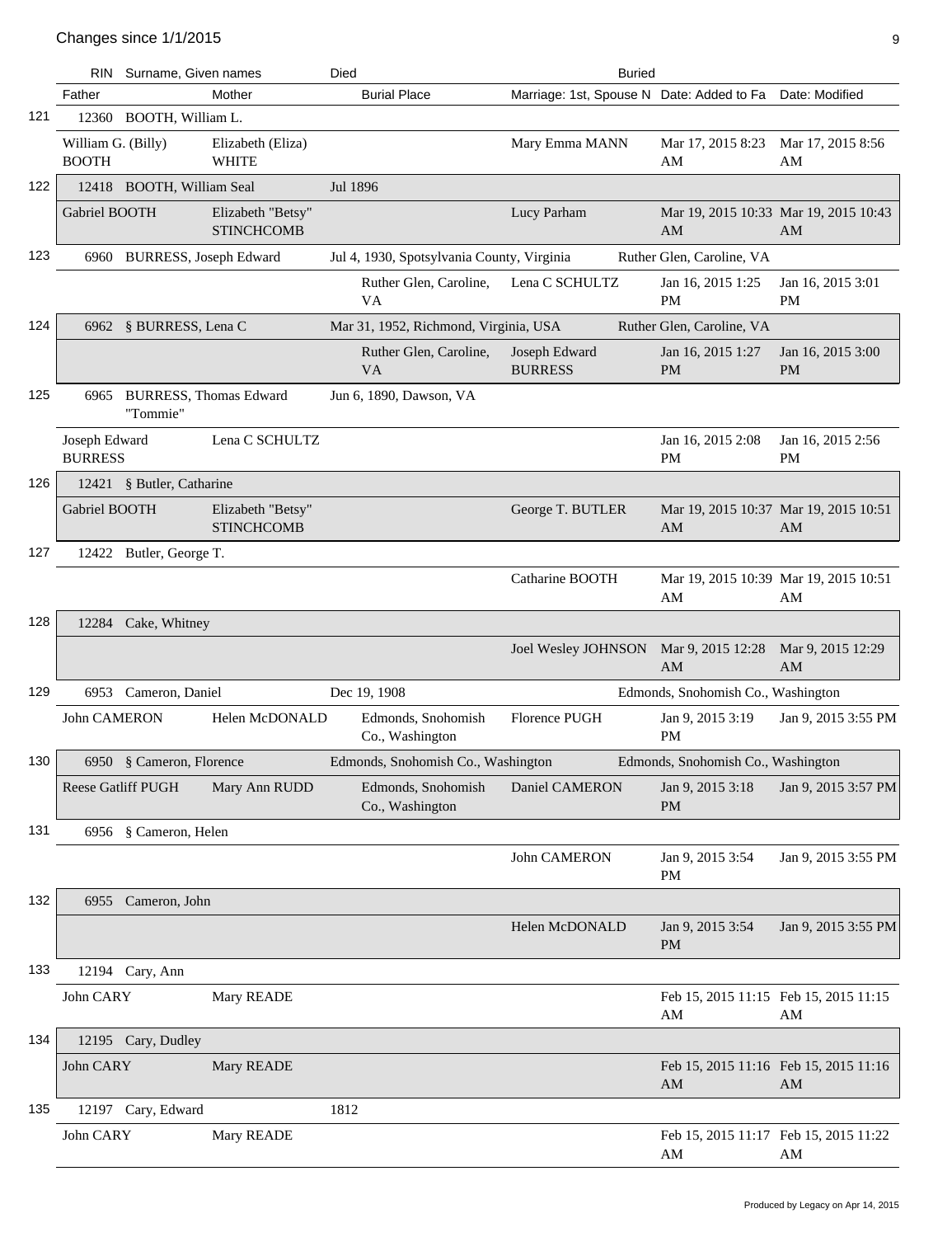# Changes since 1/1/2015

| # | RIN | Surname, Given names | Died | Buried |
|---|---|---|---|---|
| | Father | Mother | Burial Place | Marriage: 1st, Spouse N | Date: Added to Fa | Date: Modified |

| # | RIN / Father | Surname, Given names / Mother | Died / Burial Place | Marriage: 1st, Spouse N | Buried / Date: Added to Fa | Date: Modified |
|---|---|---|---|---|---|---|
| 121 | 12360 | BOOTH, William L. | | | | |
| | William G. (Billy) BOOTH | Elizabeth (Eliza) WHITE | | Mary Emma MANN | Mar 17, 2015 8:23 AM | Mar 17, 2015 8:56 AM |
| 122 | 12418 | BOOTH, William Seal | Jul 1896 | | | |
| | Gabriel BOOTH | Elizabeth "Betsy" STINCHCOMB | | Lucy Parham | Mar 19, 2015 10:33 AM | Mar 19, 2015 10:43 AM |
| 123 | 6960 | BURRESS, Joseph Edward | Jul 4, 1930, Spotsylvania County, Virginia | | Ruther Glen, Caroline, VA | |
| | | | Ruther Glen, Caroline, VA | Lena C SCHULTZ | Jan 16, 2015 1:25 PM | Jan 16, 2015 3:01 PM |
| 124 | 6962 | § BURRESS, Lena C | Mar 31, 1952, Richmond, Virginia, USA | | Ruther Glen, Caroline, VA | |
| | | | Ruther Glen, Caroline, VA | Joseph Edward BURRESS | Jan 16, 2015 1:27 PM | Jan 16, 2015 3:00 PM |
| 125 | 6965 | BURRESS, Thomas Edward "Tommie" | Jun 6, 1890, Dawson, VA | | | |
| | Joseph Edward BURRESS | Lena C SCHULTZ | | | Jan 16, 2015 2:08 PM | Jan 16, 2015 2:56 PM |
| 126 | 12421 | § Butler, Catharine | | | | |
| | Gabriel BOOTH | Elizabeth "Betsy" STINCHCOMB | | George T. BUTLER | Mar 19, 2015 10:37 AM | Mar 19, 2015 10:51 AM |
| 127 | 12422 | Butler, George T. | | | | |
| | | | | Catharine BOOTH | Mar 19, 2015 10:39 AM | Mar 19, 2015 10:51 AM |
| 128 | 12284 | Cake, Whitney | | | | |
| | | | | Joel Wesley JOHNSON | Mar 9, 2015 12:28 AM | Mar 9, 2015 12:29 AM |
| 129 | 6953 | Cameron, Daniel | Dec 19, 1908 | | Edmonds, Snohomish Co., Washington | |
| | John CAMERON | Helen McDONALD | Edmonds, Snohomish Co., Washington | Florence PUGH | Jan 9, 2015 3:19 PM | Jan 9, 2015 3:55 PM |
| 130 | 6950 | § Cameron, Florence | Edmonds, Snohomish Co., Washington | | Edmonds, Snohomish Co., Washington | |
| | Reese Gatliff PUGH | Mary Ann RUDD | Edmonds, Snohomish Co., Washington | Daniel CAMERON | Jan 9, 2015 3:18 PM | Jan 9, 2015 3:57 PM |
| 131 | 6956 | § Cameron, Helen | | | | |
| | | | | John CAMERON | Jan 9, 2015 3:54 PM | Jan 9, 2015 3:55 PM |
| 132 | 6955 | Cameron, John | | | | |
| | | | | Helen McDONALD | Jan 9, 2015 3:54 PM | Jan 9, 2015 3:55 PM |
| 133 | 12194 | Cary, Ann | | | | |
| | John CARY | Mary READE | | | Feb 15, 2015 11:15 AM | Feb 15, 2015 11:15 AM |
| 134 | 12195 | Cary, Dudley | | | | |
| | John CARY | Mary READE | | | Feb 15, 2015 11:16 AM | Feb 15, 2015 11:16 AM |
| 135 | 12197 | Cary, Edward | 1812 | | | |
| | John CARY | Mary READE | | | Feb 15, 2015 11:17 AM | Feb 15, 2015 11:22 AM |

Produced by Legacy on Apr 14, 2015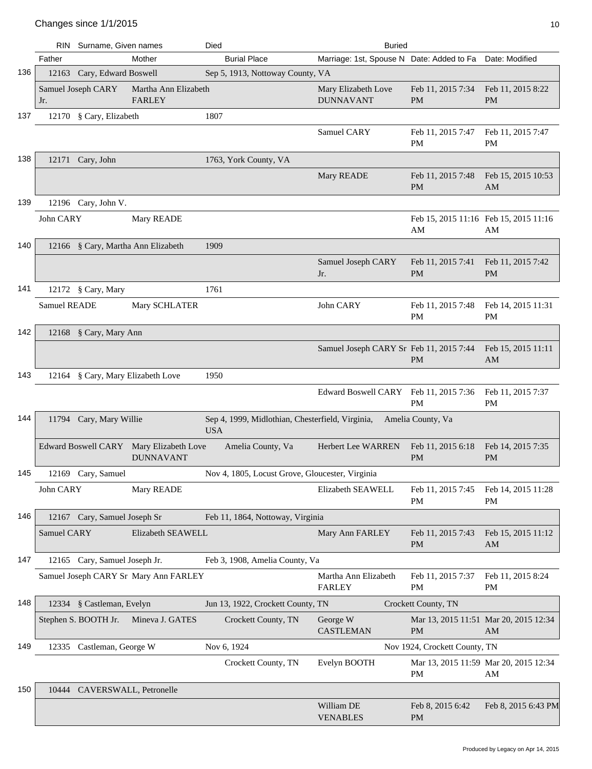| # | RIN | Surname, Given names | Died | | Buried | | |
|---|---|---|---|---|---|---|---|
| | Father | Mother | Burial Place | Marriage: 1st, Spouse N | Date: Added to Fa | Date: Modified | |
| 136 | 12163 | Cary, Edward Boswell | Sep 5, 1913, Nottoway County, VA | | | | |
| | Samuel Joseph CARY Jr. | Martha Ann Elizabeth FARLEY | | Mary Elizabeth Love DUNNAVANT | Feb 11, 2015 7:34 PM | Feb 11, 2015 8:22 PM | |
| 137 | 12170 | § Cary, Elizabeth | 1807 | | | | |
| | | | | Samuel CARY | Feb 11, 2015 7:47 PM | Feb 11, 2015 7:47 PM | |
| 138 | 12171 | Cary, John | 1763, York County, VA | | | | |
| | | | | Mary READE | Feb 11, 2015 7:48 PM | Feb 15, 2015 10:53 AM | |
| 139 | 12196 | Cary, John V. | | | | | |
| | John CARY | Mary READE | | | Feb 15, 2015 11:16 AM | Feb 15, 2015 11:16 AM | |
| 140 | 12166 | § Cary, Martha Ann Elizabeth | 1909 | | | | |
| | | | | Samuel Joseph CARY Jr. | Feb 11, 2015 7:41 PM | Feb 11, 2015 7:42 PM | |
| 141 | 12172 | § Cary, Mary | 1761 | | | | |
| | Samuel READE | Mary SCHLATER | | John CARY | Feb 11, 2015 7:48 PM | Feb 14, 2015 11:31 PM | |
| 142 | 12168 | § Cary, Mary Ann | | | | | |
| | | | | Samuel Joseph CARY Sr | Feb 11, 2015 7:44 PM | Feb 15, 2015 11:11 AM | |
| 143 | 12164 | § Cary, Mary Elizabeth Love | 1950 | | | | |
| | | | | Edward Boswell CARY | Feb 11, 2015 7:36 PM | Feb 11, 2015 7:37 PM | |
| 144 | 11794 | Cary, Mary Willie | Sep 4, 1999, Midlothian, Chesterfield, Virginia, USA | | Amelia County, Va | | |
| | Edward Boswell CARY | Mary Elizabeth Love DUNNAVANT | Amelia County, Va | Herbert Lee WARREN | Feb 11, 2015 6:18 PM | Feb 14, 2015 7:35 PM | |
| 145 | 12169 | Cary, Samuel | Nov 4, 1805, Locust Grove, Gloucester, Virginia | | | | |
| | John CARY | Mary READE | | Elizabeth SEAWELL | Feb 11, 2015 7:45 PM | Feb 14, 2015 11:28 PM | |
| 146 | 12167 | Cary, Samuel Joseph Sr | Feb 11, 1864, Nottoway, Virginia | | | | |
| | Samuel CARY | Elizabeth SEAWELL | | Mary Ann FARLEY | Feb 11, 2015 7:43 PM | Feb 15, 2015 11:12 AM | |
| 147 | 12165 | Cary, Samuel Joseph Jr. | Feb 3, 1908, Amelia County, Va | | | | |
| | Samuel Joseph CARY Sr | Mary Ann FARLEY | | Martha Ann Elizabeth FARLEY | Feb 11, 2015 7:37 PM | Feb 11, 2015 8:24 PM | |
| 148 | 12334 | § Castleman, Evelyn | Jun 13, 1922, Crockett County, TN | | Crockett County, TN | | |
| | Stephen S. BOOTH Jr. | Mineva J. GATES | Crockett County, TN | George W CASTLEMAN | Mar 13, 2015 11:51 PM | Mar 20, 2015 12:34 AM | |
| 149 | 12335 | Castleman, George W | Nov 6, 1924 | | Nov 1924, Crockett County, TN | | |
| | | | Crockett County, TN | Evelyn BOOTH | Mar 13, 2015 11:59 PM | Mar 20, 2015 12:34 AM | |
| 150 | 10444 | CAVERSWALL, Petronelle | | | | | |
| | | | | William DE VENABLES | Feb 8, 2015 6:42 PM | Feb 8, 2015 6:43 PM | |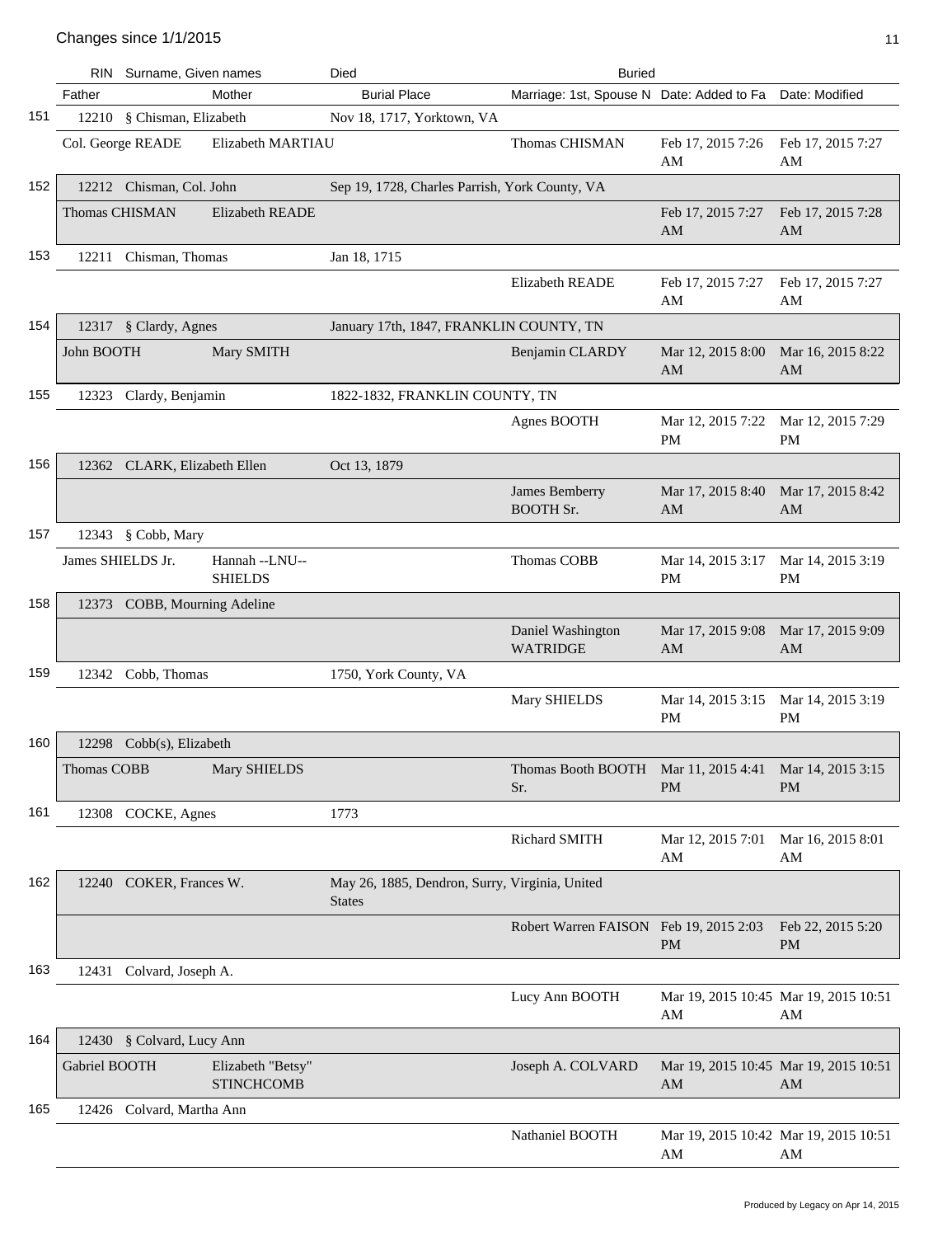## Changes since 1/1/2015

| | RIN | Surname, Given names | Died | Buried | | |
|---|---|---|---|---|---|---|
| | Father | Mother | Burial Place | Marriage: 1st, Spouse N | Date: Added to Fa | Date: Modified |
| 151 | 12210 | § Chisman, Elizabeth | Nov 18, 1717, Yorktown, VA | | | |
| | Col. George READE | Elizabeth MARTIAU | | Thomas CHISMAN | Feb 17, 2015 7:26 AM | Feb 17, 2015 7:27 AM |
| 152 | 12212 | Chisman, Col. John | Sep 19, 1728, Charles Parrish, York County, VA | | | |
| | Thomas CHISMAN | Elizabeth READE | | | Feb 17, 2015 7:27 AM | Feb 17, 2015 7:28 AM |
| 153 | 12211 | Chisman, Thomas | Jan 18, 1715 | | | |
| | | | | Elizabeth READE | Feb 17, 2015 7:27 AM | Feb 17, 2015 7:27 AM |
| 154 | 12317 | § Clardy, Agnes | January 17th, 1847, FRANKLIN COUNTY, TN | | | |
| | John BOOTH | Mary SMITH | | Benjamin CLARDY | Mar 12, 2015 8:00 AM | Mar 16, 2015 8:22 AM |
| 155 | 12323 | Clardy, Benjamin | 1822-1832, FRANKLIN COUNTY, TN | | | |
| | | | | Agnes BOOTH | Mar 12, 2015 7:22 PM | Mar 12, 2015 7:29 PM |
| 156 | 12362 | CLARK, Elizabeth Ellen | Oct 13, 1879 | | | |
| | | | | James Bemberry BOOTH Sr. | Mar 17, 2015 8:40 AM | Mar 17, 2015 8:42 AM |
| 157 | 12343 | § Cobb, Mary | | | | |
| | James SHIELDS Jr. | Hannah --LNU-- SHIELDS | | Thomas COBB | Mar 14, 2015 3:17 PM | Mar 14, 2015 3:19 PM |
| 158 | 12373 | COBB, Mourning Adeline | | | | |
| | | | | Daniel Washington WATRIDGE | Mar 17, 2015 9:08 AM | Mar 17, 2015 9:09 AM |
| 159 | 12342 | Cobb, Thomas | 1750, York County, VA | | | |
| | | | | Mary SHIELDS | Mar 14, 2015 3:15 PM | Mar 14, 2015 3:19 PM |
| 160 | 12298 | Cobb(s), Elizabeth | | | | |
| | Thomas COBB | Mary SHIELDS | | Thomas Booth BOOTH Sr. | Mar 11, 2015 4:41 PM | Mar 14, 2015 3:15 PM |
| 161 | 12308 | COCKE, Agnes | 1773 | | | |
| | | | | Richard SMITH | Mar 12, 2015 7:01 AM | Mar 16, 2015 8:01 AM |
| 162 | 12240 | COKER, Frances W. | May 26, 1885, Dendron, Surry, Virginia, United States | | | |
| | | | | Robert Warren FAISON | Feb 19, 2015 2:03 PM | Feb 22, 2015 5:20 PM |
| 163 | 12431 | Colvard, Joseph A. | | | | |
| | | | | Lucy Ann BOOTH | Mar 19, 2015 10:45 AM | Mar 19, 2015 10:51 AM |
| 164 | 12430 | § Colvard, Lucy Ann | | | | |
| | Gabriel BOOTH | Elizabeth "Betsy" STINCHCOMB | | Joseph A. COLVARD | Mar 19, 2015 10:45 AM | Mar 19, 2015 10:51 AM |
| 165 | 12426 | Colvard, Martha Ann | | | | |
| | | | | Nathaniel BOOTH | Mar 19, 2015 10:42 AM | Mar 19, 2015 10:51 AM |

Produced by Legacy on Apr 14, 2015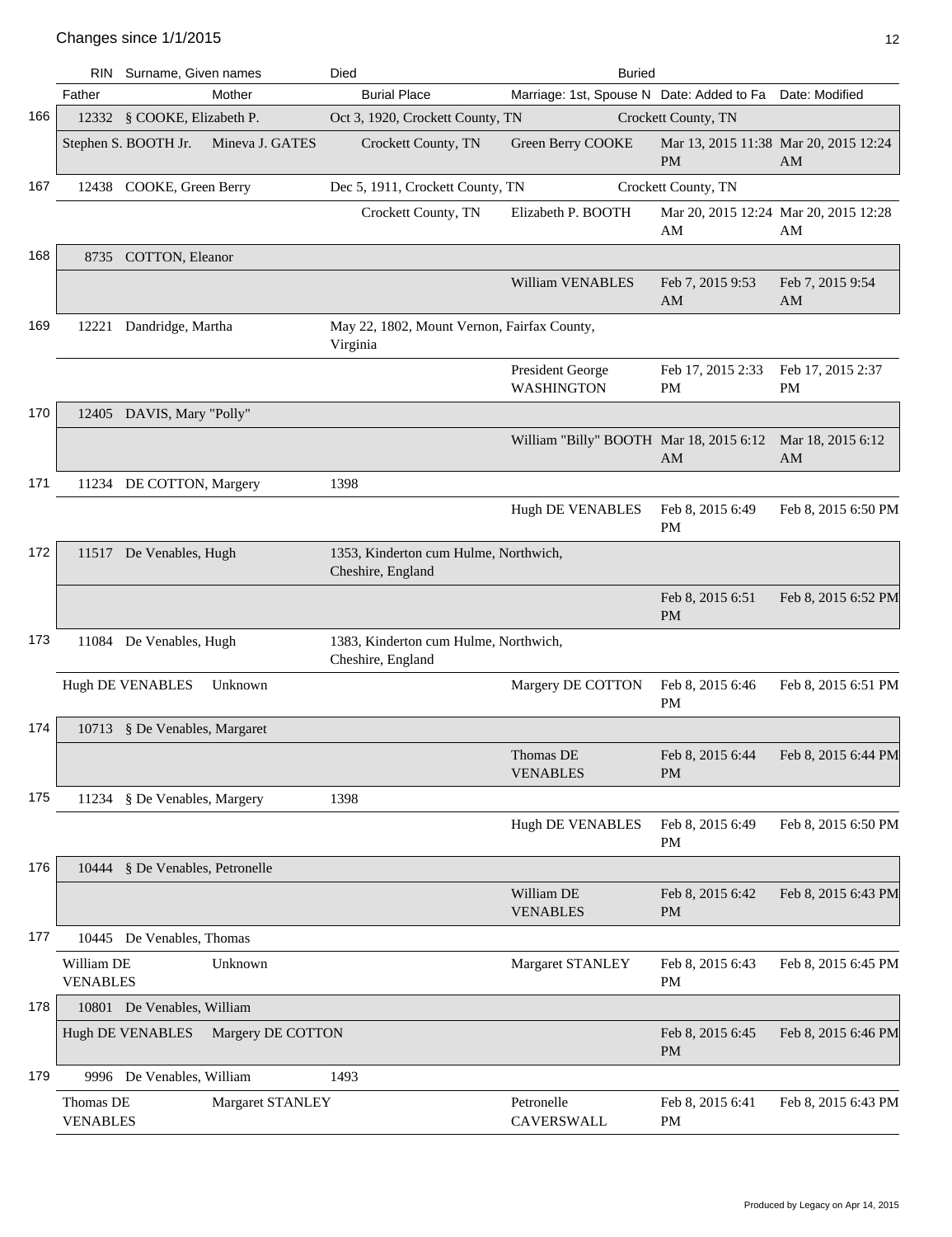Changes since 1/1/2015

| | RIN | Surname, Given names | Died | Buried | | |
|---|---|---|---|---|---|---|
| | Father | Mother | Burial Place | Marriage: 1st, Spouse N | Date: Added to Fa | Date: Modified |
| 166 | 12332 | § COOKE, Elizabeth P. | Oct 3, 1920, Crockett County, TN | Crockett County, TN | | |
| | Stephen S. BOOTH Jr. | Mineva J. GATES | Crockett County, TN | Green Berry COOKE | Mar 13, 2015 11:38 PM | Mar 20, 2015 12:24 AM |
| 167 | 12438 | COOKE, Green Berry | Dec 5, 1911, Crockett County, TN | Crockett County, TN | | |
| | | | Crockett County, TN | Elizabeth P. BOOTH | Mar 20, 2015 12:24 AM | Mar 20, 2015 12:28 AM |
| 168 | 8735 | COTTON, Eleanor | | | | |
| | | | | William VENABLES | Feb 7, 2015 9:53 AM | Feb 7, 2015 9:54 AM |
| 169 | 12221 | Dandridge, Martha | May 22, 1802, Mount Vernon, Fairfax County, Virginia | | | |
| | | | | President George WASHINGTON | Feb 17, 2015 2:33 PM | Feb 17, 2015 2:37 PM |
| 170 | 12405 | DAVIS, Mary "Polly" | | | | |
| | | | | William "Billy" BOOTH | Mar 18, 2015 6:12 AM | Mar 18, 2015 6:12 AM |
| 171 | 11234 | DE COTTON, Margery | 1398 | | | |
| | | | | Hugh DE VENABLES | Feb 8, 2015 6:49 PM | Feb 8, 2015 6:50 PM |
| 172 | 11517 | De Venables, Hugh | 1353, Kinderton cum Hulme, Northwich, Cheshire, England | | | |
| | | | | | Feb 8, 2015 6:51 PM | Feb 8, 2015 6:52 PM |
| 173 | 11084 | De Venables, Hugh | 1383, Kinderton cum Hulme, Northwich, Cheshire, England | | | |
| | Hugh DE VENABLES | Unknown | | Margery DE COTTON | Feb 8, 2015 6:46 PM | Feb 8, 2015 6:51 PM |
| 174 | 10713 | § De Venables, Margaret | | | | |
| | | | | Thomas DE VENABLES | Feb 8, 2015 6:44 PM | Feb 8, 2015 6:44 PM |
| 175 | 11234 | § De Venables, Margery | 1398 | | | |
| | | | | Hugh DE VENABLES | Feb 8, 2015 6:49 PM | Feb 8, 2015 6:50 PM |
| 176 | 10444 | § De Venables, Petronelle | | | | |
| | | | | William DE VENABLES | Feb 8, 2015 6:42 PM | Feb 8, 2015 6:43 PM |
| 177 | 10445 | De Venables, Thomas | | | | |
| | William DE VENABLES | Unknown | | Margaret STANLEY | Feb 8, 2015 6:43 PM | Feb 8, 2015 6:45 PM |
| 178 | 10801 | De Venables, William | | | | |
| | Hugh DE VENABLES | Margery DE COTTON | | | Feb 8, 2015 6:45 PM | Feb 8, 2015 6:46 PM |
| 179 | 9996 | De Venables, William | 1493 | | | |
| | Thomas DE VENABLES | Margaret STANLEY | | Petronelle CAVERSWALL | Feb 8, 2015 6:41 PM | Feb 8, 2015 6:43 PM |

Produced by Legacy on Apr 14, 2015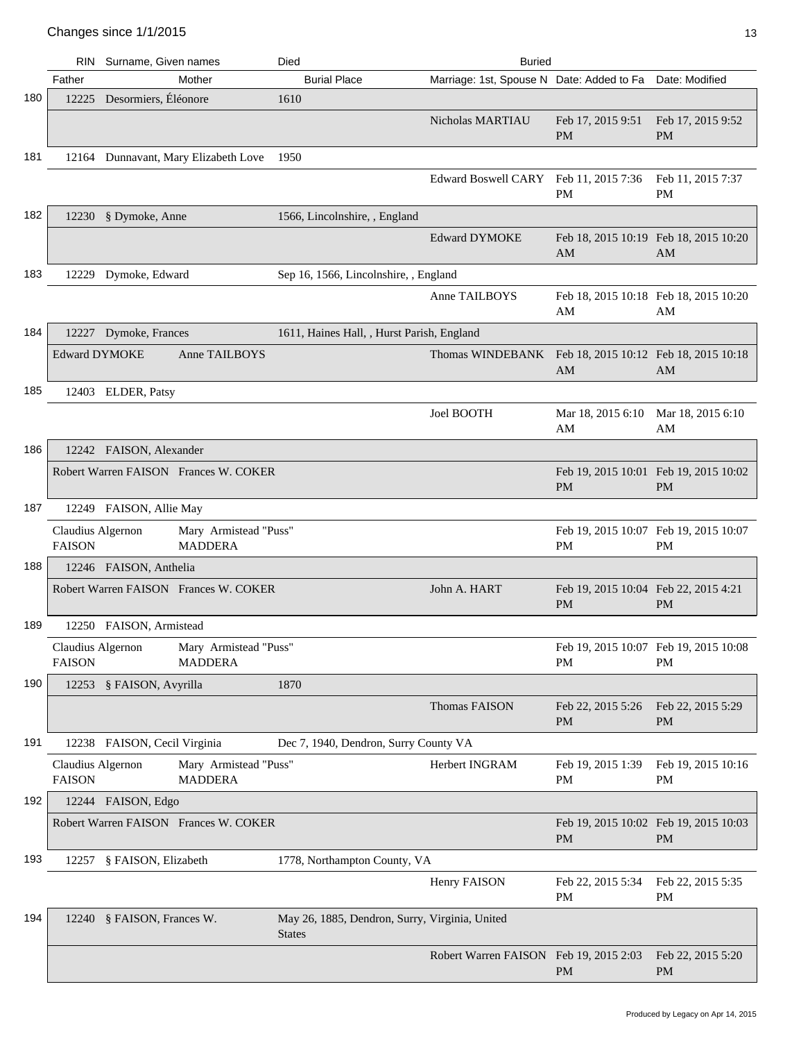## Changes since 1/1/2015

| # | RIN | Surname, Given names | Died | Buried | | |
|---|---|---|---|---|---|---|
| | Father | Mother | Burial Place | Marriage: 1st, Spouse N | Date: Added to Fa | Date: Modified |
| 180 | 12225 | Desormiers, Éléonore | 1610 | | | |
| | | | | Nicholas MARTIAU | Feb 17, 2015 9:51 PM | Feb 17, 2015 9:52 PM |
| 181 | 12164 | Dunnavant, Mary Elizabeth Love | 1950 | | | |
| | | | | Edward Boswell CARY | Feb 11, 2015 7:36 PM | Feb 11, 2015 7:37 PM |
| 182 | 12230 | § Dymoke, Anne | 1566, Lincolnshire, , England | | | |
| | | | | Edward DYMOKE | Feb 18, 2015 10:19 AM | Feb 18, 2015 10:20 AM |
| 183 | 12229 | Dymoke, Edward | Sep 16, 1566, Lincolnshire, , England | | | |
| | | | | Anne TAILBOYS | Feb 18, 2015 10:18 AM | Feb 18, 2015 10:20 AM |
| 184 | 12227 | Dymoke, Frances | 1611, Haines Hall, , Hurst Parish, England | | | |
| | Edward DYMOKE | Anne TAILBOYS | | Thomas WINDEBANK | Feb 18, 2015 10:12 AM | Feb 18, 2015 10:18 AM |
| 185 | 12403 | ELDER, Patsy | | | | |
| | | | | Joel BOOTH | Mar 18, 2015 6:10 AM | Mar 18, 2015 6:10 AM |
| 186 | 12242 | FAISON, Alexander | | | | |
| | Robert Warren FAISON | Frances W. COKER | | | Feb 19, 2015 10:01 PM | Feb 19, 2015 10:02 PM |
| 187 | 12249 | FAISON, Allie May | | | | |
| | Claudius Algernon FAISON | Mary Armistead "Puss" MADDERA | | | Feb 19, 2015 10:07 PM | Feb 19, 2015 10:07 PM |
| 188 | 12246 | FAISON, Anthelia | | | | |
| | Robert Warren FAISON | Frances W. COKER | | John A. HART | Feb 19, 2015 10:04 PM | Feb 22, 2015 4:21 PM |
| 189 | 12250 | FAISON, Armistead | | | | |
| | Claudius Algernon FAISON | Mary Armistead "Puss" MADDERA | | | Feb 19, 2015 10:07 PM | Feb 19, 2015 10:08 PM |
| 190 | 12253 | § FAISON, Avyrilla | 1870 | | | |
| | | | | Thomas FAISON | Feb 22, 2015 5:26 PM | Feb 22, 2015 5:29 PM |
| 191 | 12238 | FAISON, Cecil Virginia | Dec 7, 1940, Dendron, Surry County VA | | | |
| | Claudius Algernon FAISON | Mary Armistead "Puss" MADDERA | | Herbert INGRAM | Feb 19, 2015 1:39 PM | Feb 19, 2015 10:16 PM |
| 192 | 12244 | FAISON, Edgo | | | | |
| | Robert Warren FAISON | Frances W. COKER | | | Feb 19, 2015 10:02 PM | Feb 19, 2015 10:03 PM |
| 193 | 12257 | § FAISON, Elizabeth | 1778, Northampton County, VA | | | |
| | | | | Henry FAISON | Feb 22, 2015 5:34 PM | Feb 22, 2015 5:35 PM |
| 194 | 12240 | § FAISON, Frances W. | May 26, 1885, Dendron, Surry, Virginia, United States | | | |
| | | | | Robert Warren FAISON | Feb 19, 2015 2:03 PM | Feb 22, 2015 5:20 PM |

Produced by Legacy on Apr 14, 2015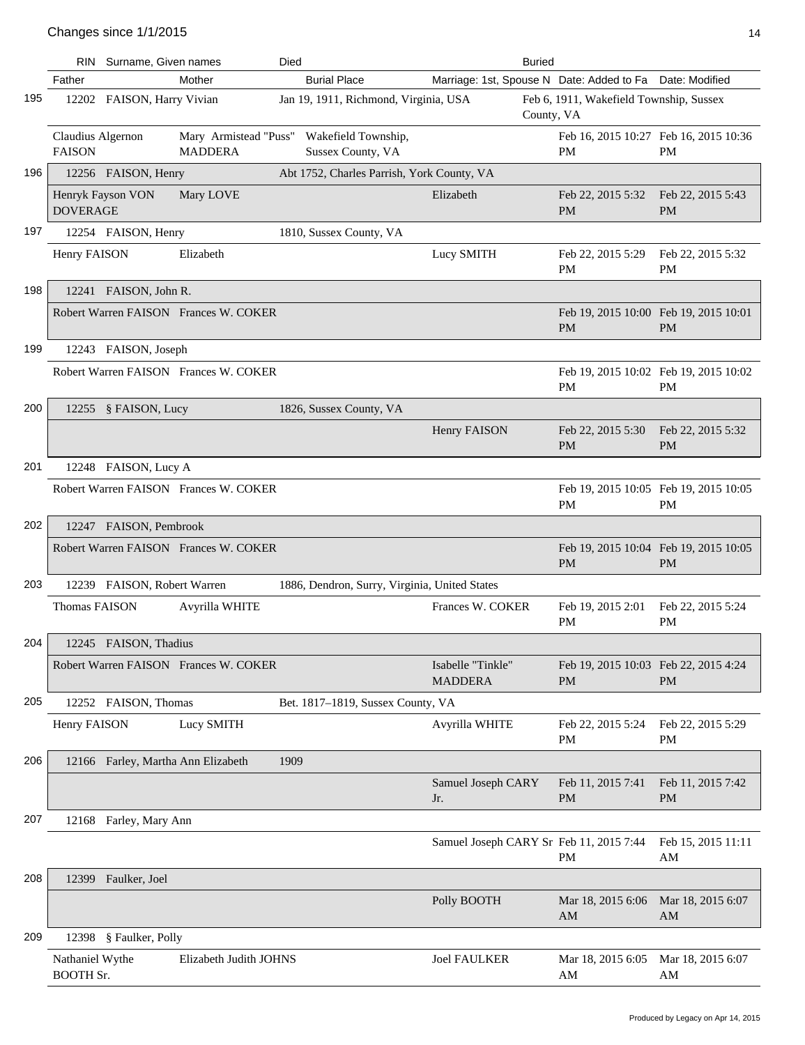## Changes since 1/1/2015

| # | RIN | Surname, Given names | Died | Buried |
|---|---|---|---|---|
| | Father | Mother | Burial Place | Marriage: 1st, Spouse N | Date: Added to Fa | Date: Modified |
| 195 | 12202 | FAISON, Harry Vivian | Jan 19, 1911, Richmond, Virginia, USA | Feb 6, 1911, Wakefield Township, Sussex County, VA |
| | Claudius Algernon FAISON | Mary Armistead "Puss" MADDERA | Wakefield Township, Sussex County, VA | | Feb 16, 2015 10:27 PM | Feb 16, 2015 10:36 PM |
| 196 | 12256 | FAISON, Henry | Abt 1752, Charles Parrish, York County, VA | |
| | Henryk Fayson VON DOVERAGE | Mary LOVE | | Elizabeth | Feb 22, 2015 5:32 PM | Feb 22, 2015 5:43 PM |
| 197 | 12254 | FAISON, Henry | 1810, Sussex County, VA | |
| | Henry FAISON | Elizabeth | | Lucy SMITH | Feb 22, 2015 5:29 PM | Feb 22, 2015 5:32 PM |
| 198 | 12241 | FAISON, John R. | | |
| | Robert Warren FAISON | Frances W. COKER | | | Feb 19, 2015 10:00 PM | Feb 19, 2015 10:01 PM |
| 199 | 12243 | FAISON, Joseph | | |
| | Robert Warren FAISON | Frances W. COKER | | | Feb 19, 2015 10:02 PM | Feb 19, 2015 10:02 PM |
| 200 | 12255 | § FAISON, Lucy | 1826, Sussex County, VA | |
| | | | | Henry FAISON | Feb 22, 2015 5:30 PM | Feb 22, 2015 5:32 PM |
| 201 | 12248 | FAISON, Lucy A | | |
| | Robert Warren FAISON | Frances W. COKER | | | Feb 19, 2015 10:05 PM | Feb 19, 2015 10:05 PM |
| 202 | 12247 | FAISON, Pembrook | | |
| | Robert Warren FAISON | Frances W. COKER | | | Feb 19, 2015 10:04 PM | Feb 19, 2015 10:05 PM |
| 203 | 12239 | FAISON, Robert Warren | 1886, Dendron, Surry, Virginia, United States | |
| | Thomas FAISON | Avyrilla WHITE | | Frances W. COKER | Feb 19, 2015 2:01 PM | Feb 22, 2015 5:24 PM |
| 204 | 12245 | FAISON, Thadius | | |
| | Robert Warren FAISON | Frances W. COKER | | Isabelle "Tinkle" MADDERA | Feb 19, 2015 10:03 PM | Feb 22, 2015 4:24 PM |
| 205 | 12252 | FAISON, Thomas | Bet. 1817–1819, Sussex County, VA | |
| | Henry FAISON | Lucy SMITH | | Avyrilla WHITE | Feb 22, 2015 5:24 PM | Feb 22, 2015 5:29 PM |
| 206 | 12166 | Farley, Martha Ann Elizabeth | 1909 | |
| | | | | Samuel Joseph CARY Jr. | Feb 11, 2015 7:41 PM | Feb 11, 2015 7:42 PM |
| 207 | 12168 | Farley, Mary Ann | | |
| | | | | Samuel Joseph CARY Sr | Feb 11, 2015 7:44 PM | Feb 15, 2015 11:11 AM |
| 208 | 12399 | Faulker, Joel | | |
| | | | | Polly BOOTH | Mar 18, 2015 6:06 AM | Mar 18, 2015 6:07 AM |
| 209 | 12398 | § Faulker, Polly | | |
| | Nathaniel Wythe BOOTH Sr. | Elizabeth Judith JOHNS | | Joel FAULKER | Mar 18, 2015 6:05 AM | Mar 18, 2015 6:07 AM |

Produced by Legacy on Apr 14, 2015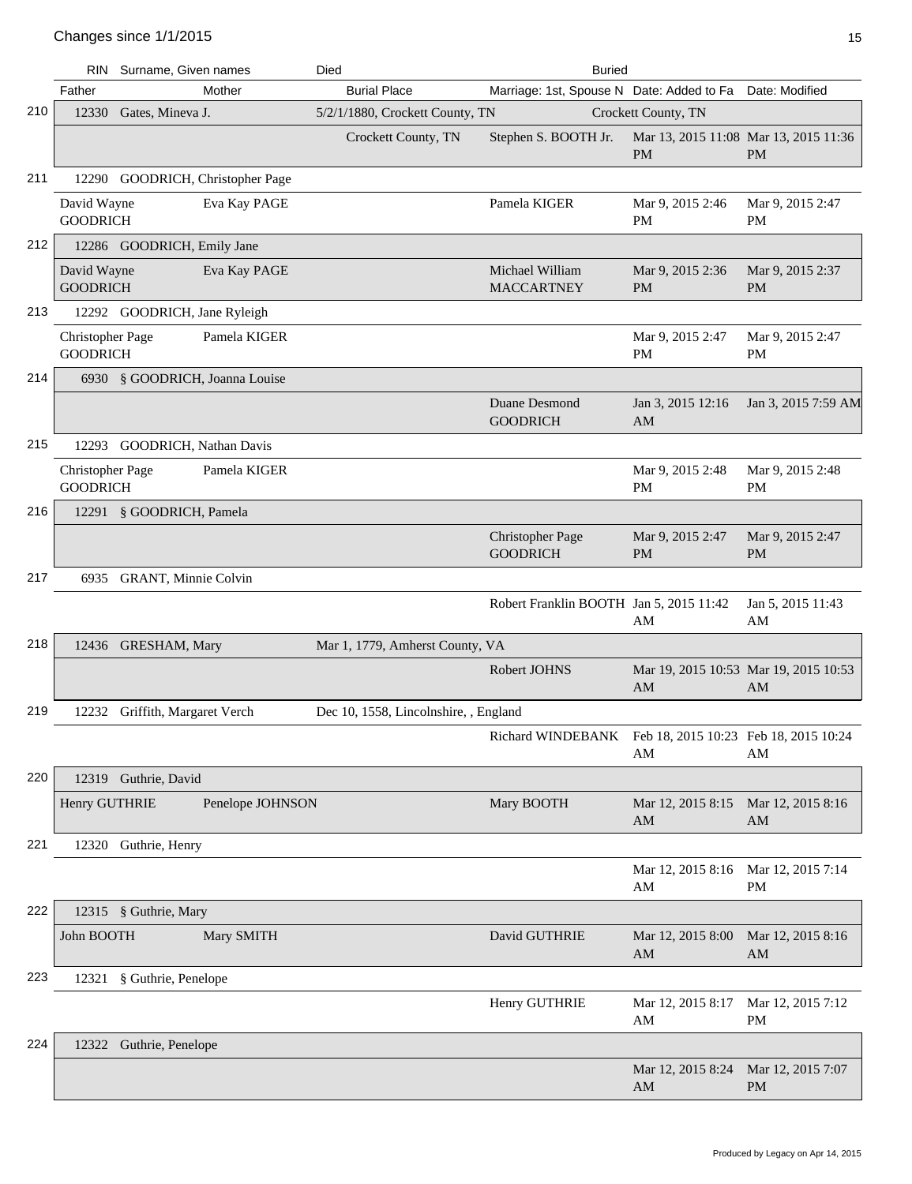| | RIN | Surname, Given names | Died | Buried | | | |
|---|---|---|---|---|---|---|---|
| | Father | Mother | Burial Place | Marriage: 1st, Spouse N | Date: Added to Fa | Date: Modified | |
| 210 | 12330 | Gates, Mineva J. | 5/2/1880, Crockett County, TN | | Crockett County, TN | | |
| | | | Crockett County, TN | Stephen S. BOOTH Jr. | Mar 13, 2015 11:08 PM | Mar 13, 2015 11:36 PM | |
| 211 | 12290 | GOODRICH, Christopher Page | | | | | |
| | David Wayne GOODRICH | Eva Kay PAGE | | Pamela KIGER | Mar 9, 2015 2:46 PM | Mar 9, 2015 2:47 PM | |
| 212 | 12286 | GOODRICH, Emily Jane | | | | | |
| | David Wayne GOODRICH | Eva Kay PAGE | | Michael William MACCARTNEY | Mar 9, 2015 2:36 PM | Mar 9, 2015 2:37 PM | |
| 213 | 12292 | GOODRICH, Jane Ryleigh | | | | | |
| | Christopher Page GOODRICH | Pamela KIGER | | | Mar 9, 2015 2:47 PM | Mar 9, 2015 2:47 PM | |
| 214 | 6930 | § GOODRICH, Joanna Louise | | | | | |
| | | | | Duane Desmond GOODRICH | Jan 3, 2015 12:16 AM | Jan 3, 2015 7:59 AM | |
| 215 | 12293 | GOODRICH, Nathan Davis | | | | | |
| | Christopher Page GOODRICH | Pamela KIGER | | | Mar 9, 2015 2:48 PM | Mar 9, 2015 2:48 PM | |
| 216 | 12291 | § GOODRICH, Pamela | | | | | |
| | | | | Christopher Page GOODRICH | Mar 9, 2015 2:47 PM | Mar 9, 2015 2:47 PM | |
| 217 | 6935 | GRANT, Minnie Colvin | | | | | |
| | | | | Robert Franklin BOOTH | Jan 5, 2015 11:42 AM | Jan 5, 2015 11:43 AM | |
| 218 | 12436 | GRESHAM, Mary | Mar 1, 1779, Amherst County, VA | | | | |
| | | | | Robert JOHNS | Mar 19, 2015 10:53 AM | Mar 19, 2015 10:53 AM | |
| 219 | 12232 | Griffith, Margaret Verch | Dec 10, 1558, Lincolnshire, , England | | | | |
| | | | | Richard WINDEBANK | Feb 18, 2015 10:23 AM | Feb 18, 2015 10:24 AM | |
| 220 | 12319 | Guthrie, David | | | | | |
| | Henry GUTHRIE | Penelope JOHNSON | | Mary BOOTH | Mar 12, 2015 8:15 AM | Mar 12, 2015 8:16 AM | |
| 221 | 12320 | Guthrie, Henry | | | | | |
| | | | | | Mar 12, 2015 8:16 AM | Mar 12, 2015 7:14 PM | |
| 222 | 12315 | § Guthrie, Mary | | | | | |
| | John BOOTH | Mary SMITH | | David GUTHRIE | Mar 12, 2015 8:00 AM | Mar 12, 2015 8:16 AM | |
| 223 | 12321 | § Guthrie, Penelope | | | | | |
| | | | | Henry GUTHRIE | Mar 12, 2015 8:17 AM | Mar 12, 2015 7:12 PM | |
| 224 | 12322 | Guthrie, Penelope | | | | | |
| | | | | | Mar 12, 2015 8:24 AM | Mar 12, 2015 7:07 PM | |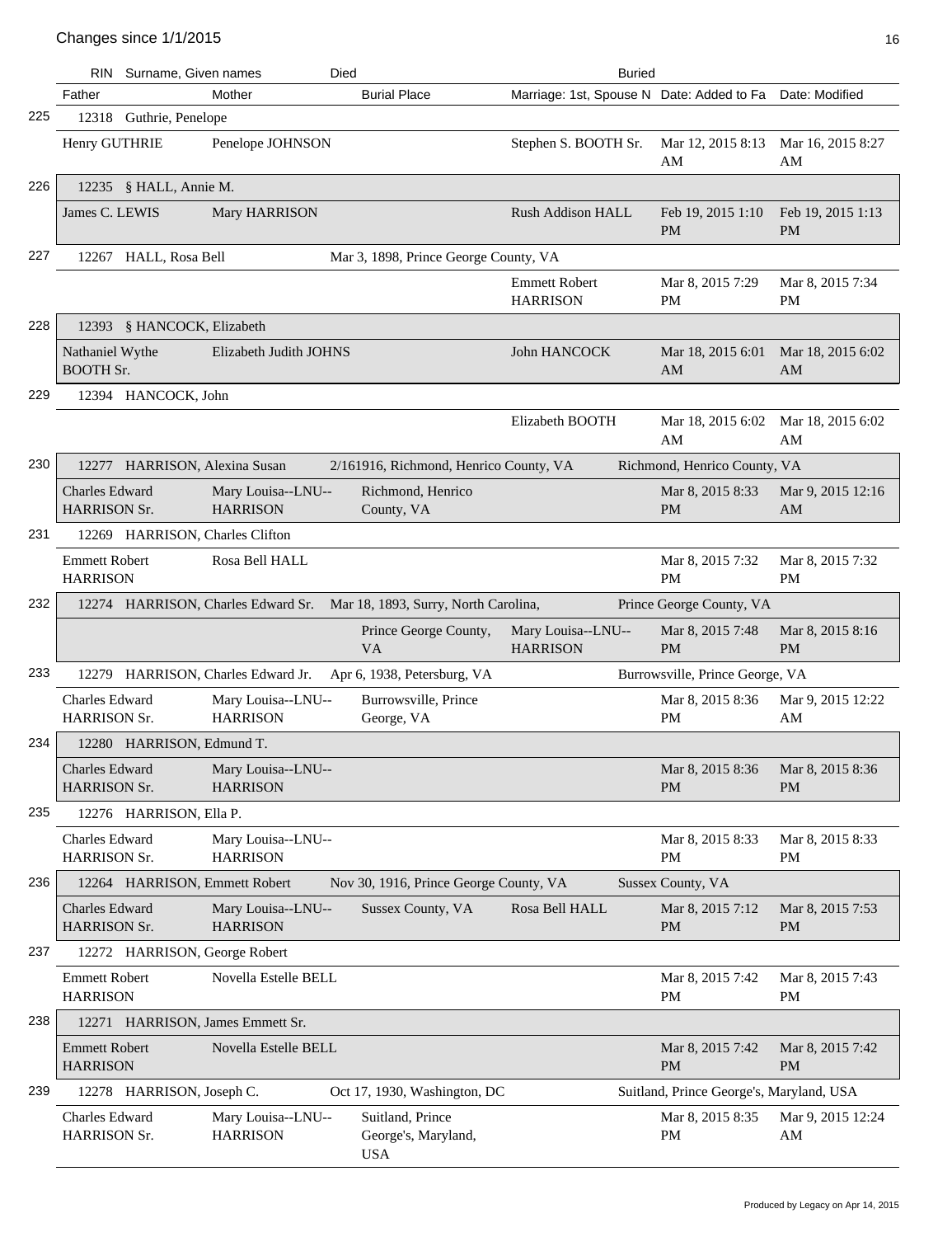## Changes since 1/1/2015

| # | RIN | Surname, Given names | Died | Buried |
|---|---|---|---|---|
| | Father | Mother | Burial Place | Marriage: 1st, Spouse N | Date: Added to Fa | Date: Modified |

| # | Father | Mother | Died / Burial Place | Marriage: 1st, Spouse N | Buried / Date: Added to Fa | Date: Modified |
|---|---|---|---|---|---|---|
| 225 | **12318 Guthrie, Penelope** | | | | | |
| | Henry GUTHRIE | Penelope JOHNSON | | Stephen S. BOOTH Sr. | Mar 12, 2015 8:13 AM | Mar 16, 2015 8:27 AM |
| 226 | **12235 § HALL, Annie M.** | | | | | |
| | James C. LEWIS | Mary HARRISON | | Rush Addison HALL | Feb 19, 2015 1:10 PM | Feb 19, 2015 1:13 PM |
| 227 | **12267 HALL, Rosa Bell** | | Mar 3, 1898, Prince George County, VA | | | |
| | | | | Emmett Robert HARRISON | Mar 8, 2015 7:29 PM | Mar 8, 2015 7:34 PM |
| 228 | **12393 § HANCOCK, Elizabeth** | | | | | |
| | Nathaniel Wythe BOOTH Sr. | Elizabeth Judith JOHNS | | John HANCOCK | Mar 18, 2015 6:01 AM | Mar 18, 2015 6:02 AM |
| 229 | **12394 HANCOCK, John** | | | | | |
| | | | | Elizabeth BOOTH | Mar 18, 2015 6:02 AM | Mar 18, 2015 6:02 AM |
| 230 | **12277 HARRISON, Alexina Susan** | | 2/161916, Richmond, Henrico County, VA | | Richmond, Henrico County, VA | |
| | Charles Edward HARRISON Sr. | Mary Louisa--LNU--HARRISON | Richmond, Henrico County, VA | | Mar 8, 2015 8:33 PM | Mar 9, 2015 12:16 AM |
| 231 | **12269 HARRISON, Charles Clifton** | | | | | |
| | Emmett Robert HARRISON | Rosa Bell HALL | | | Mar 8, 2015 7:32 PM | Mar 8, 2015 7:32 PM |
| 232 | **12274 HARRISON, Charles Edward Sr.** | | Mar 18, 1893, Surry, North Carolina, | | Prince George County, VA | |
| | | | Prince George County, VA | Mary Louisa--LNU--HARRISON | Mar 8, 2015 7:48 PM | Mar 8, 2015 8:16 PM |
| 233 | **12279 HARRISON, Charles Edward Jr.** | | Apr 6, 1938, Petersburg, VA | | Burrowsville, Prince George, VA | |
| | Charles Edward HARRISON Sr. | Mary Louisa--LNU--HARRISON | Burrowsville, Prince George, VA | | Mar 8, 2015 8:36 PM | Mar 9, 2015 12:22 AM |
| 234 | **12280 HARRISON, Edmund T.** | | | | | |
| | Charles Edward HARRISON Sr. | Mary Louisa--LNU--HARRISON | | | Mar 8, 2015 8:36 PM | Mar 8, 2015 8:36 PM |
| 235 | **12276 HARRISON, Ella P.** | | | | | |
| | Charles Edward HARRISON Sr. | Mary Louisa--LNU--HARRISON | | | Mar 8, 2015 8:33 PM | Mar 8, 2015 8:33 PM |
| 236 | **12264 HARRISON, Emmett Robert** | | Nov 30, 1916, Prince George County, VA | | Sussex County, VA | |
| | Charles Edward HARRISON Sr. | Mary Louisa--LNU--HARRISON | Sussex County, VA | Rosa Bell HALL | Mar 8, 2015 7:12 PM | Mar 8, 2015 7:53 PM |
| 237 | **12272 HARRISON, George Robert** | | | | | |
| | Emmett Robert HARRISON | Novella Estelle BELL | | | Mar 8, 2015 7:42 PM | Mar 8, 2015 7:43 PM |
| 238 | **12271 HARRISON, James Emmett Sr.** | | | | | |
| | Emmett Robert HARRISON | Novella Estelle BELL | | | Mar 8, 2015 7:42 PM | Mar 8, 2015 7:42 PM |
| 239 | **12278 HARRISON, Joseph C.** | | Oct 17, 1930, Washington, DC | | Suitland, Prince George's, Maryland, USA | |
| | Charles Edward HARRISON Sr. | Mary Louisa--LNU--HARRISON | Suitland, Prince George's, Maryland, USA | | Mar 8, 2015 8:35 PM | Mar 9, 2015 12:24 AM |

Produced by Legacy on Apr 14, 2015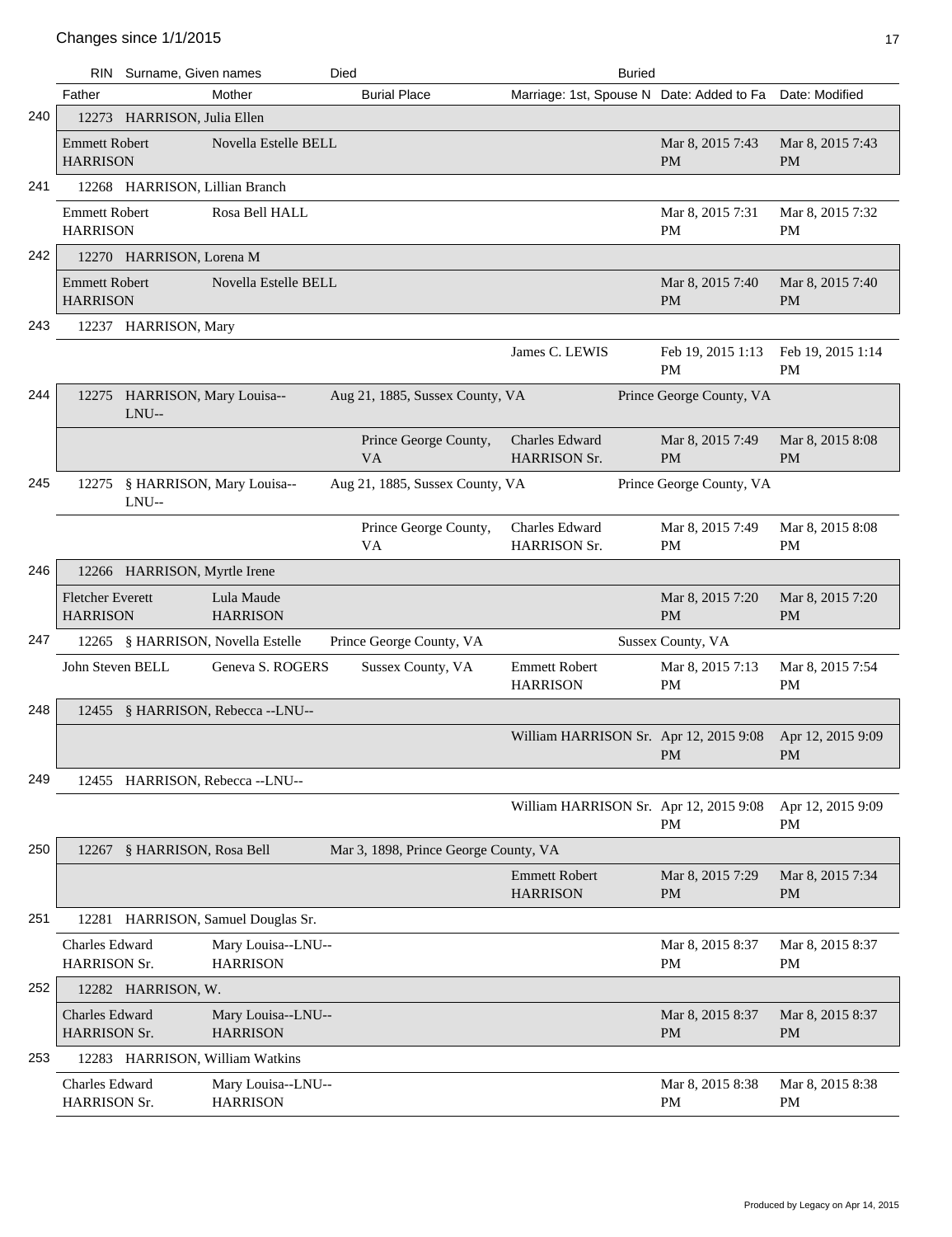# Changes since 1/1/2015

| | RIN | Surname, Given names | Died | | Buried | | |
|---|---|---|---|---|---|---|---|
| | Father | Mother | Burial Place | Marriage: 1st, Spouse N | Date: Added to Fa | Date: Modified | |
| 240 | 12273 | HARRISON, Julia Ellen | | | | | |
| | Emmett Robert HARRISON | Novella Estelle BELL | | | Mar 8, 2015 7:43 PM | Mar 8, 2015 7:43 PM | |
| 241 | 12268 | HARRISON, Lillian Branch | | | | | |
| | Emmett Robert HARRISON | Rosa Bell HALL | | | Mar 8, 2015 7:31 PM | Mar 8, 2015 7:32 PM | |
| 242 | 12270 | HARRISON, Lorena M | | | | | |
| | Emmett Robert HARRISON | Novella Estelle BELL | | | Mar 8, 2015 7:40 PM | Mar 8, 2015 7:40 PM | |
| 243 | 12237 | HARRISON, Mary | | | | | |
| | | | | James C. LEWIS | Feb 19, 2015 1:13 PM | Feb 19, 2015 1:14 PM | |
| 244 | 12275 | HARRISON, Mary Louisa--LNU-- | Aug 21, 1885, Sussex County, VA | | Prince George County, VA | | |
| | | | Prince George County, VA | Charles Edward HARRISON Sr. | Mar 8, 2015 7:49 PM | Mar 8, 2015 8:08 PM | |
| 245 | 12275 | § HARRISON, Mary Louisa--LNU-- | Aug 21, 1885, Sussex County, VA | | Prince George County, VA | | |
| | | | Prince George County, VA | Charles Edward HARRISON Sr. | Mar 8, 2015 7:49 PM | Mar 8, 2015 8:08 PM | |
| 246 | 12266 | HARRISON, Myrtle Irene | | | | | |
| | Fletcher Everett HARRISON | Lula Maude HARRISON | | | Mar 8, 2015 7:20 PM | Mar 8, 2015 7:20 PM | |
| 247 | 12265 | § HARRISON, Novella Estelle | Prince George County, VA | | Sussex County, VA | | |
| | John Steven BELL | Geneva S. ROGERS | Sussex County, VA | Emmett Robert HARRISON | Mar 8, 2015 7:13 PM | Mar 8, 2015 7:54 PM | |
| 248 | 12455 | § HARRISON, Rebecca --LNU-- | | | | | |
| | | | | William HARRISON Sr. | Apr 12, 2015 9:08 PM | Apr 12, 2015 9:09 PM | |
| 249 | 12455 | HARRISON, Rebecca --LNU-- | | | | | |
| | | | | William HARRISON Sr. | Apr 12, 2015 9:08 PM | Apr 12, 2015 9:09 PM | |
| 250 | 12267 | § HARRISON, Rosa Bell | Mar 3, 1898, Prince George County, VA | | | | |
| | | | | Emmett Robert HARRISON | Mar 8, 2015 7:29 PM | Mar 8, 2015 7:34 PM | |
| 251 | 12281 | HARRISON, Samuel Douglas Sr. | | | | | |
| | Charles Edward HARRISON Sr. | Mary Louisa--LNU-- HARRISON | | | Mar 8, 2015 8:37 PM | Mar 8, 2015 8:37 PM | |
| 252 | 12282 | HARRISON, W. | | | | | |
| | Charles Edward HARRISON Sr. | Mary Louisa--LNU-- HARRISON | | | Mar 8, 2015 8:37 PM | Mar 8, 2015 8:37 PM | |
| 253 | 12283 | HARRISON, William Watkins | | | | | |
| | Charles Edward HARRISON Sr. | Mary Louisa--LNU-- HARRISON | | | Mar 8, 2015 8:38 PM | Mar 8, 2015 8:38 PM | |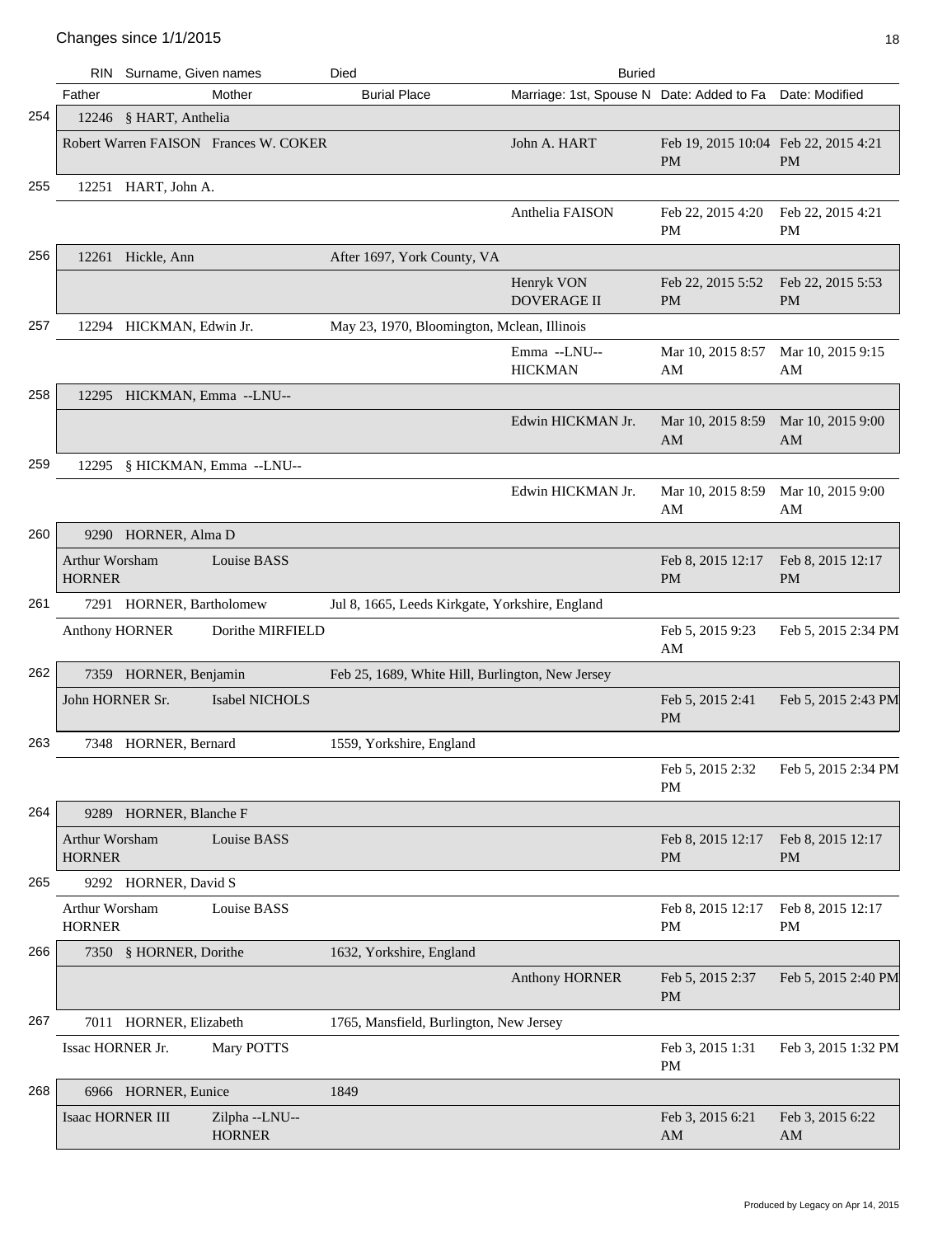## Changes since 1/1/2015

| # | RIN | Surname, Given names | Died | Buried | | |
|---|---|---|---|---|---|---|
| | Father | Mother | Burial Place | Marriage: 1st, Spouse N | Date: Added to Fa | Date: Modified |
| 254 | 12246 | § HART, Anthelia | | | | |
| | Robert Warren FAISON | Frances W. COKER | | John A. HART | Feb 19, 2015 10:04 PM | Feb 22, 2015 4:21 PM |
| 255 | 12251 | HART, John A. | | | | |
| | | | | Anthelia FAISON | Feb 22, 2015 4:20 PM | Feb 22, 2015 4:21 PM |
| 256 | 12261 | Hickle, Ann | After 1697, York County, VA | | | |
| | | | | Henryk VON DOVERAGE II | Feb 22, 2015 5:52 PM | Feb 22, 2015 5:53 PM |
| 257 | 12294 | HICKMAN, Edwin Jr. | May 23, 1970, Bloomington, Mclean, Illinois | | | |
| | | | | Emma --LNU-- HICKMAN | Mar 10, 2015 8:57 AM | Mar 10, 2015 9:15 AM |
| 258 | 12295 | HICKMAN, Emma --LNU-- | | | | |
| | | | | Edwin HICKMAN Jr. | Mar 10, 2015 8:59 AM | Mar 10, 2015 9:00 AM |
| 259 | 12295 | § HICKMAN, Emma --LNU-- | | | | |
| | | | | Edwin HICKMAN Jr. | Mar 10, 2015 8:59 AM | Mar 10, 2015 9:00 AM |
| 260 | 9290 | HORNER, Alma D | | | | |
| | Arthur Worsham HORNER | Louise BASS | | | Feb 8, 2015 12:17 PM | Feb 8, 2015 12:17 PM |
| 261 | 7291 | HORNER, Bartholomew | Jul 8, 1665, Leeds Kirkgate, Yorkshire, England | | | |
| | Anthony HORNER | Dorithe MIRFIELD | | | Feb 5, 2015 9:23 AM | Feb 5, 2015 2:34 PM |
| 262 | 7359 | HORNER, Benjamin | Feb 25, 1689, White Hill, Burlington, New Jersey | | | |
| | John HORNER Sr. | Isabel NICHOLS | | | Feb 5, 2015 2:41 PM | Feb 5, 2015 2:43 PM |
| 263 | 7348 | HORNER, Bernard | 1559, Yorkshire, England | | | |
| | | | | | Feb 5, 2015 2:32 PM | Feb 5, 2015 2:34 PM |
| 264 | 9289 | HORNER, Blanche F | | | | |
| | Arthur Worsham HORNER | Louise BASS | | | Feb 8, 2015 12:17 PM | Feb 8, 2015 12:17 PM |
| 265 | 9292 | HORNER, David S | | | | |
| | Arthur Worsham HORNER | Louise BASS | | | Feb 8, 2015 12:17 PM | Feb 8, 2015 12:17 PM |
| 266 | 7350 | § HORNER, Dorithe | 1632, Yorkshire, England | | | |
| | | | | Anthony HORNER | Feb 5, 2015 2:37 PM | Feb 5, 2015 2:40 PM |
| 267 | 7011 | HORNER, Elizabeth | 1765, Mansfield, Burlington, New Jersey | | | |
| | Issac HORNER Jr. | Mary POTTS | | | Feb 3, 2015 1:31 PM | Feb 3, 2015 1:32 PM |
| 268 | 6966 | HORNER, Eunice | 1849 | | | |
| | Isaac HORNER III | Zilpha --LNU-- HORNER | | | Feb 3, 2015 6:21 AM | Feb 3, 2015 6:22 AM |

Produced by Legacy on Apr 14, 2015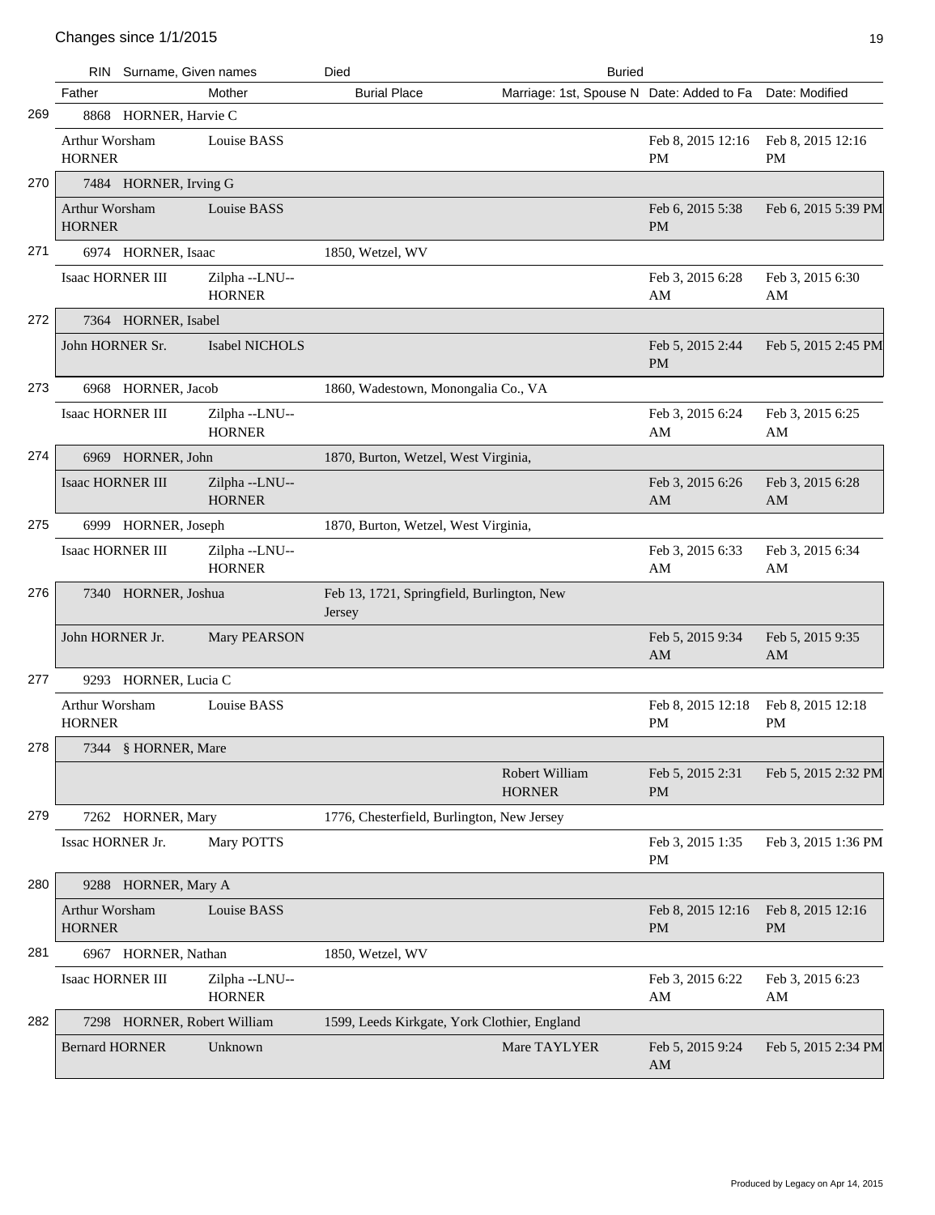## Changes since 1/1/2015

| | RIN | Surname, Given names | Died | Buried | | |
|---|---|---|---|---|---|---|
| | **Father** | **Mother** | **Burial Place** | **Marriage: 1st, Spouse N** | **Date: Added to Fa** | **Date: Modified** |
| 269 | 8868 | HORNER, Harvie C | | | | |
| | Arthur Worsham HORNER | Louise BASS | | | Feb 8, 2015 12:16 PM | Feb 8, 2015 12:16 PM |
| 270 | 7484 | HORNER, Irving G | | | | |
| | Arthur Worsham HORNER | Louise BASS | | | Feb 6, 2015 5:38 PM | Feb 6, 2015 5:39 PM |
| 271 | 6974 | HORNER, Isaac | 1850, Wetzel, WV | | | |
| | Isaac HORNER III | Zilpha --LNU-- HORNER | | | Feb 3, 2015 6:28 AM | Feb 3, 2015 6:30 AM |
| 272 | 7364 | HORNER, Isabel | | | | |
| | John HORNER Sr. | Isabel NICHOLS | | | Feb 5, 2015 2:44 PM | Feb 5, 2015 2:45 PM |
| 273 | 6968 | HORNER, Jacob | 1860, Wadestown, Monongalia Co., VA | | | |
| | Isaac HORNER III | Zilpha --LNU-- HORNER | | | Feb 3, 2015 6:24 AM | Feb 3, 2015 6:25 AM |
| 274 | 6969 | HORNER, John | 1870, Burton, Wetzel, West Virginia, | | | |
| | Isaac HORNER III | Zilpha --LNU-- HORNER | | | Feb 3, 2015 6:26 AM | Feb 3, 2015 6:28 AM |
| 275 | 6999 | HORNER, Joseph | 1870, Burton, Wetzel, West Virginia, | | | |
| | Isaac HORNER III | Zilpha --LNU-- HORNER | | | Feb 3, 2015 6:33 AM | Feb 3, 2015 6:34 AM |
| 276 | 7340 | HORNER, Joshua | Feb 13, 1721, Springfield, Burlington, New Jersey | | | |
| | John HORNER Jr. | Mary PEARSON | | | Feb 5, 2015 9:34 AM | Feb 5, 2015 9:35 AM |
| 277 | 9293 | HORNER, Lucia C | | | | |
| | Arthur Worsham HORNER | Louise BASS | | | Feb 8, 2015 12:18 PM | Feb 8, 2015 12:18 PM |
| 278 | 7344 | § HORNER, Mare | | | | |
| | | | | Robert William HORNER | Feb 5, 2015 2:31 PM | Feb 5, 2015 2:32 PM |
| 279 | 7262 | HORNER, Mary | 1776, Chesterfield, Burlington, New Jersey | | | |
| | Issac HORNER Jr. | Mary POTTS | | | Feb 3, 2015 1:35 PM | Feb 3, 2015 1:36 PM |
| 280 | 9288 | HORNER, Mary A | | | | |
| | Arthur Worsham HORNER | Louise BASS | | | Feb 8, 2015 12:16 PM | Feb 8, 2015 12:16 PM |
| 281 | 6967 | HORNER, Nathan | 1850, Wetzel, WV | | | |
| | Isaac HORNER III | Zilpha --LNU-- HORNER | | | Feb 3, 2015 6:22 AM | Feb 3, 2015 6:23 AM |
| 282 | 7298 | HORNER, Robert William | 1599, Leeds Kirkgate, York Clothier, England | | | |
| | Bernard HORNER | Unknown | | Mare TAYLYER | Feb 5, 2015 9:24 AM | Feb 5, 2015 2:34 PM |

Produced by Legacy on Apr 14, 2015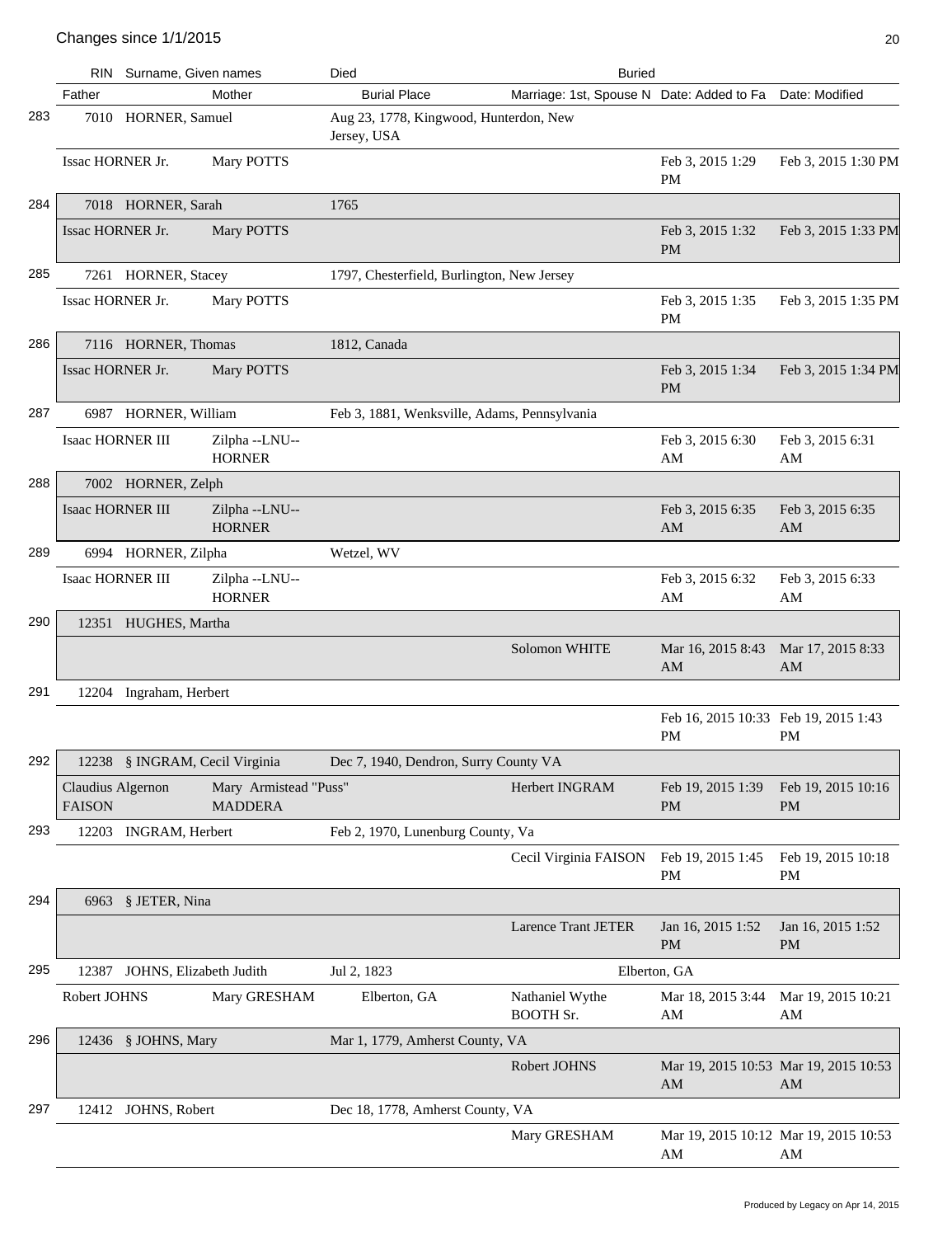## Changes since 1/1/2015

| # | RIN | Surname, Given names | Died | Buried | | |
|---|---|---|---|---|---|---|
| | Father | Mother | Burial Place | Marriage: 1st, Spouse N | Date: Added to Fa | Date: Modified |
| 283 | 7010 | HORNER, Samuel | Aug 23, 1778, Kingwood, Hunterdon, New Jersey, USA | | | |
| | Issac HORNER Jr. | Mary POTTS | | | Feb 3, 2015 1:29 PM | Feb 3, 2015 1:30 PM |
| 284 | 7018 | HORNER, Sarah | 1765 | | | |
| | Issac HORNER Jr. | Mary POTTS | | | Feb 3, 2015 1:32 PM | Feb 3, 2015 1:33 PM |
| 285 | 7261 | HORNER, Stacey | 1797, Chesterfield, Burlington, New Jersey | | | |
| | Issac HORNER Jr. | Mary POTTS | | | Feb 3, 2015 1:35 PM | Feb 3, 2015 1:35 PM |
| 286 | 7116 | HORNER, Thomas | 1812, Canada | | | |
| | Issac HORNER Jr. | Mary POTTS | | | Feb 3, 2015 1:34 PM | Feb 3, 2015 1:34 PM |
| 287 | 6987 | HORNER, William | Feb 3, 1881, Wenksville, Adams, Pennsylvania | | | |
| | Isaac HORNER III | Zilpha --LNU-- HORNER | | | Feb 3, 2015 6:30 AM | Feb 3, 2015 6:31 AM |
| 288 | 7002 | HORNER, Zelph | | | | |
| | Isaac HORNER III | Zilpha --LNU-- HORNER | | | Feb 3, 2015 6:35 AM | Feb 3, 2015 6:35 AM |
| 289 | 6994 | HORNER, Zilpha | Wetzel, WV | | | |
| | Isaac HORNER III | Zilpha --LNU-- HORNER | | | Feb 3, 2015 6:32 AM | Feb 3, 2015 6:33 AM |
| 290 | 12351 | HUGHES, Martha | | | | |
| | | | | Solomon WHITE | Mar 16, 2015 8:43 AM | Mar 17, 2015 8:33 AM |
| 291 | 12204 | Ingraham, Herbert | | | | |
| | | | | | Feb 16, 2015 10:33 PM | Feb 19, 2015 1:43 PM |
| 292 | 12238 | § INGRAM, Cecil Virginia | Dec 7, 1940, Dendron, Surry County VA | | | |
| | Claudius Algernon FAISON | Mary Armistead "Puss" MADDERA | | Herbert INGRAM | Feb 19, 2015 1:39 PM | Feb 19, 2015 10:16 PM |
| 293 | 12203 | INGRAM, Herbert | Feb 2, 1970, Lunenburg County, Va | | | |
| | | | | Cecil Virginia FAISON | Feb 19, 2015 1:45 PM | Feb 19, 2015 10:18 PM |
| 294 | 6963 | § JETER, Nina | | | | |
| | | | | Larence Trant JETER | Jan 16, 2015 1:52 PM | Jan 16, 2015 1:52 PM |
| 295 | 12387 | JOHNS, Elizabeth Judith | Jul 2, 1823 | Elberton, GA | | |
| | Robert JOHNS | Mary GRESHAM | Elberton, GA | Nathaniel Wythe BOOTH Sr. | Mar 18, 2015 3:44 AM | Mar 19, 2015 10:21 AM |
| 296 | 12436 | § JOHNS, Mary | Mar 1, 1779, Amherst County, VA | | | |
| | | | | Robert JOHNS | Mar 19, 2015 10:53 AM | Mar 19, 2015 10:53 AM |
| 297 | 12412 | JOHNS, Robert | Dec 18, 1778, Amherst County, VA | | | |
| | | | | Mary GRESHAM | Mar 19, 2015 10:12 AM | Mar 19, 2015 10:53 AM |

Produced by Legacy on Apr 14, 2015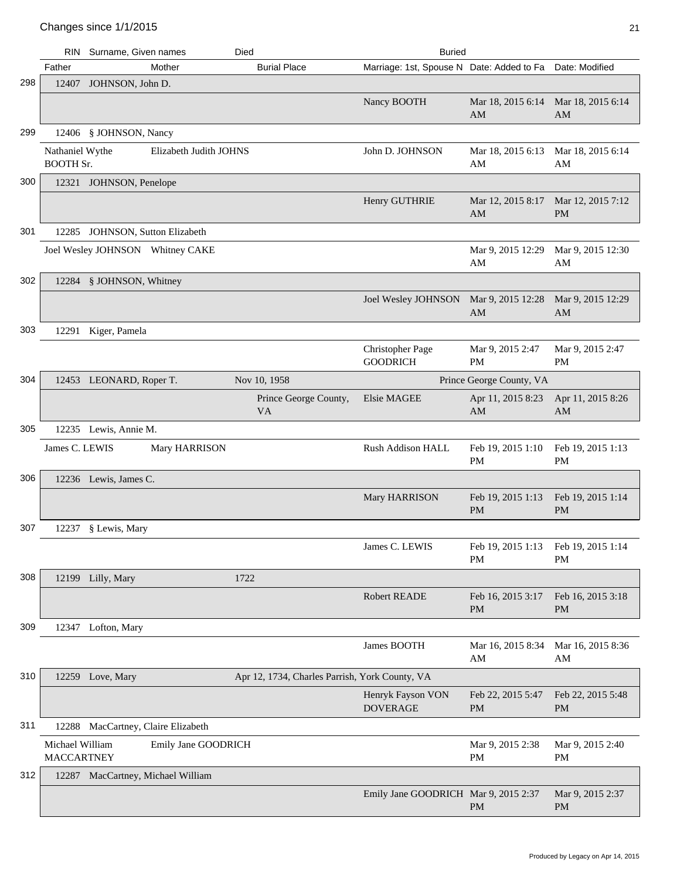## Changes since 1/1/2015

| # | RIN | Surname, Given names | Died | Buried | | |
|---|---|---|---|---|---|---|
| | Father | Mother | Burial Place | Marriage: 1st, Spouse N | Date: Added to Fa | Date: Modified |
| 298 | 12407 | JOHNSON, John D. | | | | |
| | | | | Nancy BOOTH | Mar 18, 2015 6:14 AM | Mar 18, 2015 6:14 AM |
| 299 | 12406 | § JOHNSON, Nancy | | | | |
| | Nathaniel Wythe BOOTH Sr. | Elizabeth Judith JOHNS | | John D. JOHNSON | Mar 18, 2015 6:13 AM | Mar 18, 2015 6:14 AM |
| 300 | 12321 | JOHNSON, Penelope | | | | |
| | | | | Henry GUTHRIE | Mar 12, 2015 8:17 AM | Mar 12, 2015 7:12 PM |
| 301 | 12285 | JOHNSON, Sutton Elizabeth | | | | |
| | Joel Wesley JOHNSON | Whitney CAKE | | | Mar 9, 2015 12:29 AM | Mar 9, 2015 12:30 AM |
| 302 | 12284 | § JOHNSON, Whitney | | | | |
| | | | | Joel Wesley JOHNSON | Mar 9, 2015 12:28 AM | Mar 9, 2015 12:29 AM |
| 303 | 12291 | Kiger, Pamela | | | | |
| | | | | Christopher Page GOODRICH | Mar 9, 2015 2:47 PM | Mar 9, 2015 2:47 PM |
| 304 | 12453 | LEONARD, Roper T. | Nov 10, 1958 | Prince George County, VA | | |
| | | | Prince George County, VA | Elsie MAGEE | Apr 11, 2015 8:23 AM | Apr 11, 2015 8:26 AM |
| 305 | 12235 | Lewis, Annie M. | | | | |
| | James C. LEWIS | Mary HARRISON | | Rush Addison HALL | Feb 19, 2015 1:10 PM | Feb 19, 2015 1:13 PM |
| 306 | 12236 | Lewis, James C. | | | | |
| | | | | Mary HARRISON | Feb 19, 2015 1:13 PM | Feb 19, 2015 1:14 PM |
| 307 | 12237 | § Lewis, Mary | | | | |
| | | | | James C. LEWIS | Feb 19, 2015 1:13 PM | Feb 19, 2015 1:14 PM |
| 308 | 12199 | Lilly, Mary | 1722 | | | |
| | | | | Robert READE | Feb 16, 2015 3:17 PM | Feb 16, 2015 3:18 PM |
| 309 | 12347 | Lofton, Mary | | | | |
| | | | | James BOOTH | Mar 16, 2015 8:34 AM | Mar 16, 2015 8:36 AM |
| 310 | 12259 | Love, Mary | Apr 12, 1734, Charles Parrish, York County, VA | | | |
| | | | | Henryk Fayson VON DOVERAGE | Feb 22, 2015 5:47 PM | Feb 22, 2015 5:48 PM |
| 311 | 12288 | MacCartney, Claire Elizabeth | | | | |
| | Michael William MACCARTNEY | Emily Jane GOODRICH | | | Mar 9, 2015 2:38 PM | Mar 9, 2015 2:40 PM |
| 312 | 12287 | MacCartney, Michael William | | | | |
| | | | | Emily Jane GOODRICH | Mar 9, 2015 2:37 PM | Mar 9, 2015 2:37 PM |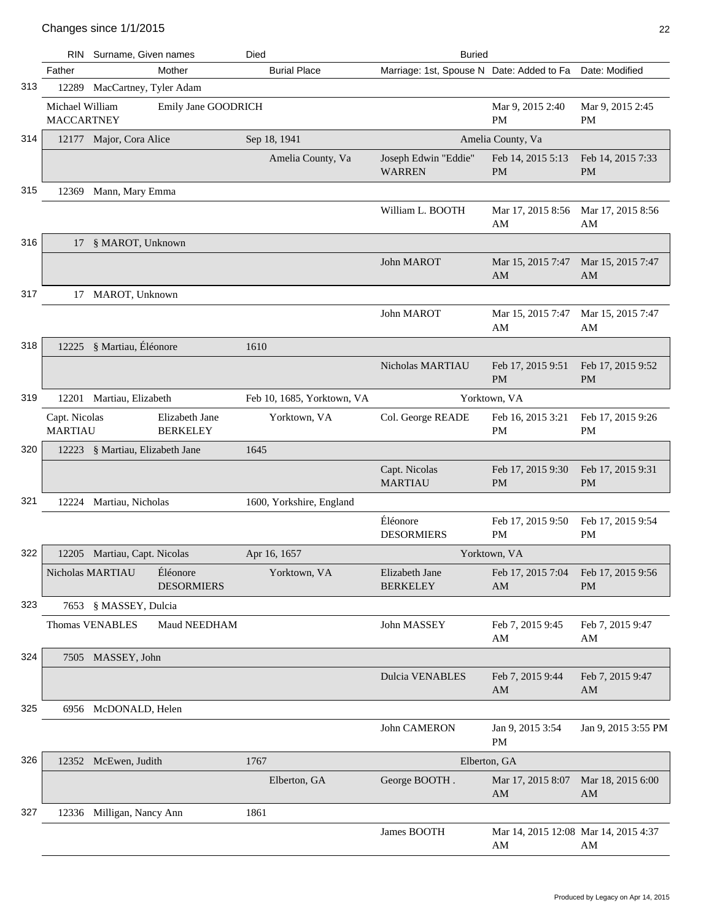## Changes since 1/1/2015

| # | RIN | Surname, Given names | Died | Buried |
|---|---|---|---|---|
| | Father | Mother | Burial Place | Marriage: 1st, Spouse N | Date: Added to Fa | Date: Modified |

| # | RIN | Surname, Given names / Father | Mother | Died / Burial Place | Buried / Marriage: 1st, Spouse N | Date: Added to Fa | Date: Modified |
|---|---|---|---|---|---|---|---|
| 313 | 12289 | MacCartney, Tyler Adam | | | | | |
| | | Michael William MACCARTNEY | Emily Jane GOODRICH | | | Mar 9, 2015 2:40 PM | Mar 9, 2015 2:45 PM |
| 314 | 12177 | Major, Cora Alice | | Sep 18, 1941 | Amelia County, Va | | |
| | | | | Amelia County, Va | Joseph Edwin "Eddie" WARREN | Feb 14, 2015 5:13 PM | Feb 14, 2015 7:33 PM |
| 315 | 12369 | Mann, Mary Emma | | | | | |
| | | | | | William L. BOOTH | Mar 17, 2015 8:56 AM | Mar 17, 2015 8:56 AM |
| 316 | 17 | § MAROT, Unknown | | | | | |
| | | | | | John MAROT | Mar 15, 2015 7:47 AM | Mar 15, 2015 7:47 AM |
| 317 | 17 | MAROT, Unknown | | | | | |
| | | | | | John MAROT | Mar 15, 2015 7:47 AM | Mar 15, 2015 7:47 AM |
| 318 | 12225 | § Martiau, Éléonore | | 1610 | | | |
| | | | | | Nicholas MARTIAU | Feb 17, 2015 9:51 PM | Feb 17, 2015 9:52 PM |
| 319 | 12201 | Martiau, Elizabeth | | Feb 10, 1685, Yorktown, VA | Yorktown, VA | | |
| | | Capt. Nicolas MARTIAU | Elizabeth Jane BERKELEY | Yorktown, VA | Col. George READE | Feb 16, 2015 3:21 PM | Feb 17, 2015 9:26 PM |
| 320 | 12223 | § Martiau, Elizabeth Jane | | 1645 | | | |
| | | | | | Capt. Nicolas MARTIAU | Feb 17, 2015 9:30 PM | Feb 17, 2015 9:31 PM |
| 321 | 12224 | Martiau, Nicholas | | 1600, Yorkshire, England | | | |
| | | | | | Éléonore DESORMIERS | Feb 17, 2015 9:50 PM | Feb 17, 2015 9:54 PM |
| 322 | 12205 | Martiau, Capt. Nicolas | | Apr 16, 1657 | Yorktown, VA | | |
| | | Nicholas MARTIAU | Éléonore DESORMIERS | Yorktown, VA | Elizabeth Jane BERKELEY | Feb 17, 2015 7:04 AM | Feb 17, 2015 9:56 PM |
| 323 | 7653 | § MASSEY, Dulcia | | | | | |
| | | Thomas VENABLES | Maud NEEDHAM | | John MASSEY | Feb 7, 2015 9:45 AM | Feb 7, 2015 9:47 AM |
| 324 | 7505 | MASSEY, John | | | | | |
| | | | | | Dulcia VENABLES | Feb 7, 2015 9:44 AM | Feb 7, 2015 9:47 AM |
| 325 | 6956 | McDONALD, Helen | | | | | |
| | | | | | John CAMERON | Jan 9, 2015 3:54 PM | Jan 9, 2015 3:55 PM |
| 326 | 12352 | McEwen, Judith | | 1767 | Elberton, GA | | |
| | | | | Elberton, GA | George BOOTH . | Mar 17, 2015 8:07 AM | Mar 18, 2015 6:00 AM |
| 327 | 12336 | Milligan, Nancy Ann | | 1861 | | | |
| | | | | | James BOOTH | Mar 14, 2015 12:08 AM | Mar 14, 2015 4:37 AM |

Produced by Legacy on Apr 14, 2015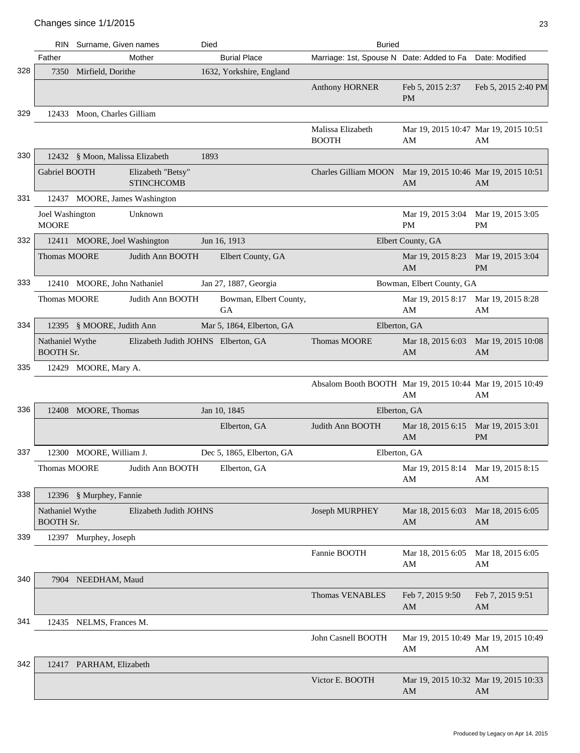Changes since 1/1/2015

| # | RIN | Surname, Given names | Died | Buried | | | |
|---|---|---|---|---|---|---|---|
| | Father | Mother | Burial Place | Marriage: 1st, Spouse N | Date: Added to Fa | Date: Modified | |
| 328 | 7350 | Mirfield, Dorithe | 1632, Yorkshire, England | | | | |
| | | | | Anthony HORNER | Feb 5, 2015 2:37 PM | Feb 5, 2015 2:40 PM | |
| 329 | 12433 | Moon, Charles Gilliam | | | | | |
| | | | | Malissa Elizabeth BOOTH | Mar 19, 2015 10:47 AM | Mar 19, 2015 10:51 AM | |
| 330 | 12432 | § Moon, Malissa Elizabeth | 1893 | | | | |
| | Gabriel BOOTH | Elizabeth "Betsy" STINCHCOMB | | Charles Gilliam MOON | Mar 19, 2015 10:46 AM | Mar 19, 2015 10:51 AM | |
| 331 | 12437 | MOORE, James Washington | | | | | |
| | Joel Washington MOORE | Unknown | | | Mar 19, 2015 3:04 PM | Mar 19, 2015 3:05 PM | |
| 332 | 12411 | MOORE, Joel Washington | Jun 16, 1913 | Elbert County, GA | | | |
| | Thomas MOORE | Judith Ann BOOTH | Elbert County, GA | | Mar 19, 2015 8:23 AM | Mar 19, 2015 3:04 PM | |
| 333 | 12410 | MOORE, John Nathaniel | Jan 27, 1887, Georgia | Bowman, Elbert County, GA | | | |
| | Thomas MOORE | Judith Ann BOOTH | Bowman, Elbert County, GA | | Mar 19, 2015 8:17 AM | Mar 19, 2015 8:28 AM | |
| 334 | 12395 | § MOORE, Judith Ann | Mar 5, 1864, Elberton, GA | Elberton, GA | | | |
| | Nathaniel Wythe BOOTH Sr. | Elizabeth Judith JOHNS | Elberton, GA | Thomas MOORE | Mar 18, 2015 6:03 AM | Mar 19, 2015 10:08 AM | |
| 335 | 12429 | MOORE, Mary A. | | | | | |
| | | | | Absalom Booth BOOTH | Mar 19, 2015 10:44 AM | Mar 19, 2015 10:49 AM | |
| 336 | 12408 | MOORE, Thomas | Jan 10, 1845 | Elberton, GA | | | |
| | | | Elberton, GA | Judith Ann BOOTH | Mar 18, 2015 6:15 AM | Mar 19, 2015 3:01 PM | |
| 337 | 12300 | MOORE, William J. | Dec 5, 1865, Elberton, GA | Elberton, GA | | | |
| | Thomas MOORE | Judith Ann BOOTH | Elberton, GA | | Mar 19, 2015 8:14 AM | Mar 19, 2015 8:15 AM | |
| 338 | 12396 | § Murphey, Fannie | | | | | |
| | Nathaniel Wythe BOOTH Sr. | Elizabeth Judith JOHNS | | Joseph MURPHEY | Mar 18, 2015 6:03 AM | Mar 18, 2015 6:05 AM | |
| 339 | 12397 | Murphey, Joseph | | | | | |
| | | | | Fannie BOOTH | Mar 18, 2015 6:05 AM | Mar 18, 2015 6:05 AM | |
| 340 | 7904 | NEEDHAM, Maud | | | | | |
| | | | | Thomas VENABLES | Feb 7, 2015 9:50 AM | Feb 7, 2015 9:51 AM | |
| 341 | 12435 | NELMS, Frances M. | | | | | |
| | | | | John Casnell BOOTH | Mar 19, 2015 10:49 AM | Mar 19, 2015 10:49 AM | |
| 342 | 12417 | PARHAM, Elizabeth | | | | | |
| | | | | Victor E. BOOTH | Mar 19, 2015 10:32 AM | Mar 19, 2015 10:33 AM | |

Produced by Legacy on Apr 14, 2015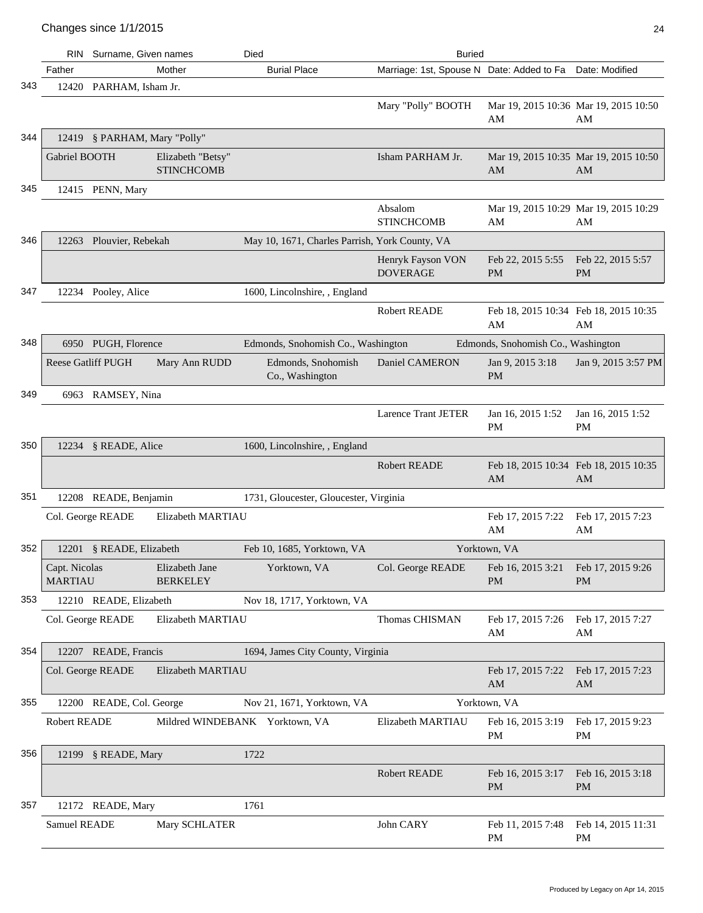## Changes since 1/1/2015

| # | RIN | Surname, Given names | Died | Buried | | |
|---|---|---|---|---|---|---|
| | Father | Mother | Burial Place | Marriage: 1st, Spouse N | Date: Added to Fa | Date: Modified |
| 343 | 12420 | PARHAM, Isham Jr. | | | | |
| | | | | Mary "Polly" BOOTH | Mar 19, 2015 10:36 AM | Mar 19, 2015 10:50 AM |
| 344 | 12419 | § PARHAM, Mary "Polly" | | | | |
| | Gabriel BOOTH | Elizabeth "Betsy" STINCHCOMB | | Isham PARHAM Jr. | Mar 19, 2015 10:35 AM | Mar 19, 2015 10:50 AM |
| 345 | 12415 | PENN, Mary | | | | |
| | | | | Absalom STINCHCOMB | Mar 19, 2015 10:29 AM | Mar 19, 2015 10:29 AM |
| 346 | 12263 | Plouvier, Rebekah | May 10, 1671, Charles Parrish, York County, VA | | | |
| | | | | Henryk Fayson VON DOVERAGE | Feb 22, 2015 5:55 PM | Feb 22, 2015 5:57 PM |
| 347 | 12234 | Pooley, Alice | 1600, Lincolnshire, , England | | | |
| | | | | Robert READE | Feb 18, 2015 10:34 AM | Feb 18, 2015 10:35 AM |
| 348 | 6950 | PUGH, Florence | Edmonds, Snohomish Co., Washington | Edmonds, Snohomish Co., Washington | | |
| | Reese Gatliff PUGH | Mary Ann RUDD | Edmonds, Snohomish Co., Washington | Daniel CAMERON | Jan 9, 2015 3:18 PM | Jan 9, 2015 3:57 PM |
| 349 | 6963 | RAMSEY, Nina | | | | |
| | | | | Larence Trant JETER | Jan 16, 2015 1:52 PM | Jan 16, 2015 1:52 PM |
| 350 | 12234 | § READE, Alice | 1600, Lincolnshire, , England | | | |
| | | | | Robert READE | Feb 18, 2015 10:34 AM | Feb 18, 2015 10:35 AM |
| 351 | 12208 | READE, Benjamin | 1731, Gloucester, Gloucester, Virginia | | | |
| | Col. George READE | Elizabeth MARTIAU | | | Feb 17, 2015 7:22 AM | Feb 17, 2015 7:23 AM |
| 352 | 12201 | § READE, Elizabeth | Feb 10, 1685, Yorktown, VA | Yorktown, VA | | |
| | Capt. Nicolas MARTIAU | Elizabeth Jane BERKELEY | Yorktown, VA | Col. George READE | Feb 16, 2015 3:21 PM | Feb 17, 2015 9:26 PM |
| 353 | 12210 | READE, Elizabeth | Nov 18, 1717, Yorktown, VA | | | |
| | Col. George READE | Elizabeth MARTIAU | | Thomas CHISMAN | Feb 17, 2015 7:26 AM | Feb 17, 2015 7:27 AM |
| 354 | 12207 | READE, Francis | 1694, James City County, Virginia | | | |
| | Col. George READE | Elizabeth MARTIAU | | | Feb 17, 2015 7:22 AM | Feb 17, 2015 7:23 AM |
| 355 | 12200 | READE, Col. George | Nov 21, 1671, Yorktown, VA | Yorktown, VA | | |
| | Robert READE | Mildred WINDEBANK | Yorktown, VA | Elizabeth MARTIAU | Feb 16, 2015 3:19 PM | Feb 17, 2015 9:23 PM |
| 356 | 12199 | § READE, Mary | 1722 | | | |
| | | | | Robert READE | Feb 16, 2015 3:17 PM | Feb 16, 2015 3:18 PM |
| 357 | 12172 | READE, Mary | 1761 | | | |
| | Samuel READE | Mary SCHLATER | | John CARY | Feb 11, 2015 7:48 PM | Feb 14, 2015 11:31 PM |

Produced by Legacy on Apr 14, 2015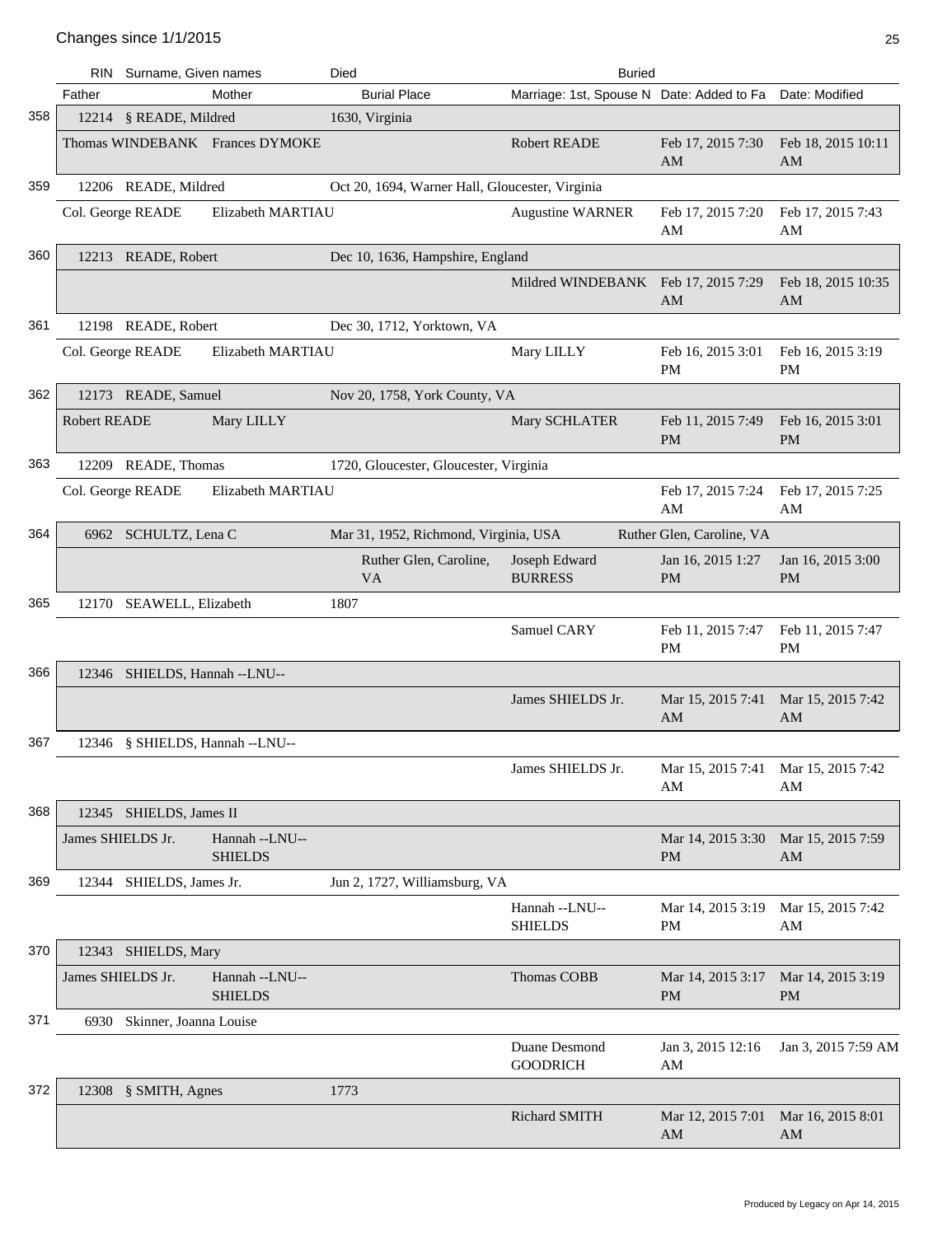Changes since 1/1/2015

| # | RIN | Surname, Given names | Died | | Buried | | |
|---|---|---|---|---|---|---|---|
| | Father | Mother | Burial Place | | Marriage: 1st, Spouse N | Date: Added to Fa | Date: Modified |
| 358 | 12214 | § READE, Mildred | 1630, Virginia | | | | |
| | Thomas WINDEBANK | Frances DYMOKE | | | Robert READE | Feb 17, 2015 7:30 AM | Feb 18, 2015 10:11 AM |
| 359 | 12206 | READE, Mildred | Oct 20, 1694, Warner Hall, Gloucester, Virginia | | | | |
| | Col. George READE | Elizabeth MARTIAU | | | Augustine WARNER | Feb 17, 2015 7:20 AM | Feb 17, 2015 7:43 AM |
| 360 | 12213 | READE, Robert | Dec 10, 1636, Hampshire, England | | | | |
| | | | | | Mildred WINDEBANK | Feb 17, 2015 7:29 AM | Feb 18, 2015 10:35 AM |
| 361 | 12198 | READE, Robert | Dec 30, 1712, Yorktown, VA | | | | |
| | Col. George READE | Elizabeth MARTIAU | | | Mary LILLY | Feb 16, 2015 3:01 PM | Feb 16, 2015 3:19 PM |
| 362 | 12173 | READE, Samuel | Nov 20, 1758, York County, VA | | | | |
| | Robert READE | Mary LILLY | | | Mary SCHLATER | Feb 11, 2015 7:49 PM | Feb 16, 2015 3:01 PM |
| 363 | 12209 | READE, Thomas | 1720, Gloucester, Gloucester, Virginia | | | | |
| | Col. George READE | Elizabeth MARTIAU | | | | Feb 17, 2015 7:24 AM | Feb 17, 2015 7:25 AM |
| 364 | 6962 | SCHULTZ, Lena C | Mar 31, 1952, Richmond, Virginia, USA | | Ruther Glen, Caroline, VA | | |
| | | | Ruther Glen, Caroline, VA | | Joseph Edward BURRESS | Jan 16, 2015 1:27 PM | Jan 16, 2015 3:00 PM |
| 365 | 12170 | SEAWELL, Elizabeth | 1807 | | | | |
| | | | | | Samuel CARY | Feb 11, 2015 7:47 PM | Feb 11, 2015 7:47 PM |
| 366 | 12346 | SHIELDS, Hannah --LNU-- | | | | | |
| | | | | | James SHIELDS Jr. | Mar 15, 2015 7:41 AM | Mar 15, 2015 7:42 AM |
| 367 | 12346 | § SHIELDS, Hannah --LNU-- | | | | | |
| | | | | | James SHIELDS Jr. | Mar 15, 2015 7:41 AM | Mar 15, 2015 7:42 AM |
| 368 | 12345 | SHIELDS, James II | | | | | |
| | James SHIELDS Jr. | Hannah --LNU-- SHIELDS | | | | Mar 14, 2015 3:30 PM | Mar 15, 2015 7:59 AM |
| 369 | 12344 | SHIELDS, James Jr. | Jun 2, 1727, Williamsburg, VA | | | | |
| | | | | | Hannah --LNU-- SHIELDS | Mar 14, 2015 3:19 PM | Mar 15, 2015 7:42 AM |
| 370 | 12343 | SHIELDS, Mary | | | | | |
| | James SHIELDS Jr. | Hannah --LNU-- SHIELDS | | | Thomas COBB | Mar 14, 2015 3:17 PM | Mar 14, 2015 3:19 PM |
| 371 | 6930 | Skinner, Joanna Louise | | | | | |
| | | | | | Duane Desmond GOODRICH | Jan 3, 2015 12:16 AM | Jan 3, 2015 7:59 AM |
| 372 | 12308 | § SMITH, Agnes | 1773 | | | | |
| | | | | | Richard SMITH | Mar 12, 2015 7:01 AM | Mar 16, 2015 8:01 AM |

Produced by Legacy on Apr 14, 2015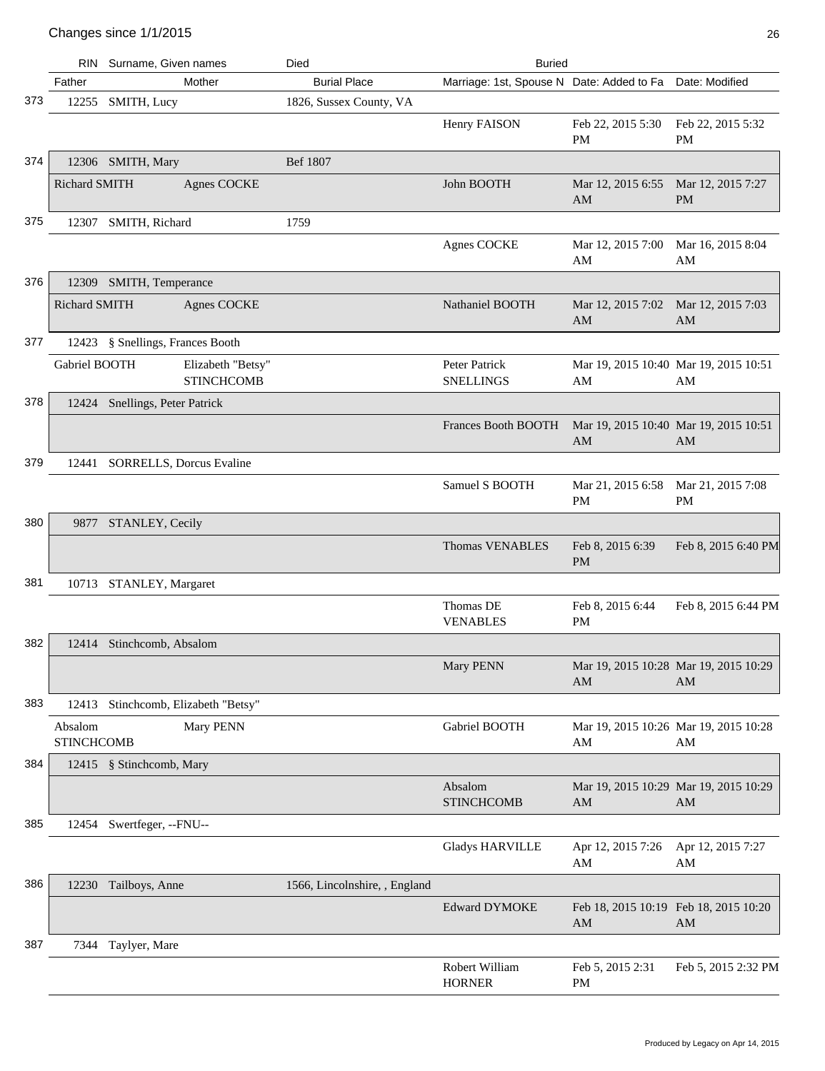## Changes since 1/1/2015

| # | RIN | Surname, Given names | Died | Buried | | |
|---|---|---|---|---|---|---|
| | Father | Mother | Burial Place | Marriage: 1st, Spouse N | Date: Added to Fa | Date: Modified |
| 373 | 12255 | SMITH, Lucy | 1826, Sussex County, VA | | | |
| | | | | Henry FAISON | Feb 22, 2015 5:30 PM | Feb 22, 2015 5:32 PM |
| 374 | 12306 | SMITH, Mary | Bef 1807 | | | |
| | Richard SMITH | Agnes COCKE | | John BOOTH | Mar 12, 2015 6:55 AM | Mar 12, 2015 7:27 PM |
| 375 | 12307 | SMITH, Richard | 1759 | | | |
| | | | | Agnes COCKE | Mar 12, 2015 7:00 AM | Mar 16, 2015 8:04 AM |
| 376 | 12309 | SMITH, Temperance | | | | |
| | Richard SMITH | Agnes COCKE | | Nathaniel BOOTH | Mar 12, 2015 7:02 AM | Mar 12, 2015 7:03 AM |
| 377 | 12423 | § Snellings, Frances Booth | | | | |
| | Gabriel BOOTH | Elizabeth "Betsy" STINCHCOMB | | Peter Patrick SNELLINGS | Mar 19, 2015 10:40 AM | Mar 19, 2015 10:51 AM |
| 378 | 12424 | Snellings, Peter Patrick | | | | |
| | | | | Frances Booth BOOTH | Mar 19, 2015 10:40 AM | Mar 19, 2015 10:51 AM |
| 379 | 12441 | SORRELLS, Dorcus Evaline | | | | |
| | | | | Samuel S BOOTH | Mar 21, 2015 6:58 PM | Mar 21, 2015 7:08 PM |
| 380 | 9877 | STANLEY, Cecily | | | | |
| | | | | Thomas VENABLES | Feb 8, 2015 6:39 PM | Feb 8, 2015 6:40 PM |
| 381 | 10713 | STANLEY, Margaret | | | | |
| | | | | Thomas DE VENABLES | Feb 8, 2015 6:44 PM | Feb 8, 2015 6:44 PM |
| 382 | 12414 | Stinchcomb, Absalom | | | | |
| | | | | Mary PENN | Mar 19, 2015 10:28 AM | Mar 19, 2015 10:29 AM |
| 383 | 12413 | Stinchcomb, Elizabeth "Betsy" | | | | |
| | Absalom STINCHCOMB | Mary PENN | | Gabriel BOOTH | Mar 19, 2015 10:26 AM | Mar 19, 2015 10:28 AM |
| 384 | 12415 | § Stinchcomb, Mary | | | | |
| | | | | Absalom STINCHCOMB | Mar 19, 2015 10:29 AM | Mar 19, 2015 10:29 AM |
| 385 | 12454 | Swertfeger, --FNU-- | | | | |
| | | | | Gladys HARVILLE | Apr 12, 2015 7:26 AM | Apr 12, 2015 7:27 AM |
| 386 | 12230 | Tailboys, Anne | 1566, Lincolnshire, , England | | | |
| | | | | Edward DYMOKE | Feb 18, 2015 10:19 AM | Feb 18, 2015 10:20 AM |
| 387 | 7344 | Taylyer, Mare | | | | |
| | | | | Robert William HORNER | Feb 5, 2015 2:31 PM | Feb 5, 2015 2:32 PM |

Produced by Legacy on Apr 14, 2015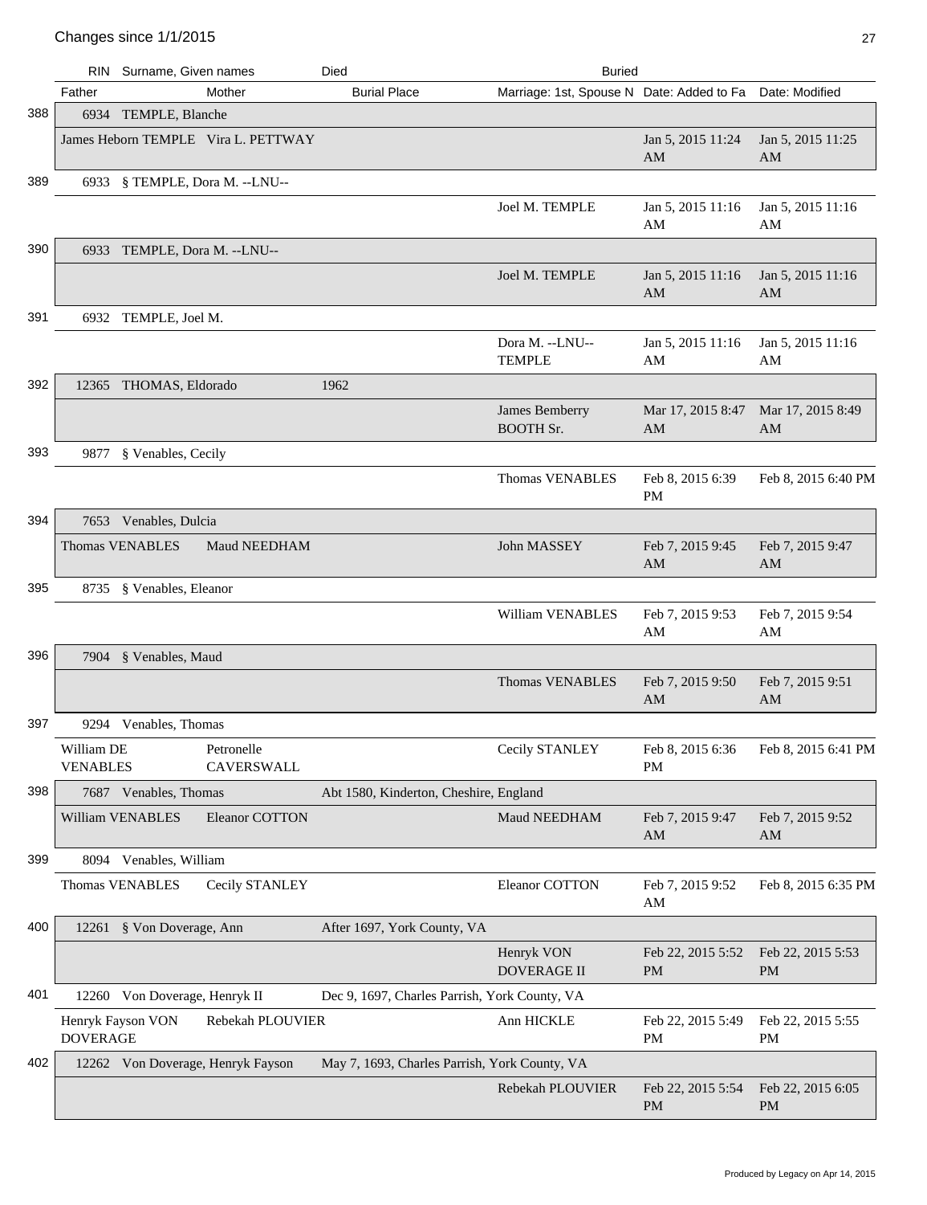Changes since 1/1/2015

| # | RIN | Surname, Given names | Died | Buried | | |
|---|---|---|---|---|---|---|
| | Father | Mother | Burial Place | Marriage: 1st, Spouse N | Date: Added to Fa | Date: Modified |
| 388 | 6934 | TEMPLE, Blanche | | | | |
| | James Heborn TEMPLE | Vira L. PETTWAY | | | Jan 5, 2015 11:24 AM | Jan 5, 2015 11:25 AM |
| 389 | 6933 | § TEMPLE, Dora M. --LNU-- | | | | |
| | | | | Joel M. TEMPLE | Jan 5, 2015 11:16 AM | Jan 5, 2015 11:16 AM |
| 390 | 6933 | TEMPLE, Dora M. --LNU-- | | | | |
| | | | | Joel M. TEMPLE | Jan 5, 2015 11:16 AM | Jan 5, 2015 11:16 AM |
| 391 | 6932 | TEMPLE, Joel M. | | | | |
| | | | | Dora M. --LNU-- TEMPLE | Jan 5, 2015 11:16 AM | Jan 5, 2015 11:16 AM |
| 392 | 12365 | THOMAS, Eldorado | 1962 | | | |
| | | | | James Bemberry BOOTH Sr. | Mar 17, 2015 8:47 AM | Mar 17, 2015 8:49 AM |
| 393 | 9877 | § Venables, Cecily | | | | |
| | | | | Thomas VENABLES | Feb 8, 2015 6:39 PM | Feb 8, 2015 6:40 PM |
| 394 | 7653 | Venables, Dulcia | | | | |
| | Thomas VENABLES | Maud NEEDHAM | | John MASSEY | Feb 7, 2015 9:45 AM | Feb 7, 2015 9:47 AM |
| 395 | 8735 | § Venables, Eleanor | | | | |
| | | | | William VENABLES | Feb 7, 2015 9:53 AM | Feb 7, 2015 9:54 AM |
| 396 | 7904 | § Venables, Maud | | | | |
| | | | | Thomas VENABLES | Feb 7, 2015 9:50 AM | Feb 7, 2015 9:51 AM |
| 397 | 9294 | Venables, Thomas | | | | |
| | William DE VENABLES | Petronelle CAVERSWALL | | Cecily STANLEY | Feb 8, 2015 6:36 PM | Feb 8, 2015 6:41 PM |
| 398 | 7687 | Venables, Thomas | Abt 1580, Kinderton, Cheshire, England | | | |
| | William VENABLES | Eleanor COTTON | | Maud NEEDHAM | Feb 7, 2015 9:47 AM | Feb 7, 2015 9:52 AM |
| 399 | 8094 | Venables, William | | | | |
| | Thomas VENABLES | Cecily STANLEY | | Eleanor COTTON | Feb 7, 2015 9:52 AM | Feb 8, 2015 6:35 PM |
| 400 | 12261 | § Von Doverage, Ann | After 1697, York County, VA | | | |
| | | | | Henryk VON DOVERAGE II | Feb 22, 2015 5:52 PM | Feb 22, 2015 5:53 PM |
| 401 | 12260 | Von Doverage, Henryk II | Dec 9, 1697, Charles Parrish, York County, VA | | | |
| | Henryk Fayson VON DOVERAGE | Rebekah PLOUVIER | | Ann HICKLE | Feb 22, 2015 5:49 PM | Feb 22, 2015 5:55 PM |
| 402 | 12262 | Von Doverage, Henryk Fayson | May 7, 1693, Charles Parrish, York County, VA | | | |
| | | | | Rebekah PLOUVIER | Feb 22, 2015 5:54 PM | Feb 22, 2015 6:05 PM |

Produced by Legacy on Apr 14, 2015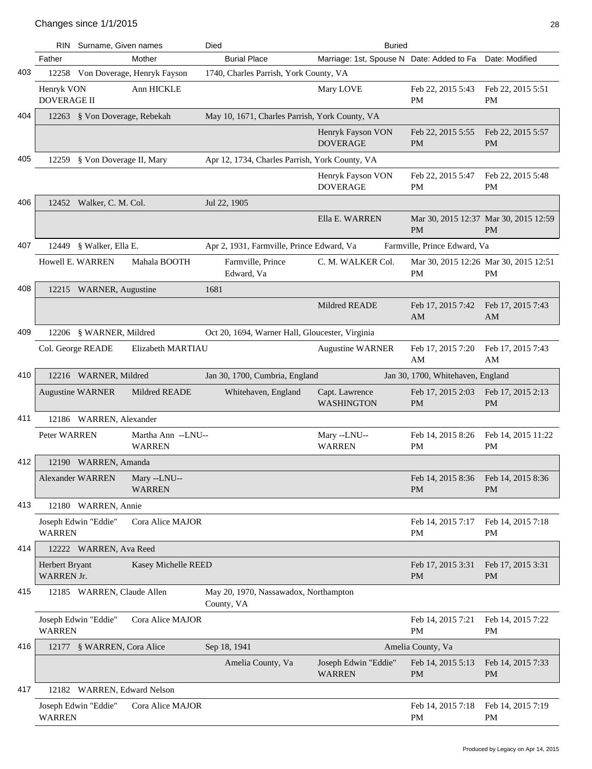## Changes since 1/1/2015

| | RIN | Surname, Given names | Died | | Buried | | |
|---|---|---|---|---|---|---|---|
| | Father | Mother | Burial Place | Marriage: 1st, Spouse N | Date: Added to Fa | Date: Modified | |
| 403 | 12258 | Von Doverage, Henryk Fayson | 1740, Charles Parrish, York County, VA | | | | |
| | Henryk VON DOVERAGE II | Ann HICKLE | | Mary LOVE | Feb 22, 2015 5:43 PM | Feb 22, 2015 5:51 PM | |
| 404 | 12263 | § Von Doverage, Rebekah | May 10, 1671, Charles Parrish, York County, VA | | | | |
| | | | | Henryk Fayson VON DOVERAGE | Feb 22, 2015 5:55 PM | Feb 22, 2015 5:57 PM | |
| 405 | 12259 | § Von Doverage II, Mary | Apr 12, 1734, Charles Parrish, York County, VA | | | | |
| | | | | Henryk Fayson VON DOVERAGE | Feb 22, 2015 5:47 PM | Feb 22, 2015 5:48 PM | |
| 406 | 12452 | Walker, C. M. Col. | Jul 22, 1905 | | | | |
| | | | | Ella E. WARREN | Mar 30, 2015 12:37 PM | Mar 30, 2015 12:59 PM | |
| 407 | 12449 | § Walker, Ella E. | Apr 2, 1931, Farmville, Prince Edward, Va | | Farmville, Prince Edward, Va | | |
| | Howell E. WARREN | Mahala BOOTH | Farmville, Prince Edward, Va | C. M. WALKER Col. | Mar 30, 2015 12:26 PM | Mar 30, 2015 12:51 PM | |
| 408 | 12215 | WARNER, Augustine | 1681 | | | | |
| | | | | Mildred READE | Feb 17, 2015 7:42 AM | Feb 17, 2015 7:43 AM | |
| 409 | 12206 | § WARNER, Mildred | Oct 20, 1694, Warner Hall, Gloucester, Virginia | | | | |
| | Col. George READE | Elizabeth MARTIAU | | Augustine WARNER | Feb 17, 2015 7:20 AM | Feb 17, 2015 7:43 AM | |
| 410 | 12216 | WARNER, Mildred | Jan 30, 1700, Cumbria, England | | Jan 30, 1700, Whitehaven, England | | |
| | Augustine WARNER | Mildred READE | Whitehaven, England | Capt. Lawrence WASHINGTON | Feb 17, 2015 2:03 PM | Feb 17, 2015 2:13 PM | |
| 411 | 12186 | WARREN, Alexander | | | | | |
| | Peter WARREN | Martha Ann --LNU-- WARREN | | Mary --LNU-- WARREN | Feb 14, 2015 8:26 PM | Feb 14, 2015 11:22 PM | |
| 412 | 12190 | WARREN, Amanda | | | | | |
| | Alexander WARREN | Mary --LNU-- WARREN | | | Feb 14, 2015 8:36 PM | Feb 14, 2015 8:36 PM | |
| 413 | 12180 | WARREN, Annie | | | | | |
| | Joseph Edwin "Eddie" WARREN | Cora Alice MAJOR | | | Feb 14, 2015 7:17 PM | Feb 14, 2015 7:18 PM | |
| 414 | 12222 | WARREN, Ava Reed | | | | | |
| | Herbert Bryant WARREN Jr. | Kasey Michelle REED | | | Feb 17, 2015 3:31 PM | Feb 17, 2015 3:31 PM | |
| 415 | 12185 | WARREN, Claude Allen | May 20, 1970, Nassawadox, Northampton County, VA | | | | |
| | Joseph Edwin "Eddie" WARREN | Cora Alice MAJOR | | | Feb 14, 2015 7:21 PM | Feb 14, 2015 7:22 PM | |
| 416 | 12177 | § WARREN, Cora Alice | Sep 18, 1941 | | Amelia County, Va | | |
| | | | Amelia County, Va | Joseph Edwin "Eddie" WARREN | Feb 14, 2015 5:13 PM | Feb 14, 2015 7:33 PM | |
| 417 | 12182 | WARREN, Edward Nelson | | | | | |
| | Joseph Edwin "Eddie" WARREN | Cora Alice MAJOR | | | Feb 14, 2015 7:18 PM | Feb 14, 2015 7:19 PM | |

Produced by Legacy on Apr 14, 2015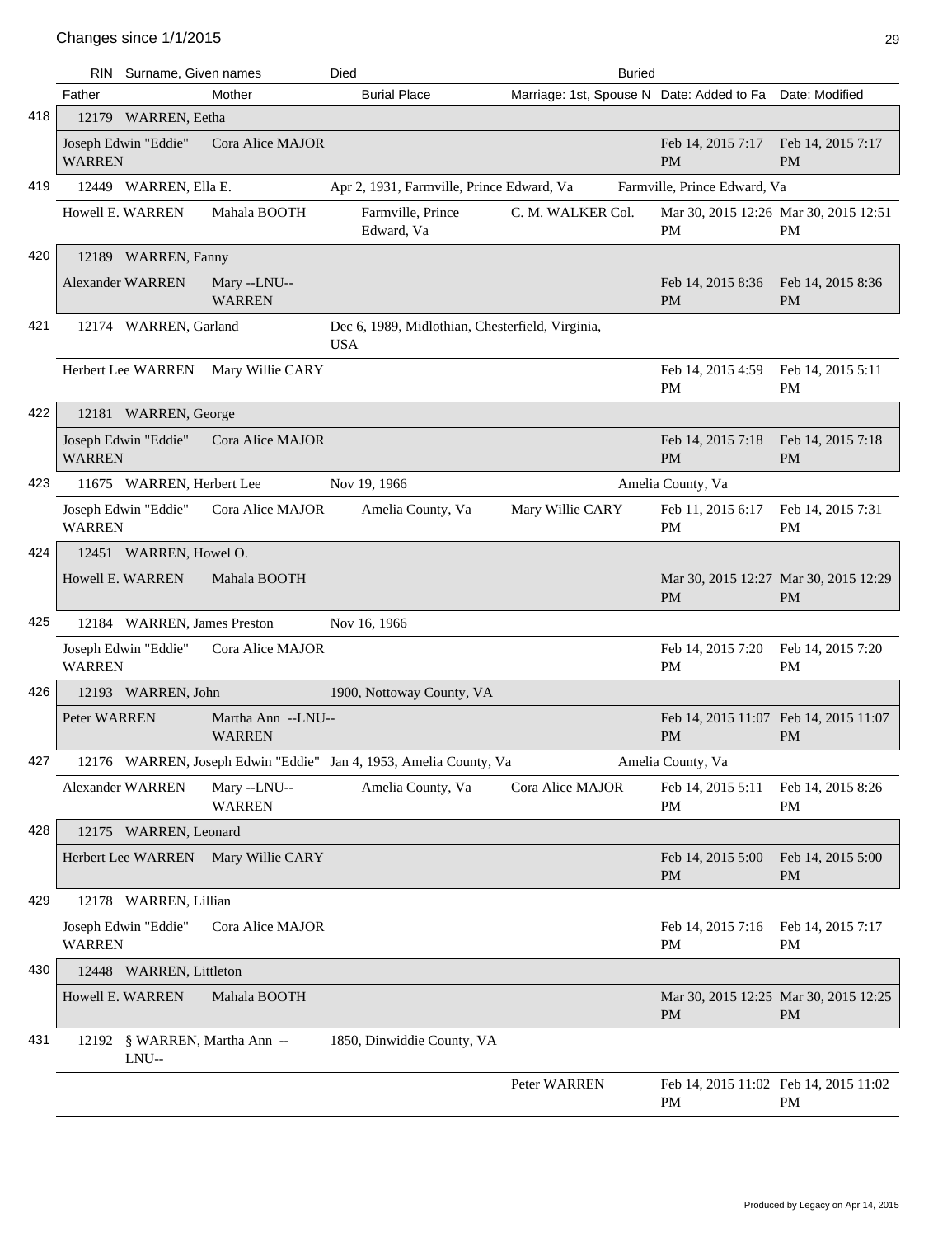## Changes since 1/1/2015

| # | RIN | Surname, Given names | Died | Buried |
|---|---|---|---|---|
| | Father | Mother | Burial Place | Marriage: 1st, Spouse N | Date: Added to Fa | Date: Modified |

| # | RIN / Father | Surname, Given names / Mother | Died / Burial Place | Marriage: 1st, Spouse N | Buried / Date: Added to Fa | Date: Modified |
|---|---|---|---|---|---|---|
| 418 | 12179 | WARREN, Eetha | | | | |
| | Joseph Edwin "Eddie" WARREN | Cora Alice MAJOR | | | Feb 14, 2015 7:17 PM | Feb 14, 2015 7:17 PM |
| 419 | 12449 | WARREN, Ella E. | Apr 2, 1931, Farmville, Prince Edward, Va | | Farmville, Prince Edward, Va | |
| | Howell E. WARREN | Mahala BOOTH | Farmville, Prince Edward, Va | C. M. WALKER Col. | Mar 30, 2015 12:26 PM | Mar 30, 2015 12:51 PM |
| 420 | 12189 | WARREN, Fanny | | | | |
| | Alexander WARREN | Mary --LNU-- WARREN | | | Feb 14, 2015 8:36 PM | Feb 14, 2015 8:36 PM |
| 421 | 12174 | WARREN, Garland | Dec 6, 1989, Midlothian, Chesterfield, Virginia, USA | | | |
| | Herbert Lee WARREN | Mary Willie CARY | | | Feb 14, 2015 4:59 PM | Feb 14, 2015 5:11 PM |
| 422 | 12181 | WARREN, George | | | | |
| | Joseph Edwin "Eddie" WARREN | Cora Alice MAJOR | | | Feb 14, 2015 7:18 PM | Feb 14, 2015 7:18 PM |
| 423 | 11675 | WARREN, Herbert Lee | Nov 19, 1966 | | Amelia County, Va | |
| | Joseph Edwin "Eddie" WARREN | Cora Alice MAJOR | Amelia County, Va | Mary Willie CARY | Feb 11, 2015 6:17 PM | Feb 14, 2015 7:31 PM |
| 424 | 12451 | WARREN, Howel O. | | | | |
| | Howell E. WARREN | Mahala BOOTH | | | Mar 30, 2015 12:27 PM | Mar 30, 2015 12:29 PM |
| 425 | 12184 | WARREN, James Preston | Nov 16, 1966 | | | |
| | Joseph Edwin "Eddie" WARREN | Cora Alice MAJOR | | | Feb 14, 2015 7:20 PM | Feb 14, 2015 7:20 PM |
| 426 | 12193 | WARREN, John | 1900, Nottoway County, VA | | | |
| | Peter WARREN | Martha Ann --LNU-- WARREN | | | Feb 14, 2015 11:07 PM | Feb 14, 2015 11:07 PM |
| 427 | 12176 | WARREN, Joseph Edwin "Eddie" | Jan 4, 1953, Amelia County, Va | | Amelia County, Va | |
| | Alexander WARREN | Mary --LNU-- WARREN | Amelia County, Va | Cora Alice MAJOR | Feb 14, 2015 5:11 PM | Feb 14, 2015 8:26 PM |
| 428 | 12175 | WARREN, Leonard | | | | |
| | Herbert Lee WARREN | Mary Willie CARY | | | Feb 14, 2015 5:00 PM | Feb 14, 2015 5:00 PM |
| 429 | 12178 | WARREN, Lillian | | | | |
| | Joseph Edwin "Eddie" WARREN | Cora Alice MAJOR | | | Feb 14, 2015 7:16 PM | Feb 14, 2015 7:17 PM |
| 430 | 12448 | WARREN, Littleton | | | | |
| | Howell E. WARREN | Mahala BOOTH | | | Mar 30, 2015 12:25 PM | Mar 30, 2015 12:25 PM |
| 431 | 12192 | § WARREN, Martha Ann --LNU-- | 1850, Dinwiddie County, VA | | | |
| | | | | Peter WARREN | Feb 14, 2015 11:02 PM | Feb 14, 2015 11:02 PM |

Produced by Legacy on Apr 14, 2015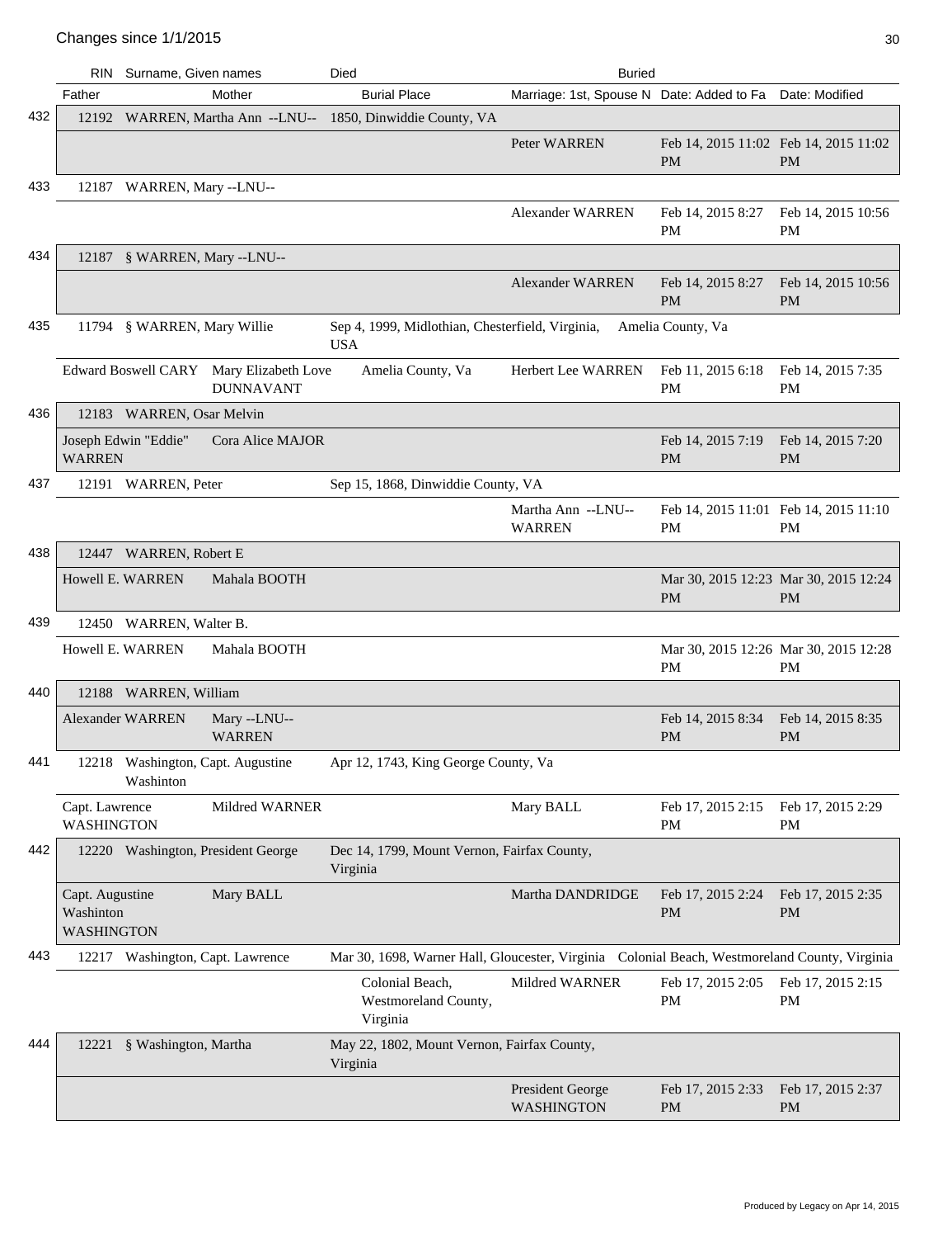Changes since 1/1/2015

| | RIN | Surname, Given names | Died | | Buried | | |
|---|---|---|---|---|---|---|---|
| | Father | Mother | Burial Place | Marriage: 1st, Spouse N | Date: Added to Fa | Date: Modified | |
| 432 | 12192 | WARREN, Martha Ann --LNU-- | 1850, Dinwiddie County, VA | | | | |
| | | | | Peter WARREN | Feb 14, 2015 11:02 PM | Feb 14, 2015 11:02 PM | |
| 433 | 12187 | WARREN, Mary --LNU-- | | | | | |
| | | | | Alexander WARREN | Feb 14, 2015 8:27 PM | Feb 14, 2015 10:56 PM | |
| 434 | 12187 | § WARREN, Mary --LNU-- | | | | | |
| | | | | Alexander WARREN | Feb 14, 2015 8:27 PM | Feb 14, 2015 10:56 PM | |
| 435 | 11794 | § WARREN, Mary Willie | Sep 4, 1999, Midlothian, Chesterfield, Virginia, USA | | Amelia County, Va | | |
| | Edward Boswell CARY | Mary Elizabeth Love DUNNAVANT | Amelia County, Va | Herbert Lee WARREN | Feb 11, 2015 6:18 PM | Feb 14, 2015 7:35 PM | |
| 436 | 12183 | WARREN, Osar Melvin | | | | | |
| | Joseph Edwin "Eddie" WARREN | Cora Alice MAJOR | | | Feb 14, 2015 7:19 PM | Feb 14, 2015 7:20 PM | |
| 437 | 12191 | WARREN, Peter | Sep 15, 1868, Dinwiddie County, VA | | | | |
| | | | | Martha Ann --LNU-- WARREN | Feb 14, 2015 11:01 PM | Feb 14, 2015 11:10 PM | |
| 438 | 12447 | WARREN, Robert E | | | | | |
| | Howell E. WARREN | Mahala BOOTH | | | Mar 30, 2015 12:23 PM | Mar 30, 2015 12:24 PM | |
| 439 | 12450 | WARREN, Walter B. | | | | | |
| | Howell E. WARREN | Mahala BOOTH | | | Mar 30, 2015 12:26 PM | Mar 30, 2015 12:28 PM | |
| 440 | 12188 | WARREN, William | | | | | |
| | Alexander WARREN | Mary --LNU-- WARREN | | | Feb 14, 2015 8:34 PM | Feb 14, 2015 8:35 PM | |
| 441 | 12218 | Washington, Capt. Augustine Washinton | Apr 12, 1743, King George County, Va | | | | |
| | Capt. Lawrence WASHINGTON | Mildred WARNER | | Mary BALL | Feb 17, 2015 2:15 PM | Feb 17, 2015 2:29 PM | |
| 442 | 12220 | Washington, President George | Dec 14, 1799, Mount Vernon, Fairfax County, Virginia | | | | |
| | Capt. Augustine Washinton WASHINGTON | Mary BALL | | Martha DANDRIDGE | Feb 17, 2015 2:24 PM | Feb 17, 2015 2:35 PM | |
| 443 | 12217 | Washington, Capt. Lawrence | Mar 30, 1698, Warner Hall, Gloucester, Virginia | | Colonial Beach, Westmoreland County, Virginia | | |
| | | | Colonial Beach, Westmoreland County, Virginia | Mildred WARNER | Feb 17, 2015 2:05 PM | Feb 17, 2015 2:15 PM | |
| 444 | 12221 | § Washington, Martha | May 22, 1802, Mount Vernon, Fairfax County, Virginia | | | | |
| | | | | President George WASHINGTON | Feb 17, 2015 2:33 PM | Feb 17, 2015 2:37 PM | |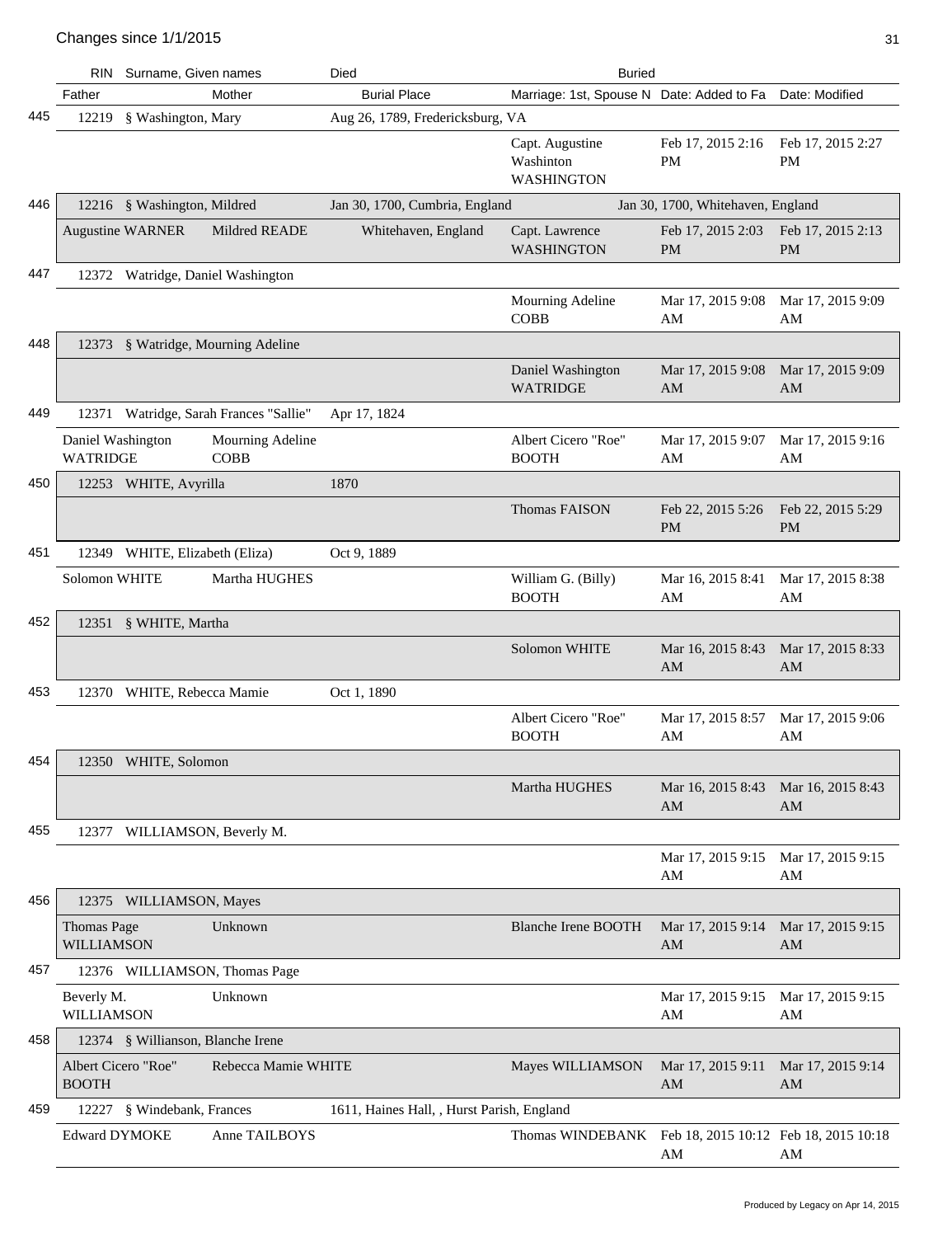## Changes since 1/1/2015

| # | RIN | Surname, Given names | Died | Buried | | |
|---|---|---|---|---|---|---|
| | Father | Mother | Burial Place | Marriage: 1st, Spouse N | Date: Added to Fa | Date: Modified |
| 445 | 12219 | § Washington, Mary | Aug 26, 1789, Fredericksburg, VA | | | |
| | | | | Capt. Augustine Washinton WASHINGTON | Feb 17, 2015 2:16 PM | Feb 17, 2015 2:27 PM |
| 446 | 12216 | § Washington, Mildred | Jan 30, 1700, Cumbria, England | Jan 30, 1700, Whitehaven, England | | |
| | Augustine WARNER | Mildred READE | Whitehaven, England | Capt. Lawrence WASHINGTON | Feb 17, 2015 2:03 PM | Feb 17, 2015 2:13 PM |
| 447 | 12372 | Watridge, Daniel Washington | | | | |
| | | | | Mourning Adeline COBB | Mar 17, 2015 9:08 AM | Mar 17, 2015 9:09 AM |
| 448 | 12373 | § Watridge, Mourning Adeline | | | | |
| | | | | Daniel Washington WATRIDGE | Mar 17, 2015 9:08 AM | Mar 17, 2015 9:09 AM |
| 449 | 12371 | Watridge, Sarah Frances "Sallie" | Apr 17, 1824 | | | |
| | Daniel Washington WATRIDGE | Mourning Adeline COBB | | Albert Cicero "Roe" BOOTH | Mar 17, 2015 9:07 AM | Mar 17, 2015 9:16 AM |
| 450 | 12253 | WHITE, Avyrilla | 1870 | | | |
| | | | | Thomas FAISON | Feb 22, 2015 5:26 PM | Feb 22, 2015 5:29 PM |
| 451 | 12349 | WHITE, Elizabeth (Eliza) | Oct 9, 1889 | | | |
| | Solomon WHITE | Martha HUGHES | | William G. (Billy) BOOTH | Mar 16, 2015 8:41 AM | Mar 17, 2015 8:38 AM |
| 452 | 12351 | § WHITE, Martha | | | | |
| | | | | Solomon WHITE | Mar 16, 2015 8:43 AM | Mar 17, 2015 8:33 AM |
| 453 | 12370 | WHITE, Rebecca Mamie | Oct 1, 1890 | | | |
| | | | | Albert Cicero "Roe" BOOTH | Mar 17, 2015 8:57 AM | Mar 17, 2015 9:06 AM |
| 454 | 12350 | WHITE, Solomon | | | | |
| | | | | Martha HUGHES | Mar 16, 2015 8:43 AM | Mar 16, 2015 8:43 AM |
| 455 | 12377 | WILLIAMSON, Beverly M. | | | | |
| | | | | | Mar 17, 2015 9:15 AM | Mar 17, 2015 9:15 AM |
| 456 | 12375 | WILLIAMSON, Mayes | | | | |
| | Thomas Page WILLIAMSON | Unknown | | Blanche Irene BOOTH | Mar 17, 2015 9:14 AM | Mar 17, 2015 9:15 AM |
| 457 | 12376 | WILLIAMSON, Thomas Page | | | | |
| | Beverly M. WILLIAMSON | Unknown | | | Mar 17, 2015 9:15 AM | Mar 17, 2015 9:15 AM |
| 458 | 12374 | § Willianson, Blanche Irene | | | | |
| | Albert Cicero "Roe" BOOTH | Rebecca Mamie WHITE | | Mayes WILLIAMSON | Mar 17, 2015 9:11 AM | Mar 17, 2015 9:14 AM |
| 459 | 12227 | § Windebank, Frances | 1611, Haines Hall, , Hurst Parish, England | | | |
| | Edward DYMOKE | Anne TAILBOYS | | Thomas WINDEBANK | Feb 18, 2015 10:12 AM | Feb 18, 2015 10:18 AM |

Produced by Legacy on Apr 14, 2015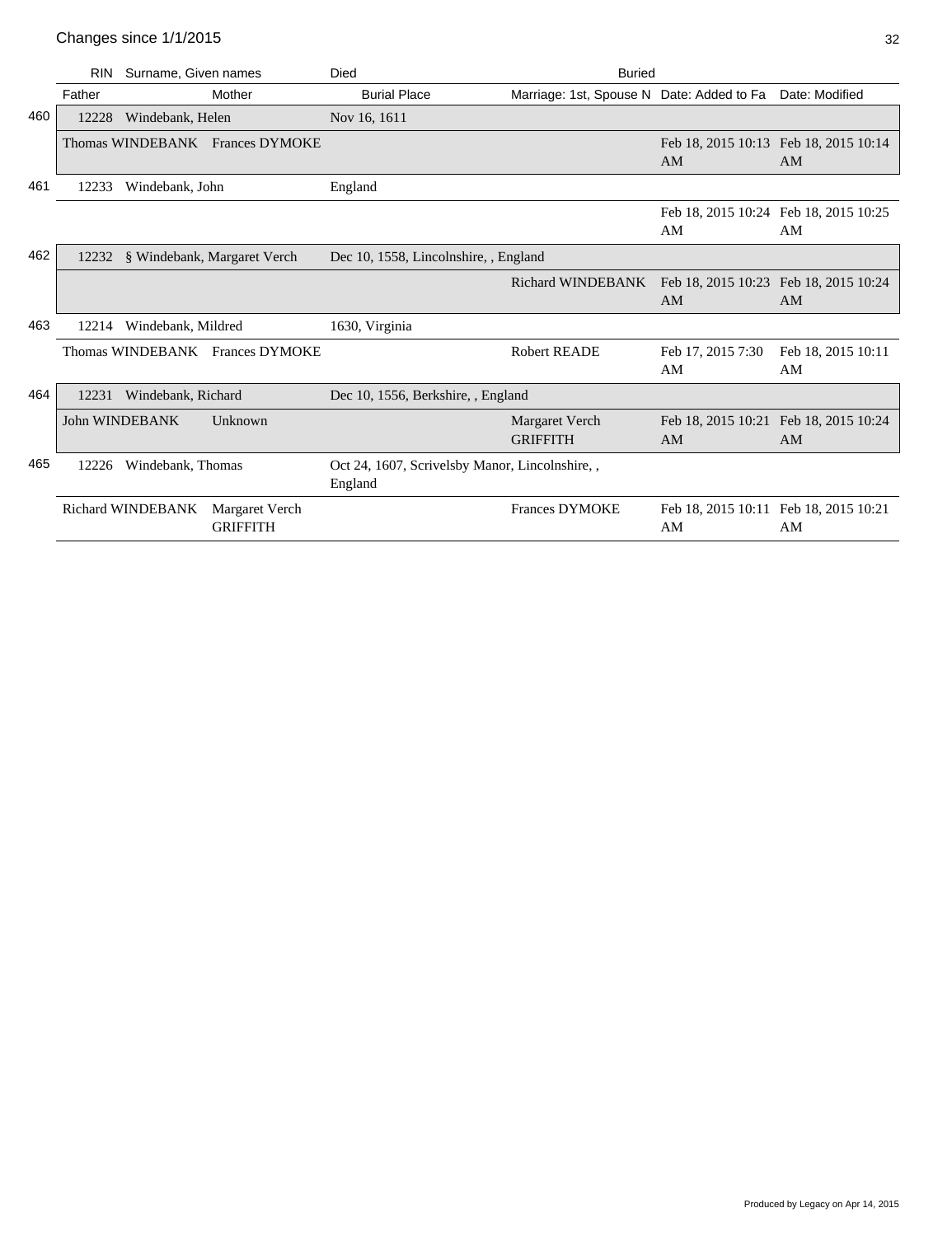## Changes since 1/1/2015

| | RIN | Surname, Given names | Died | Buried | | | |
|---|---|---|---|---|---|---|---|
| | Father | Mother | Burial Place | Marriage: 1st, Spouse N | Date: Added to Fa | Date: Modified | |
| 460 | 12228 | Windebank, Helen | Nov 16, 1611 | | | | |
| | Thomas WINDEBANK | Frances DYMOKE | | | Feb 18, 2015 10:13 AM | Feb 18, 2015 10:14 AM | |
| 461 | 12233 | Windebank, John | England | | | | |
| | | | | | Feb 18, 2015 10:24 AM | Feb 18, 2015 10:25 AM | |
| 462 | 12232 | § Windebank, Margaret Verch | Dec 10, 1558, Lincolnshire, , England | | | | |
| | | | | Richard WINDEBANK | Feb 18, 2015 10:23 AM | Feb 18, 2015 10:24 AM | |
| 463 | 12214 | Windebank, Mildred | 1630, Virginia | | | | |
| | Thomas WINDEBANK | Frances DYMOKE | | Robert READE | Feb 17, 2015 7:30 AM | Feb 18, 2015 10:11 AM | |
| 464 | 12231 | Windebank, Richard | Dec 10, 1556, Berkshire, , England | | | | |
| | John WINDEBANK | Unknown | | Margaret Verch GRIFFITH | Feb 18, 2015 10:21 AM | Feb 18, 2015 10:24 AM | |
| 465 | 12226 | Windebank, Thomas | Oct 24, 1607, Scrivelsby Manor, Lincolnshire, , England | | | | |
| | Richard WINDEBANK | Margaret Verch GRIFFITH | | Frances DYMOKE | Feb 18, 2015 10:11 AM | Feb 18, 2015 10:21 AM | |

Produced by Legacy on Apr 14, 2015